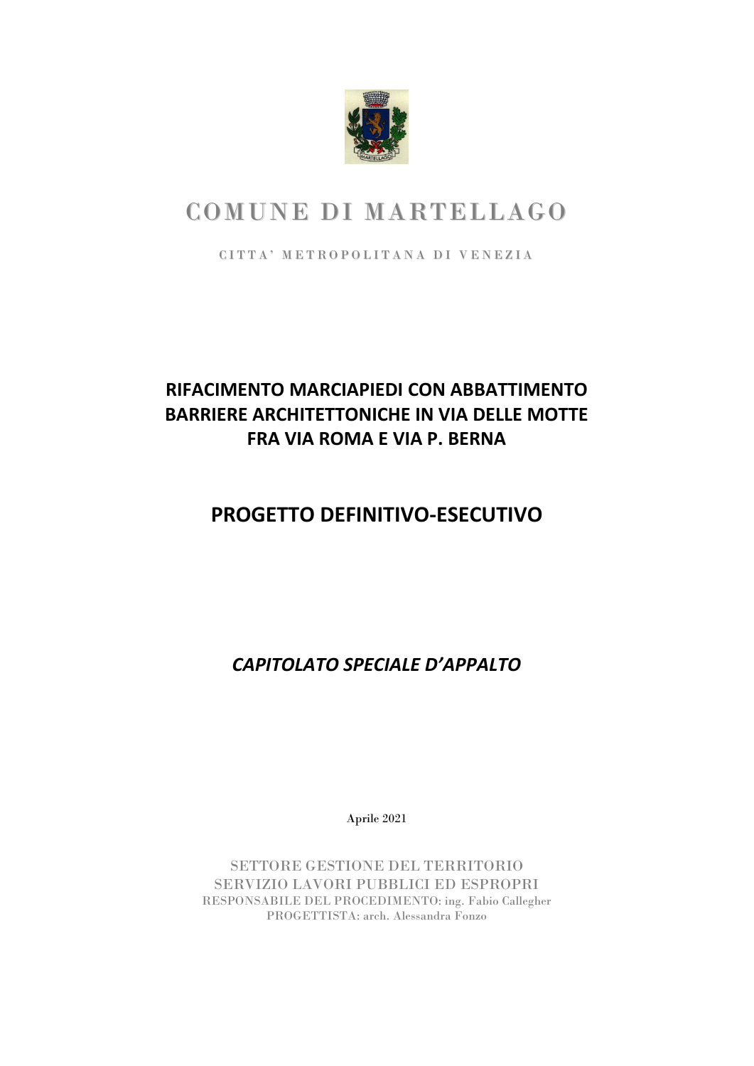# COMUNE DI MARTELLAGO

CITTA' METROPOLITANA DI VENEZIA

## RIFACIMENTO MARCIAPIEDI CON ABBATTIMENTO BARRIERE ARCHITETTONICHE IN VIA DELLE MOTTE FRA VIA ROMA E VIA P. BERNA

## PROGETTO DEFINITIVO-ESECUTIVO

## *CAPITOLATO SPECIALE D'APPALTO*

Aprile 2021

SETTORE GESTIONE DEL TERRITORIO
SERVIZIO LAVORI PUBBLICI ED ESPROPRI
RESPONSABILE DEL PROCEDIMENTO: ing. Fabio Callegher
PROGETTISTA: arch. Alessandra Fonzo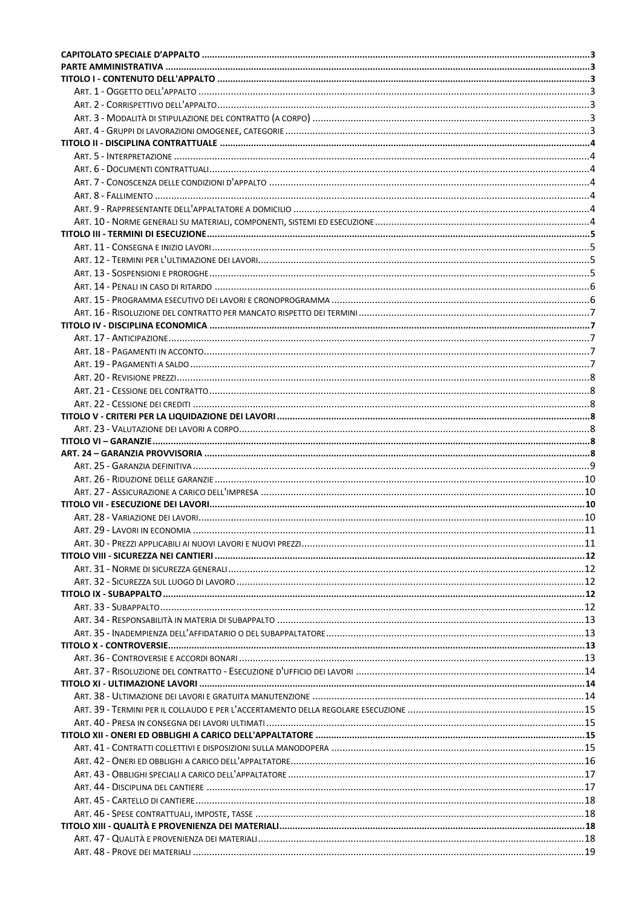CAPITOLATO SPECIALE D'APPALTO ....................................................................................................................3
PARTE AMMINISTRATIVA ..............................................................................................................................3
TITOLO I - CONTENUTO DELL'APPALTO ..........................................................................................................3
ART. 1 - OGGETTO DELL'APPALTO ...............................................................................................................3
ART. 2 - CORRISPETTIVO DELL'APPALTO........................................................................................................3
ART. 3 - MODALITÀ DI STIPULAZIONE DEL CONTRATTO (A CORPO) ....................................................................3
ART. 4 - GRUPPI DI LAVORAZIONI OMOGENEE, CATEGORIE ...............................................................................3
TITOLO II - DISCIPLINA CONTRATTUALE ..........................................................................................................4
ART. 5 - INTERPRETAZIONE .........................................................................................................................4
ART. 6 - DOCUMENTI CONTRATTUALI..............................................................................................................4
ART. 7 - CONOSCENZA DELLE CONDIZIONI D'APPALTO .....................................................................................4
ART. 8 - FALLIMENTO ..................................................................................................................................4
ART. 9 - RAPPRESENTANTE DELL'APPALTATORE A DOMICILIO ............................................................................4
ART. 10 - NORME GENERALI SU MATERIALI, COMPONENTI, SISTEMI ED ESECUZIONE ..............................................4
TITOLO III - TERMINI DI ESECUZIONE..............................................................................................................5
ART. 11 - CONSEGNA E INIZIO LAVORI ...........................................................................................................5
ART. 12 - TERMINI PER L'ULTIMAZIONE DEI LAVORI...........................................................................................5
ART. 13 - SOSPENSIONI E PROROGHE.............................................................................................................5
ART. 14 - PENALI IN CASO DI RITARDO ...........................................................................................................6
ART. 15 - PROGRAMMA ESECUTIVO DEI LAVORI E CRONOPROGRAMMA ...............................................................6
ART. 16 - RISOLUZIONE DEL CONTRATTO PER MANCATO RISPETTO DEI TERMINI ....................................................7
TITOLO IV - DISCIPLINA ECONOMICA ..............................................................................................................7
ART. 17 - ANTICIPAZIONE.............................................................................................................................7
ART. 18 - PAGAMENTI IN ACCONTO.................................................................................................................7
ART. 19 - PAGAMENTI A SALDO .....................................................................................................................7
ART. 20 - REVISIONE PREZZI.........................................................................................................................8
ART. 21 - CESSIONE DEL CONTRATTO .............................................................................................................8
ART. 22 - CESSIONE DEI CREDITI ...................................................................................................................8
TITOLO V - CRITERI PER LA LIQUIDAZIONE DEI LAVORI .....................................................................................8
ART. 23 - VALUTAZIONE DEI LAVORI A CORPO...................................................................................................8
TITOLO VI – GARANZIE..................................................................................................................................8
ART. 24 – GARANZIA PROVVISORIA ..............................................................................................................8
ART. 25 - GARANZIA DEFINITIVA ...................................................................................................................9
ART. 26 - RIDUZIONE DELLE GARANZIE ..........................................................................................................10
ART. 27 - ASSICURAZIONE A CARICO DELL'IMPRESA .........................................................................................10
TITOLO VII - ESECUZIONE DEI LAVORI...........................................................................................................10
ART. 28 - VARIAZIONE DEI LAVORI................................................................................................................10
ART. 29 - LAVORI IN ECONOMIA ..................................................................................................................11
ART. 30 - PREZZI APPLICABILI AI NUOVI LAVORI E NUOVI PREZZI.......................................................................11
TITOLO VIII - SICUREZZA NEI CANTIERI .........................................................................................................12
ART. 31 - NORME DI SICUREZZA GENERALI.....................................................................................................12
ART. 32 - SICUREZZA SUL LUOGO DI LAVORO ..................................................................................................12
TITOLO IX - SUBAPPALTO ............................................................................................................................12
ART. 33 - SUBAPPALTO...............................................................................................................................12
ART. 34 - RESPONSABILITÀ IN MATERIA DI SUBAPPALTO ...................................................................................13
ART. 35 - INADEMPIENZA DELL'AFFIDATARIO O DEL SUBAPPALTATORE................................................................13
TITOLO X - CONTROVERSIE...........................................................................................................................13
ART. 36 - CONTROVERSIE E ACCORDI BONARI ..................................................................................................13
ART. 37 - RISOLUZIONE DEL CONTRATTO - ESECUZIONE D'UFFICIO DEI LAVORI ....................................................14
TITOLO XI - ULTIMAZIONE LAVORI ................................................................................................................14
ART. 38 - ULTIMAZIONE DEI LAVORI E GRATUITA MANUTENZIONE .......................................................................14
ART. 39 - TERMINI PER IL COLLAUDO E PER L'ACCERTAMENTO DELLA REGOLARE ESECUZIONE ................................15
ART. 40 - PRESA IN CONSEGNA DEI LAVORI ULTIMATI........................................................................................15
TITOLO XII - ONERI ED OBBLIGHI A CARICO DELL'APPALTATORE .......................................................................15
ART. 41 - CONTRATTI COLLETTIVI E DISPOSIZIONI SULLA MANODOPERA ...............................................................15
ART. 42 - ONERI ED OBBLIGHI A CARICO DELL'APPALTATORE..............................................................................16
ART. 43 - OBBLIGHI SPECIALI A CARICO DELL'APPALTATORE ..............................................................................17
ART. 44 - DISCIPLINA DEL CANTIERE .............................................................................................................17
ART. 45 - CARTELLO DI CANTIERE.................................................................................................................18
ART. 46 - SPESE CONTRATTUALI, IMPOSTE, TASSE ...........................................................................................18
TITOLO XIII - QUALITÀ E PROVENIENZA DEI MATERIALI...................................................................................18
ART. 47 - QUALITÀ E PROVENIENZA DEI MATERIALI..........................................................................................18
ART. 48 - PROVE DEI MATERIALI ..................................................................................................................19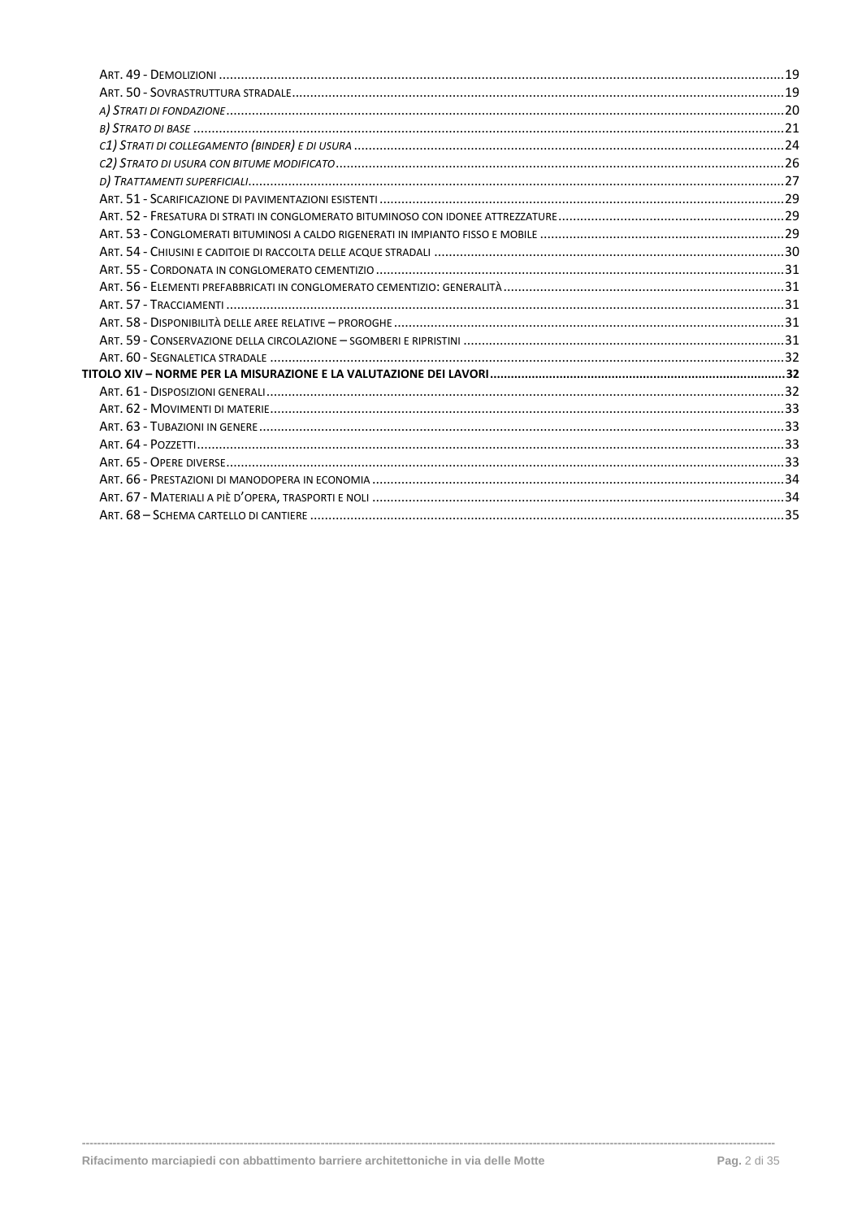Art. 49 - Demolizioni ....................................................................................................................................................19
Art. 50 - Sovrastruttura stradale......................................................................................................................................19
*a) Strati di fondazione* ....................................................................................................................................................20
*b) Strato di base* .............................................................................................................................................................21
*c1) Strati di collegamento (binder) e di usura* ...............................................................................................................24
*c2) Strato di usura con bitume modificato* .....................................................................................................................26
*d) Trattamenti superficiali*..............................................................................................................................................27
Art. 51 - Scarificazione di pavimentazioni esistenti ..........................................................................................................29
Art. 52 - Fresatura di strati in conglomerato bituminoso con idonee attrezzature ............................................................29
Art. 53 - Conglomerati bituminosi a caldo rigenerati in impianto fisso e mobile ..............................................................29
Art. 54 - Chiusini e caditoie di raccolta delle acque stradali ..............................................................................................30
Art. 55 - Cordonata in conglomerato cementizio ..............................................................................................................31
Art. 56 - Elementi prefabbricati in conglomerato cementizio: generalità ..........................................................................31
Art. 57 - Tracciamenti ........................................................................................................................................................31
Art. 58 - Disponibilità delle aree relative – proroghe ........................................................................................................31
Art. 59 - Conservazione della circolazione – sgomberi e ripristini ....................................................................................31
Art. 60 - Segnaletica stradale ............................................................................................................................................32
**TITOLO XIV – NORME PER LA MISURAZIONE E LA VALUTAZIONE DEI LAVORI** ..................................................................32
Art. 61 - Disposizioni generali ...........................................................................................................................................32
Art. 62 - Movimenti di materie...........................................................................................................................................33
Art. 63 - Tubazioni in genere .............................................................................................................................................33
Art. 64 - Pozzetti ...............................................................................................................................................................33
Art. 65 - Opere diverse.......................................................................................................................................................33
Art. 66 - Prestazioni di manodopera in economia ..............................................................................................................34
Art. 67 - Materiali a piè d'opera, trasporti e noli ...............................................................................................................34
Art. 68 – Schema cartello di cantiere ................................................................................................................................35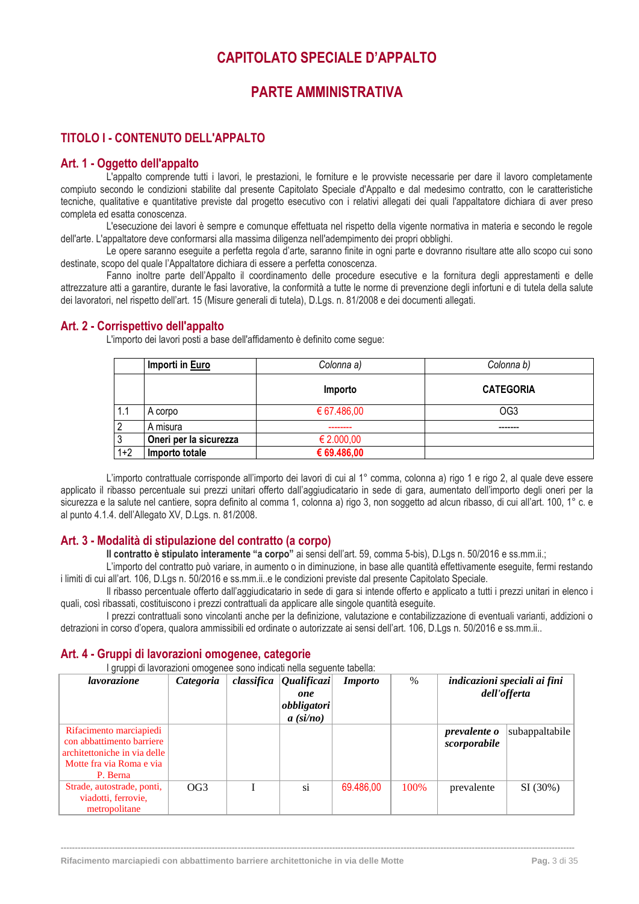# CAPITOLATO SPECIALE D'APPALTO

# PARTE AMMINISTRATIVA

## TITOLO I - CONTENUTO DELL'APPALTO

### Art. 1 - Oggetto dell'appalto

L'appalto comprende tutti i lavori, le prestazioni, le forniture e le provviste necessarie per dare il lavoro completamente compiuto secondo le condizioni stabilite dal presente Capitolato Speciale d'Appalto e dal medesimo contratto, con le caratteristiche tecniche, qualitative e quantitative previste dal progetto esecutivo con i relativi allegati dei quali l'appaltatore dichiara di aver preso completa ed esatta conoscenza.

L'esecuzione dei lavori è sempre e comunque effettuata nel rispetto della vigente normativa in materia e secondo le regole dell'arte. L'appaltatore deve conformarsi alla massima diligenza nell'adempimento dei propri obblighi.

Le opere saranno eseguite a perfetta regola d'arte, saranno finite in ogni parte e dovranno risultare atte allo scopo cui sono destinate, scopo del quale l'Appaltatore dichiara di essere a perfetta conoscenza.

Fanno inoltre parte dell'Appalto il coordinamento delle procedure esecutive e la fornitura degli apprestamenti e delle attrezzature atti a garantire, durante le fasi lavorative, la conformità a tutte le norme di prevenzione degli infortuni e di tutela della salute dei lavoratori, nel rispetto dell'art. 15 (Misure generali di tutela), D.Lgs. n. 81/2008 e dei documenti allegati.

### Art. 2 - Corrispettivo dell'appalto

L'importo dei lavori posti a base dell'affidamento è definito come segue:

| | Importi in Euro | Colonna a) | Colonna b) |
|---|---|---|---|
| | | **Importo** | **CATEGORIA** |
| 1.1 | A corpo | € 67.486,00 | OG3 |
| 2 | A misura | -------- | ------- |
| 3 | **Oneri per la sicurezza** | € 2.000,00 | |
| 1+2 | **Importo totale** | **€ 69.486,00** | |

L'importo contrattuale corrisponde all'importo dei lavori di cui al 1° comma, colonna a) rigo 1 e rigo 2, al quale deve essere applicato il ribasso percentuale sui prezzi unitari offerto dall'aggiudicatario in sede di gara, aumentato dell'importo degli oneri per la sicurezza e la salute nel cantiere, sopra definito al comma 1, colonna a) rigo 3, non soggetto ad alcun ribasso, di cui all'art. 100, 1° c. e al punto 4.1.4. dell'Allegato XV, D.Lgs. n. 81/2008.

### Art. 3 - Modalità di stipulazione del contratto (a corpo)

**Il contratto è stipulato interamente "a corpo"** ai sensi dell'art. 59, comma 5-bis), D.Lgs n. 50/2016 e ss.mm.ii.;

L'importo del contratto può variare, in aumento o in diminuzione, in base alle quantità effettivamente eseguite, fermi restando i limiti di cui all'art. 106, D.Lgs n. 50/2016 e ss.mm.ii..e le condizioni previste dal presente Capitolato Speciale.

Il ribasso percentuale offerto dall'aggiudicatario in sede di gara si intende offerto e applicato a tutti i prezzi unitari in elenco i quali, così ribassati, costituiscono i prezzi contrattuali da applicare alle singole quantità eseguite.

I prezzi contrattuali sono vincolanti anche per la definizione, valutazione e contabilizzazione di eventuali varianti, addizioni o detrazioni in corso d'opera, qualora ammissibili ed ordinate o autorizzate ai sensi dell'art. 106, D.Lgs n. 50/2016 e ss.mm.ii..

### Art. 4 - Gruppi di lavorazioni omogenee, categorie

I gruppi di lavorazioni omogenee sono indicati nella seguente tabella:

| *lavorazione* | *Categoria* | *classifica* | *Qualificazione obbligatoria (si/no)* | *Importo* | % | *indicazioni speciali ai fini dell'offerta* | |
|---|---|---|---|---|---|---|---|
| Rifacimento marciapiedi con abbattimento barriere architettoniche in via delle Motte fra via Roma e via P. Berna | | | | | | ***prevalente o scorporabile*** | subappaltabile |
| Strade, autostrade, ponti, viadotti, ferrovie, metropolitane | OG3 | I | si | 69.486,00 | 100% | prevalente | SI (30%) |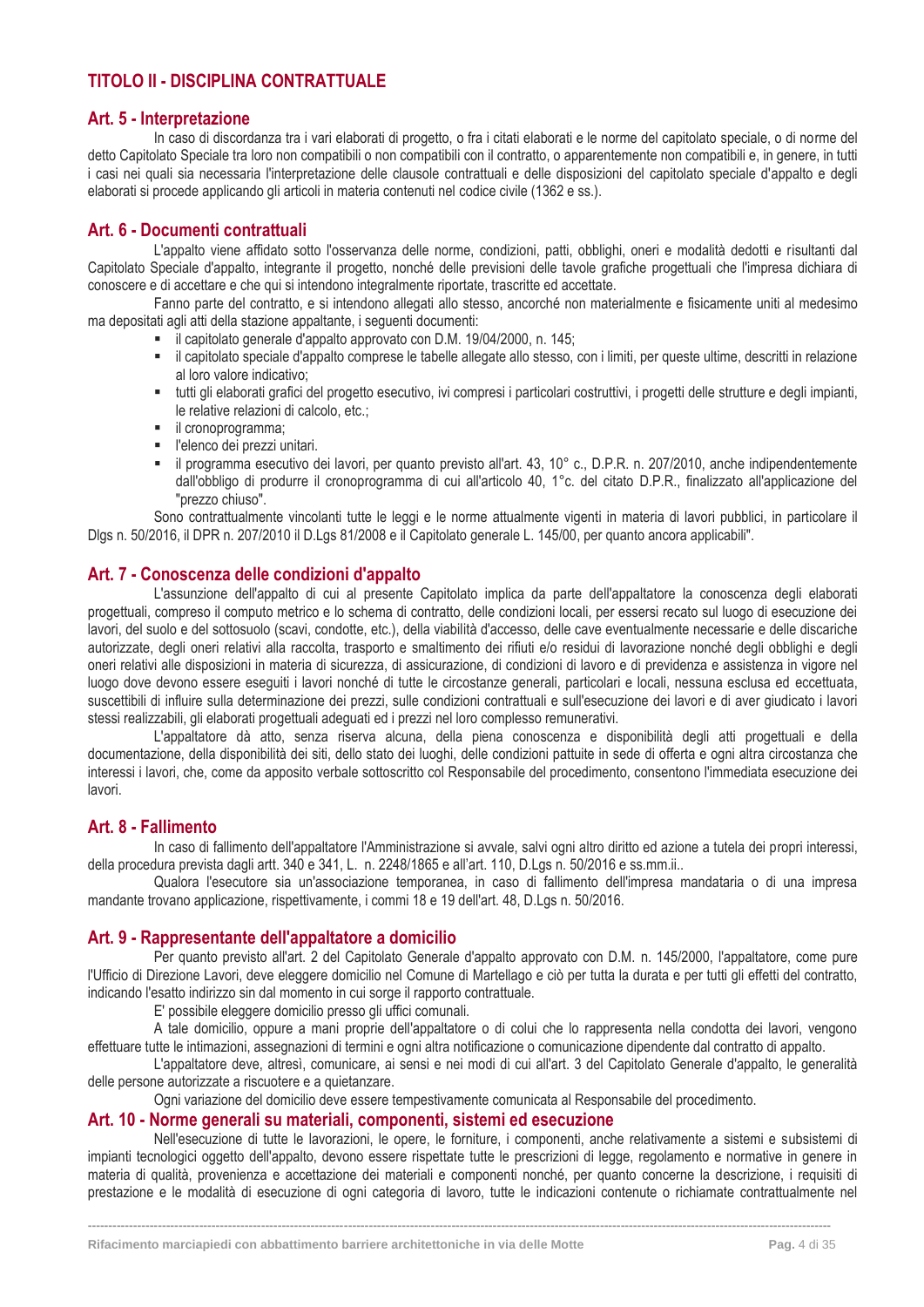## TITOLO II - DISCIPLINA CONTRATTUALE

### Art. 5 - Interpretazione

In caso di discordanza tra i vari elaborati di progetto, o fra i citati elaborati e le norme del capitolato speciale, o di norme del detto Capitolato Speciale tra loro non compatibili o non compatibili con il contratto, o apparentemente non compatibili e, in genere, in tutti i casi nei quali sia necessaria l'interpretazione delle clausole contrattuali e delle disposizioni del capitolato speciale d'appalto e degli elaborati si procede applicando gli articoli in materia contenuti nel codice civile (1362 e ss.).

### Art. 6 - Documenti contrattuali

L'appalto viene affidato sotto l'osservanza delle norme, condizioni, patti, obblighi, oneri e modalità dedotti e risultanti dal Capitolato Speciale d'appalto, integrante il progetto, nonché delle previsioni delle tavole grafiche progettuali che l'impresa dichiara di conoscere e di accettare e che qui si intendono integralmente riportate, trascritte ed accettate.

Fanno parte del contratto, e si intendono allegati allo stesso, ancorché non materialmente e fisicamente uniti al medesimo ma depositati agli atti della stazione appaltante, i seguenti documenti:

- il capitolato generale d'appalto approvato con D.M. 19/04/2000, n. 145;
- il capitolato speciale d'appalto comprese le tabelle allegate allo stesso, con i limiti, per queste ultime, descritti in relazione al loro valore indicativo;
- tutti gli elaborati grafici del progetto esecutivo, ivi compresi i particolari costruttivi, i progetti delle strutture e degli impianti, le relative relazioni di calcolo, etc.;
- il cronoprogramma;
- l'elenco dei prezzi unitari.
- il programma esecutivo dei lavori, per quanto previsto all'art. 43, 10° c., D.P.R. n. 207/2010, anche indipendentemente dall'obbligo di produrre il cronoprogramma di cui all'articolo 40, 1°c. del citato D.P.R., finalizzato all'applicazione del "prezzo chiuso".

Sono contrattualmente vincolanti tutte le leggi e le norme attualmente vigenti in materia di lavori pubblici, in particolare il Dlgs n. 50/2016, il DPR n. 207/2010 il D.Lgs 81/2008 e il Capitolato generale L. 145/00, per quanto ancora applicabili".

### Art. 7 - Conoscenza delle condizioni d'appalto

L'assunzione dell'appalto di cui al presente Capitolato implica da parte dell'appaltatore la conoscenza degli elaborati progettuali, compreso il computo metrico e lo schema di contratto, delle condizioni locali, per essersi recato sul luogo di esecuzione dei lavori, del suolo e del sottosuolo (scavi, condotte, etc.), della viabilità d'accesso, delle cave eventualmente necessarie e delle discariche autorizzate, degli oneri relativi alla raccolta, trasporto e smaltimento dei rifiuti e/o residui di lavorazione nonché degli obblighi e degli oneri relativi alle disposizioni in materia di sicurezza, di assicurazione, di condizioni di lavoro e di previdenza e assistenza in vigore nel luogo dove devono essere eseguiti i lavori nonché di tutte le circostanze generali, particolari e locali, nessuna esclusa ed eccettuata, suscettibili di influire sulla determinazione dei prezzi, sulle condizioni contrattuali e sull'esecuzione dei lavori e di aver giudicato i lavori stessi realizzabili, gli elaborati progettuali adeguati ed i prezzi nel loro complesso remunerativi.

L'appaltatore dà atto, senza riserva alcuna, della piena conoscenza e disponibilità degli atti progettuali e della documentazione, della disponibilità dei siti, dello stato dei luoghi, delle condizioni pattuite in sede di offerta e ogni altra circostanza che interessi i lavori, che, come da apposito verbale sottoscritto col Responsabile del procedimento, consentono l'immediata esecuzione dei lavori.

### Art. 8 - Fallimento

In caso di fallimento dell'appaltatore l'Amministrazione si avvale, salvi ogni altro diritto ed azione a tutela dei propri interessi, della procedura prevista dagli artt. 340 e 341, L. n. 2248/1865 e all'art. 110, D.Lgs n. 50/2016 e ss.mm.ii..

Qualora l'esecutore sia un'associazione temporanea, in caso di fallimento dell'impresa mandataria o di una impresa mandante trovano applicazione, rispettivamente, i commi 18 e 19 dell'art. 48, D.Lgs n. 50/2016.

### Art. 9 - Rappresentante dell'appaltatore a domicilio

Per quanto previsto all'art. 2 del Capitolato Generale d'appalto approvato con D.M. n. 145/2000, l'appaltatore, come pure l'Ufficio di Direzione Lavori, deve eleggere domicilio nel Comune di Martellago e ciò per tutta la durata e per tutti gli effetti del contratto, indicando l'esatto indirizzo sin dal momento in cui sorge il rapporto contrattuale.

E' possibile eleggere domicilio presso gli uffici comunali.

A tale domicilio, oppure a mani proprie dell'appaltatore o di colui che lo rappresenta nella condotta dei lavori, vengono effettuare tutte le intimazioni, assegnazioni di termini e ogni altra notificazione o comunicazione dipendente dal contratto di appalto.

L'appaltatore deve, altresì, comunicare, ai sensi e nei modi di cui all'art. 3 del Capitolato Generale d'appalto, le generalità delle persone autorizzate a riscuotere e a quietanzare.

Ogni variazione del domicilio deve essere tempestivamente comunicata al Responsabile del procedimento.

### Art. 10 - Norme generali su materiali, componenti, sistemi ed esecuzione

Nell'esecuzione di tutte le lavorazioni, le opere, le forniture, i componenti, anche relativamente a sistemi e subsistemi di impianti tecnologici oggetto dell'appalto, devono essere rispettate tutte le prescrizioni di legge, regolamento e normative in genere in materia di qualità, provenienza e accettazione dei materiali e componenti nonché, per quanto concerne la descrizione, i requisiti di prestazione e le modalità di esecuzione di ogni categoria di lavoro, tutte le indicazioni contenute o richiamate contrattualmente nel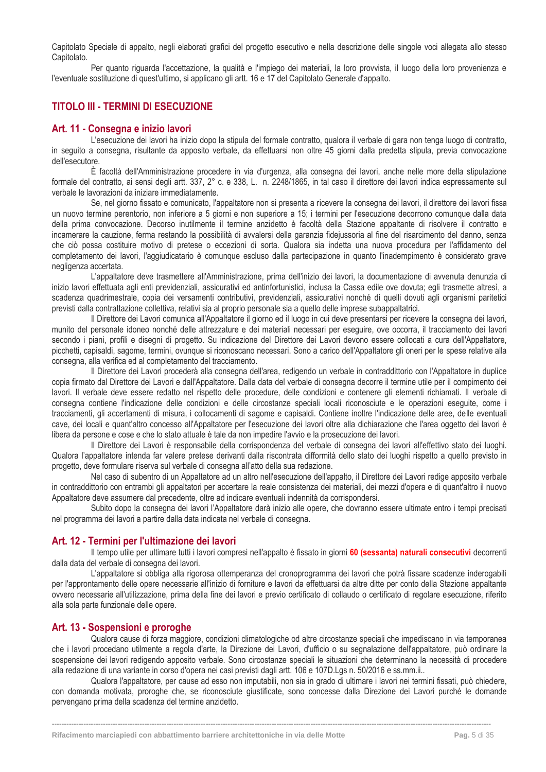Capitolato Speciale di appalto, negli elaborati grafici del progetto esecutivo e nella descrizione delle singole voci allegata allo stesso Capitolato.

Per quanto riguarda l'accettazione, la qualità e l'impiego dei materiali, la loro provvista, il luogo della loro provenienza e l'eventuale sostituzione di quest'ultimo, si applicano gli artt. 16 e 17 del Capitolato Generale d'appalto.

## TITOLO III - TERMINI DI ESECUZIONE

### Art. 11 - Consegna e inizio lavori

L'esecuzione dei lavori ha inizio dopo la stipula del formale contratto, qualora il verbale di gara non tenga luogo di contratto, in seguito a consegna, risultante da apposito verbale, da effettuarsi non oltre 45 giorni dalla predetta stipula, previa convocazione dell'esecutore.

È facoltà dell'Amministrazione procedere in via d'urgenza, alla consegna dei lavori, anche nelle more della stipulazione formale del contratto, ai sensi degli artt. 337, 2° c. e 338, L. n. 2248/1865, in tal caso il direttore dei lavori indica espressamente sul verbale le lavorazioni da iniziare immediatamente.

Se, nel giorno fissato e comunicato, l'appaltatore non si presenta a ricevere la consegna dei lavori, il direttore dei lavori fissa un nuovo termine perentorio, non inferiore a 5 giorni e non superiore a 15; i termini per l'esecuzione decorrono comunque dalla data della prima convocazione. Decorso inutilmente il termine anzidetto è facoltà della Stazione appaltante di risolvere il contratto e incamerare la cauzione, ferma restando la possibilità di avvalersi della garanzia fidejussoria al fine del risarcimento del danno, senza che ciò possa costituire motivo di pretese o eccezioni di sorta. Qualora sia indetta una nuova procedura per l'affidamento del completamento dei lavori, l'aggiudicatario è comunque escluso dalla partecipazione in quanto l'inadempimento è considerato grave negligenza accertata.

L'appaltatore deve trasmettere all'Amministrazione, prima dell'inizio dei lavori, la documentazione di avvenuta denunzia di inizio lavori effettuata agli enti previdenziali, assicurativi ed antinfortunistici, inclusa la Cassa edile ove dovuta; egli trasmette altresì, a scadenza quadrimestrale, copia dei versamenti contributivi, previdenziali, assicurativi nonché di quelli dovuti agli organismi paritetici previsti dalla contrattazione collettiva, relativi sia al proprio personale sia a quello delle imprese subappaltatrici.

Il Direttore dei Lavori comunica all'Appaltatore il giorno ed il luogo in cui deve presentarsi per ricevere la consegna dei lavori, munito del personale idoneo nonché delle attrezzature e dei materiali necessari per eseguire, ove occorra, il tracciamento dei lavori secondo i piani, profili e disegni di progetto. Su indicazione del Direttore dei Lavori devono essere collocati a cura dell'Appaltatore, picchetti, capisaldi, sagome, termini, ovunque si riconoscano necessari. Sono a carico dell'Appaltatore gli oneri per le spese relative alla consegna, alla verifica ed al completamento del tracciamento.

Il Direttore dei Lavori procederà alla consegna dell'area, redigendo un verbale in contraddittorio con l'Appaltatore in duplice copia firmato dal Direttore dei Lavori e dall'Appaltatore. Dalla data del verbale di consegna decorre il termine utile per il compimento dei lavori. Il verbale deve essere redatto nel rispetto delle procedure, delle condizioni e contenere gli elementi richiamati. Il verbale di consegna contiene l'indicazione delle condizioni e delle circostanze speciali locali riconosciute e le operazioni eseguite, come i tracciamenti, gli accertamenti di misura, i collocamenti di sagome e capisaldi. Contiene inoltre l'indicazione delle aree, delle eventuali cave, dei locali e quant'altro concesso all'Appaltatore per l'esecuzione dei lavori oltre alla dichiarazione che l'area oggetto dei lavori è libera da persone e cose e che lo stato attuale è tale da non impedire l'avvio e la prosecuzione dei lavori.

Il Direttore dei Lavori è responsabile della corrispondenza del verbale di consegna dei lavori all'effettivo stato dei luoghi. Qualora l'appaltatore intenda far valere pretese derivanti dalla riscontrata difformità dello stato dei luoghi rispetto a quello previsto in progetto, deve formulare riserva sul verbale di consegna all'atto della sua redazione.

Nel caso di subentro di un Appaltatore ad un altro nell'esecuzione dell'appalto, il Direttore dei Lavori redige apposito verbale in contraddittorio con entrambi gli appaltatori per accertare la reale consistenza dei materiali, dei mezzi d'opera e di quant'altro il nuovo Appaltatore deve assumere dal precedente, oltre ad indicare eventuali indennità da corrispondersi.

Subito dopo la consegna dei lavori l'Appaltatore darà inizio alle opere, che dovranno essere ultimate entro i tempi precisati nel programma dei lavori a partire dalla data indicata nel verbale di consegna.

### Art. 12 - Termini per l'ultimazione dei lavori

Il tempo utile per ultimare tutti i lavori compresi nell'appalto è fissato in giorni **60 (sessanta) naturali consecutivi** decorrenti dalla data del verbale di consegna dei lavori.

L'appaltatore si obbliga alla rigorosa ottemperanza del cronoprogramma dei lavori che potrà fissare scadenze inderogabili per l'approntamento delle opere necessarie all'inizio di forniture e lavori da effettuarsi da altre ditte per conto della Stazione appaltante ovvero necessarie all'utilizzazione, prima della fine dei lavori e previo certificato di collaudo o certificato di regolare esecuzione, riferito alla sola parte funzionale delle opere.

### Art. 13 - Sospensioni e proroghe

Qualora cause di forza maggiore, condizioni climatologiche od altre circostanze speciali che impediscano in via temporanea che i lavori procedano utilmente a regola d'arte, la Direzione dei Lavori, d'ufficio o su segnalazione dell'appaltatore, può ordinare la sospensione dei lavori redigendo apposito verbale. Sono circostanze speciali le situazioni che determinano la necessità di procedere alla redazione di una variante in corso d'opera nei casi previsti dagli artt. 106 e 107D.Lgs n. 50/2016 e ss.mm.ii..

Qualora l'appaltatore, per cause ad esso non imputabili, non sia in grado di ultimare i lavori nei termini fissati, può chiedere, con domanda motivata, proroghe che, se riconosciute giustificate, sono concesse dalla Direzione dei Lavori purché le domande pervengano prima della scadenza del termine anzidetto.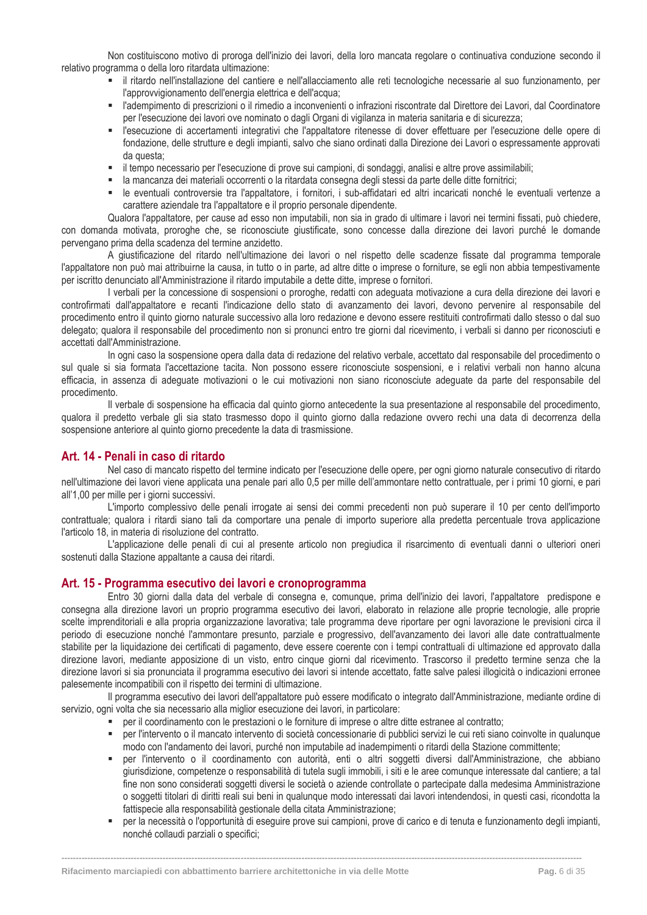Non costituiscono motivo di proroga dell'inizio dei lavori, della loro mancata regolare o continuativa conduzione secondo il relativo programma o della loro ritardata ultimazione:

- il ritardo nell'installazione del cantiere e nell'allacciamento alle reti tecnologiche necessarie al suo funzionamento, per l'approvvigionamento dell'energia elettrica e dell'acqua;
- l'adempimento di prescrizioni o il rimedio a inconvenienti o infrazioni riscontrate dal Direttore dei Lavori, dal Coordinatore per l'esecuzione dei lavori ove nominato o dagli Organi di vigilanza in materia sanitaria e di sicurezza;
- l'esecuzione di accertamenti integrativi che l'appaltatore ritenesse di dover effettuare per l'esecuzione delle opere di fondazione, delle strutture e degli impianti, salvo che siano ordinati dalla Direzione dei Lavori o espressamente approvati da questa;
- il tempo necessario per l'esecuzione di prove sui campioni, di sondaggi, analisi e altre prove assimilabili;
- la mancanza dei materiali occorrenti o la ritardata consegna degli stessi da parte delle ditte fornitrici;
- le eventuali controversie tra l'appaltatore, i fornitori, i sub-affidatari ed altri incaricati nonché le eventuali vertenze a carattere aziendale tra l'appaltatore e il proprio personale dipendente.

Qualora l'appaltatore, per cause ad esso non imputabili, non sia in grado di ultimare i lavori nei termini fissati, può chiedere, con domanda motivata, proroghe che, se riconosciute giustificate, sono concesse dalla direzione dei lavori purché le domande pervengano prima della scadenza del termine anzidetto.

A giustificazione del ritardo nell'ultimazione dei lavori o nel rispetto delle scadenze fissate dal programma temporale l'appaltatore non può mai attribuirne la causa, in tutto o in parte, ad altre ditte o imprese o forniture, se egli non abbia tempestivamente per iscritto denunciato all'Amministrazione il ritardo imputabile a dette ditte, imprese o fornitori.

I verbali per la concessione di sospensioni o proroghe, redatti con adeguata motivazione a cura della direzione dei lavori e controfirmati dall'appaltatore e recanti l'indicazione dello stato di avanzamento dei lavori, devono pervenire al responsabile del procedimento entro il quinto giorno naturale successivo alla loro redazione e devono essere restituiti controfirmati dallo stesso o dal suo delegato; qualora il responsabile del procedimento non si pronunci entro tre giorni dal ricevimento, i verbali si danno per riconosciuti e accettati dall'Amministrazione.

In ogni caso la sospensione opera dalla data di redazione del relativo verbale, accettato dal responsabile del procedimento o sul quale si sia formata l'accettazione tacita. Non possono essere riconosciute sospensioni, e i relativi verbali non hanno alcuna efficacia, in assenza di adeguate motivazioni o le cui motivazioni non siano riconosciute adeguate da parte del responsabile del procedimento.

Il verbale di sospensione ha efficacia dal quinto giorno antecedente la sua presentazione al responsabile del procedimento, qualora il predetto verbale gli sia stato trasmesso dopo il quinto giorno dalla redazione ovvero rechi una data di decorrenza della sospensione anteriore al quinto giorno precedente la data di trasmissione.

## Art. 14 - Penali in caso di ritardo

Nel caso di mancato rispetto del termine indicato per l'esecuzione delle opere, per ogni giorno naturale consecutivo di ritardo nell'ultimazione dei lavori viene applicata una penale pari allo 0,5 per mille dell'ammontare netto contrattuale, per i primi 10 giorni, e pari all'1,00 per mille per i giorni successivi.

L'importo complessivo delle penali irrogate ai sensi dei commi precedenti non può superare il 10 per cento dell'importo contrattuale; qualora i ritardi siano tali da comportare una penale di importo superiore alla predetta percentuale trova applicazione l'articolo 18, in materia di risoluzione del contratto.

L'applicazione delle penali di cui al presente articolo non pregiudica il risarcimento di eventuali danni o ulteriori oneri sostenuti dalla Stazione appaltante a causa dei ritardi.

## Art. 15 - Programma esecutivo dei lavori e cronoprogramma

Entro 30 giorni dalla data del verbale di consegna e, comunque, prima dell'inizio dei lavori, l'appaltatore predispone e consegna alla direzione lavori un proprio programma esecutivo dei lavori, elaborato in relazione alle proprie tecnologie, alle proprie scelte imprenditoriali e alla propria organizzazione lavorativa; tale programma deve riportare per ogni lavorazione le previsioni circa il periodo di esecuzione nonché l'ammontare presunto, parziale e progressivo, dell'avanzamento dei lavori alle date contrattualmente stabilite per la liquidazione dei certificati di pagamento, deve essere coerente con i tempi contrattuali di ultimazione ed approvato dalla direzione lavori, mediante apposizione di un visto, entro cinque giorni dal ricevimento. Trascorso il predetto termine senza che la direzione lavori si sia pronunciata il programma esecutivo dei lavori si intende accettato, fatte salve palesi illogicità o indicazioni erronee palesemente incompatibili con il rispetto dei termini di ultimazione.

Il programma esecutivo dei lavori dell'appaltatore può essere modificato o integrato dall'Amministrazione, mediante ordine di servizio, ogni volta che sia necessario alla miglior esecuzione dei lavori, in particolare:

- per il coordinamento con le prestazioni o le forniture di imprese o altre ditte estranee al contratto;
- per l'intervento o il mancato intervento di società concessionarie di pubblici servizi le cui reti siano coinvolte in qualunque modo con l'andamento dei lavori, purché non imputabile ad inadempimenti o ritardi della Stazione committente;
- per l'intervento o il coordinamento con autorità, enti o altri soggetti diversi dall'Amministrazione, che abbiano giurisdizione, competenze o responsabilità di tutela sugli immobili, i siti e le aree comunque interessate dal cantiere; a tal fine non sono considerati soggetti diversi le società o aziende controllate o partecipate dalla medesima Amministrazione o soggetti titolari di diritti reali sui beni in qualunque modo interessati dai lavori intendendosi, in questi casi, ricondotta la fattispecie alla responsabilità gestionale della citata Amministrazione;
- per la necessità o l'opportunità di eseguire prove sui campioni, prove di carico e di tenuta e funzionamento degli impianti, nonché collaudi parziali o specifici;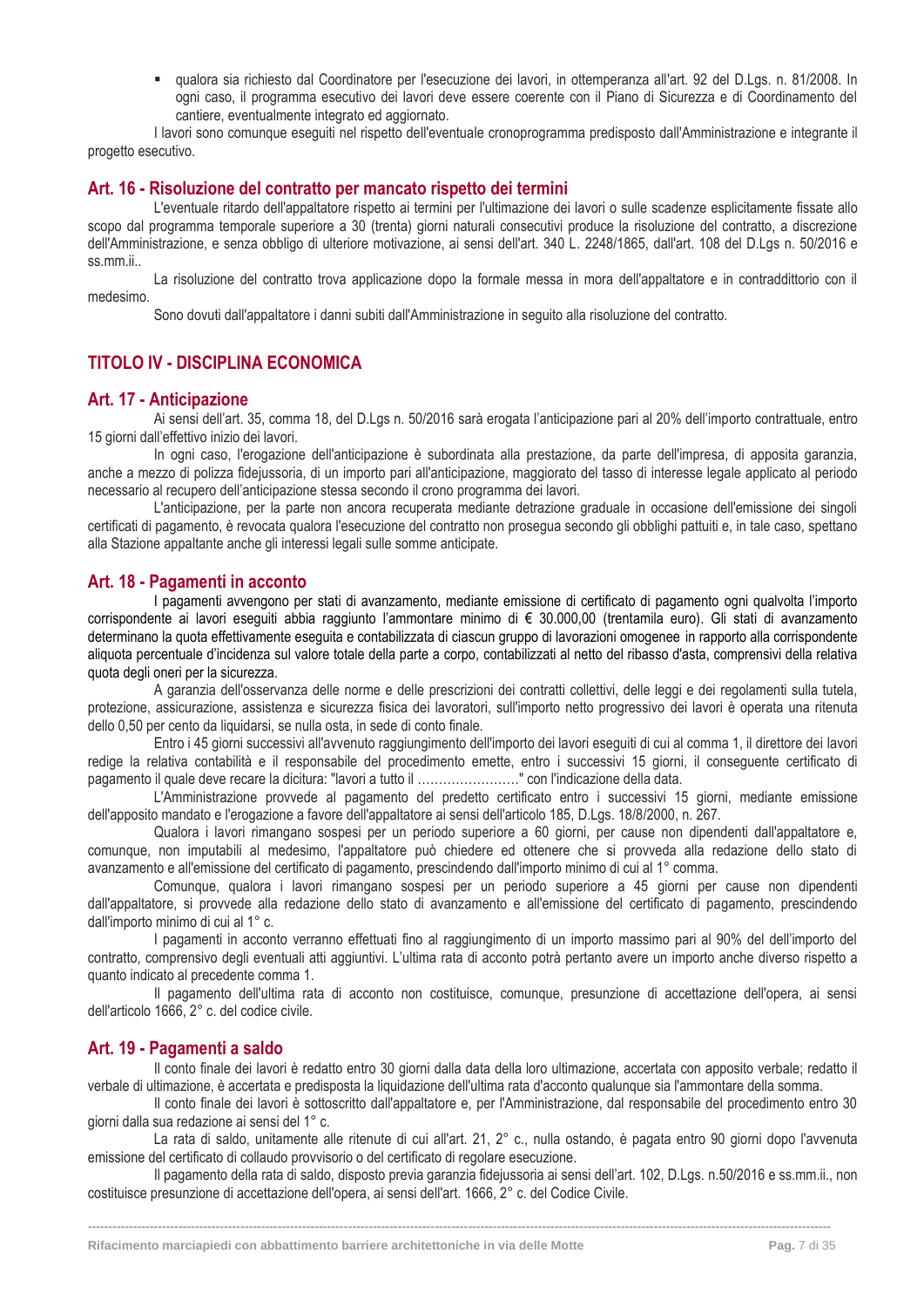- qualora sia richiesto dal Coordinatore per l'esecuzione dei lavori, in ottemperanza all'art. 92 del D.Lgs. n. 81/2008. In ogni caso, il programma esecutivo dei lavori deve essere coerente con il Piano di Sicurezza e di Coordinamento del cantiere, eventualmente integrato ed aggiornato.

I lavori sono comunque eseguiti nel rispetto dell'eventuale cronoprogramma predisposto dall'Amministrazione e integrante il progetto esecutivo.

## Art. 16 - Risoluzione del contratto per mancato rispetto dei termini

L'eventuale ritardo dell'appaltatore rispetto ai termini per l'ultimazione dei lavori o sulle scadenze esplicitamente fissate allo scopo dal programma temporale superiore a 30 (trenta) giorni naturali consecutivi produce la risoluzione del contratto, a discrezione dell'Amministrazione, e senza obbligo di ulteriore motivazione, ai sensi dell'art. 340 L. 2248/1865, dall'art. 108 del D.Lgs n. 50/2016 e ss.mm.ii..

La risoluzione del contratto trova applicazione dopo la formale messa in mora dell'appaltatore e in contraddittorio con il medesimo.

Sono dovuti dall'appaltatore i danni subiti dall'Amministrazione in seguito alla risoluzione del contratto.

# TITOLO IV - DISCIPLINA ECONOMICA

## Art. 17 - Anticipazione

Ai sensi dell'art. 35, comma 18, del D.Lgs n. 50/2016 sarà erogata l'anticipazione pari al 20% dell'importo contrattuale, entro 15 giorni dall'effettivo inizio dei lavori.

In ogni caso, l'erogazione dell'anticipazione è subordinata alla prestazione, da parte dell'impresa, di apposita garanzia, anche a mezzo di polizza fidejussoria, di un importo pari all'anticipazione, maggiorato del tasso di interesse legale applicato al periodo necessario al recupero dell'anticipazione stessa secondo il crono programma dei lavori.

L'anticipazione, per la parte non ancora recuperata mediante detrazione graduale in occasione dell'emissione dei singoli certificati di pagamento, è revocata qualora l'esecuzione del contratto non prosegua secondo gli obblighi pattuiti e, in tale caso, spettano alla Stazione appaltante anche gli interessi legali sulle somme anticipate.

## Art. 18 - Pagamenti in acconto

I pagamenti avvengono per stati di avanzamento, mediante emissione di certificato di pagamento ogni qualvolta l'importo corrispondente ai lavori eseguiti abbia raggiunto l'ammontare minimo di € 30.000,00 (trentamila euro). Gli stati di avanzamento determinano la quota effettivamente eseguita e contabilizzata di ciascun gruppo di lavorazioni omogenee in rapporto alla corrispondente aliquota percentuale d'incidenza sul valore totale della parte a corpo, contabilizzati al netto del ribasso d'asta, comprensivi della relativa quota degli oneri per la sicurezza.

A garanzia dell'osservanza delle norme e delle prescrizioni dei contratti collettivi, delle leggi e dei regolamenti sulla tutela, protezione, assicurazione, assistenza e sicurezza fisica dei lavoratori, sull'importo netto progressivo dei lavori è operata una ritenuta dello 0,50 per cento da liquidarsi, se nulla osta, in sede di conto finale.

Entro i 45 giorni successivi all'avvenuto raggiungimento dell'importo dei lavori eseguiti di cui al comma 1, il direttore dei lavori redige la relativa contabilità e il responsabile del procedimento emette, entro i successivi 15 giorni, il conseguente certificato di pagamento il quale deve recare la dicitura: "lavori a tutto il ……………………" con l'indicazione della data.

L'Amministrazione provvede al pagamento del predetto certificato entro i successivi 15 giorni, mediante emissione dell'apposito mandato e l'erogazione a favore dell'appaltatore ai sensi dell'articolo 185, D.Lgs. 18/8/2000, n. 267.

Qualora i lavori rimangano sospesi per un periodo superiore a 60 giorni, per cause non dipendenti dall'appaltatore e, comunque, non imputabili al medesimo, l'appaltatore può chiedere ed ottenere che si provveda alla redazione dello stato di avanzamento e all'emissione del certificato di pagamento, prescindendo dall'importo minimo di cui al 1° comma.

Comunque, qualora i lavori rimangano sospesi per un periodo superiore a 45 giorni per cause non dipendenti dall'appaltatore, si provvede alla redazione dello stato di avanzamento e all'emissione del certificato di pagamento, prescindendo dall'importo minimo di cui al 1° c.

I pagamenti in acconto verranno effettuati fino al raggiungimento di un importo massimo pari al 90% del dell'importo del contratto, comprensivo degli eventuali atti aggiuntivi. L'ultima rata di acconto potrà pertanto avere un importo anche diverso rispetto a quanto indicato al precedente comma 1.

Il pagamento dell'ultima rata di acconto non costituisce, comunque, presunzione di accettazione dell'opera, ai sensi dell'articolo 1666, 2° c. del codice civile.

## Art. 19 - Pagamenti a saldo

Il conto finale dei lavori è redatto entro 30 giorni dalla data della loro ultimazione, accertata con apposito verbale; redatto il verbale di ultimazione, è accertata e predisposta la liquidazione dell'ultima rata d'acconto qualunque sia l'ammontare della somma.

Il conto finale dei lavori è sottoscritto dall'appaltatore e, per l'Amministrazione, dal responsabile del procedimento entro 30 giorni dalla sua redazione ai sensi del 1° c.

La rata di saldo, unitamente alle ritenute di cui all'art. 21, 2° c., nulla ostando, è pagata entro 90 giorni dopo l'avvenuta emissione del certificato di collaudo provvisorio o del certificato di regolare esecuzione.

Il pagamento della rata di saldo, disposto previa garanzia fidejussoria ai sensi dell'art. 102, D.Lgs. n.50/2016 e ss.mm.ii., non costituisce presunzione di accettazione dell'opera, ai sensi dell'art. 1666, 2° c. del Codice Civile.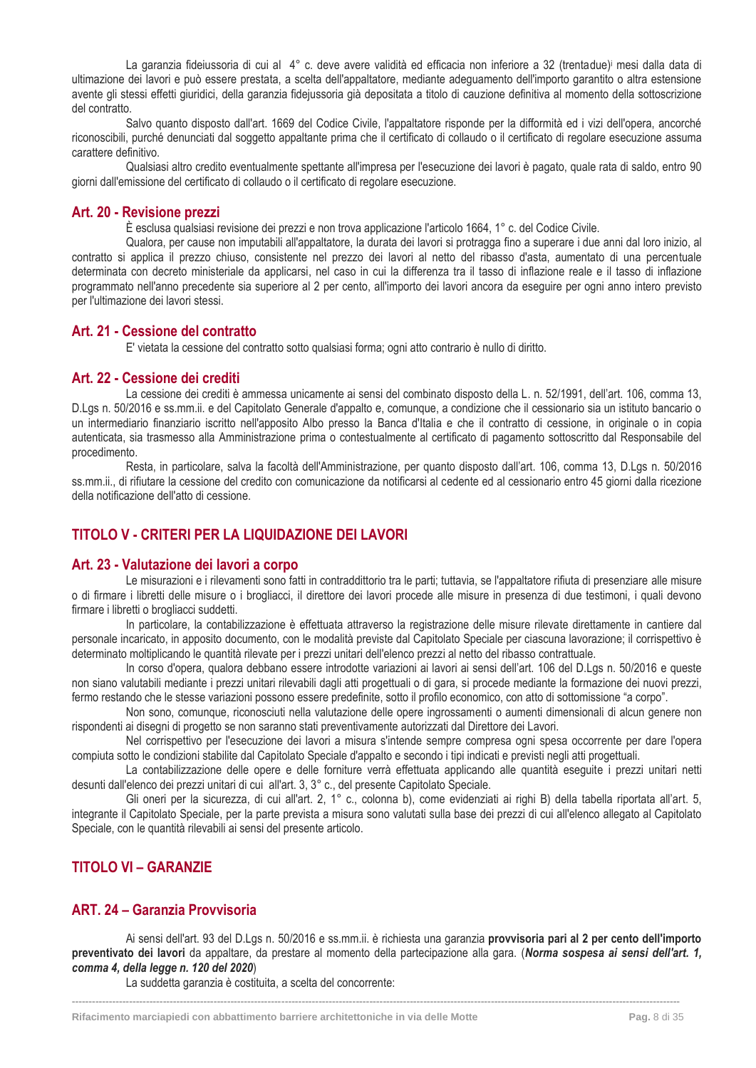La garanzia fideiussoria di cui al 4° c. deve avere validità ed efficacia non inferiore a 32 (trentadue)[i] mesi dalla data di ultimazione dei lavori e può essere prestata, a scelta dell'appaltatore, mediante adeguamento dell'importo garantito o altra estensione avente gli stessi effetti giuridici, della garanzia fidejussoria già depositata a titolo di cauzione definitiva al momento della sottoscrizione del contratto.

Salvo quanto disposto dall'art. 1669 del Codice Civile, l'appaltatore risponde per la difformità ed i vizi dell'opera, ancorché riconoscibili, purché denunciati dal soggetto appaltante prima che il certificato di collaudo o il certificato di regolare esecuzione assuma carattere definitivo.

Qualsiasi altro credito eventualmente spettante all'impresa per l'esecuzione dei lavori è pagato, quale rata di saldo, entro 90 giorni dall'emissione del certificato di collaudo o il certificato di regolare esecuzione.

## Art. 20 - Revisione prezzi

È esclusa qualsiasi revisione dei prezzi e non trova applicazione l'articolo 1664, 1° c. del Codice Civile.

Qualora, per cause non imputabili all'appaltatore, la durata dei lavori si protragga fino a superare i due anni dal loro inizio, al contratto si applica il prezzo chiuso, consistente nel prezzo dei lavori al netto del ribasso d'asta, aumentato di una percentuale determinata con decreto ministeriale da applicarsi, nel caso in cui la differenza tra il tasso di inflazione reale e il tasso di inflazione programmato nell'anno precedente sia superiore al 2 per cento, all'importo dei lavori ancora da eseguire per ogni anno intero previsto per l'ultimazione dei lavori stessi.

## Art. 21 - Cessione del contratto

E' vietata la cessione del contratto sotto qualsiasi forma; ogni atto contrario è nullo di diritto.

## Art. 22 - Cessione dei crediti

La cessione dei crediti è ammessa unicamente ai sensi del combinato disposto della L. n. 52/1991, dell'art. 106, comma 13, D.Lgs n. 50/2016 e ss.mm.ii. e del Capitolato Generale d'appalto e, comunque, a condizione che il cessionario sia un istituto bancario o un intermediario finanziario iscritto nell'apposito Albo presso la Banca d'Italia e che il contratto di cessione, in originale o in copia autenticata, sia trasmesso alla Amministrazione prima o contestualmente al certificato di pagamento sottoscritto dal Responsabile del procedimento.

Resta, in particolare, salva la facoltà dell'Amministrazione, per quanto disposto dall'art. 106, comma 13, D.Lgs n. 50/2016 ss.mm.ii., di rifiutare la cessione del credito con comunicazione da notificarsi al cedente ed al cessionario entro 45 giorni dalla ricezione della notificazione dell'atto di cessione.

# TITOLO V - CRITERI PER LA LIQUIDAZIONE DEI LAVORI

## Art. 23 - Valutazione dei lavori a corpo

Le misurazioni e i rilevamenti sono fatti in contraddittorio tra le parti; tuttavia, se l'appaltatore rifiuta di presenziare alle misure o di firmare i libretti delle misure o i brogliacci, il direttore dei lavori procede alle misure in presenza di due testimoni, i quali devono firmare i libretti o brogliacci suddetti.

In particolare, la contabilizzazione è effettuata attraverso la registrazione delle misure rilevate direttamente in cantiere dal personale incaricato, in apposito documento, con le modalità previste dal Capitolato Speciale per ciascuna lavorazione; il corrispettivo è determinato moltiplicando le quantità rilevate per i prezzi unitari dell'elenco prezzi al netto del ribasso contrattuale.

In corso d'opera, qualora debbano essere introdotte variazioni ai lavori ai sensi dell'art. 106 del D.Lgs n. 50/2016 e queste non siano valutabili mediante i prezzi unitari rilevabili dagli atti progettuali o di gara, si procede mediante la formazione dei nuovi prezzi, fermo restando che le stesse variazioni possono essere predefinite, sotto il profilo economico, con atto di sottomissione "a corpo".

Non sono, comunque, riconosciuti nella valutazione delle opere ingrossamenti o aumenti dimensionali di alcun genere non rispondenti ai disegni di progetto se non saranno stati preventivamente autorizzati dal Direttore dei Lavori.

Nel corrispettivo per l'esecuzione dei lavori a misura s'intende sempre compresa ogni spesa occorrente per dare l'opera compiuta sotto le condizioni stabilite dal Capitolato Speciale d'appalto e secondo i tipi indicati e previsti negli atti progettuali.

La contabilizzazione delle opere e delle forniture verrà effettuata applicando alle quantità eseguite i prezzi unitari netti desunti dall'elenco dei prezzi unitari di cui all'art. 3, 3° c., del presente Capitolato Speciale.

Gli oneri per la sicurezza, di cui all'art. 2, 1° c., colonna b), come evidenziati ai righi B) della tabella riportata all'art. 5, integrante il Capitolato Speciale, per la parte prevista a misura sono valutati sulla base dei prezzi di cui all'elenco allegato al Capitolato Speciale, con le quantità rilevabili ai sensi del presente articolo.

# TITOLO VI – GARANZIE

## ART. 24 – Garanzia Provvisoria

Ai sensi dell'art. 93 del D.Lgs n. 50/2016 e ss.mm.ii. è richiesta una garanzia **provvisoria pari al 2 per cento dell'importo preventivato dei lavori** da appaltare, da prestare al momento della partecipazione alla gara. (***Norma sospesa ai sensi dell'art. 1, comma 4, della legge n. 120 del 2020***)

La suddetta garanzia è costituita, a scelta del concorrente: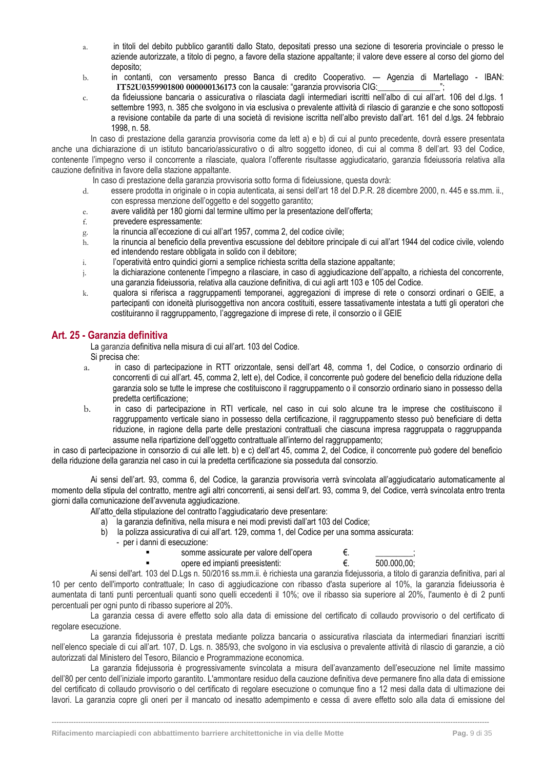a. in titoli del debito pubblico garantiti dallo Stato, depositati presso una sezione di tesoreria provinciale o presso le aziende autorizzate, a titolo di pegno, a favore della stazione appaltante; il valore deve essere al corso del giorno del deposito;
b. in contanti, con versamento presso Banca di credito Cooperativo. — Agenzia di Martellago - IBAN: **IT52U0359901800 000000136173** con la causale: "garanzia provvisoria CIG:_______________";
c. da fideiussione bancaria o assicurativa o rilasciata dagli intermediari iscritti nell'albo di cui all'art. 106 del d.lgs. 1 settembre 1993, n. 385 che svolgono in via esclusiva o prevalente attività di rilascio di garanzie e che sono sottoposti a revisione contabile da parte di una società di revisione iscritta nell'albo previsto dall'art. 161 del d.lgs. 24 febbraio 1998, n. 58.

In caso di prestazione della garanzia provvisoria come da lett a) e b) di cui al punto precedente, dovrà essere presentata anche una dichiarazione di un istituto bancario/assicurativo o di altro soggetto idoneo, di cui al comma 8 dell'art. 93 del Codice, contenente l'impegno verso il concorrente a rilasciate, qualora l'offerente risultasse aggiudicatario, garanzia fideiussoria relativa alla cauzione definitiva in favore della stazione appaltante.

In caso di prestazione della garanzia provvisoria sotto forma di fideiussione, questa dovrà:

d. essere prodotta in originale o in copia autenticata, ai sensi dell'art 18 del D.P.R. 28 dicembre 2000, n. 445 e ss.mm. ii., con espressa menzione dell'oggetto e del soggetto garantito;
e. avere validità per 180 giorni dal termine ultimo per la presentazione dell'offerta;
f. prevedere espressamente:
g. la rinuncia all'eccezione di cui all'art 1957, comma 2, del codice civile;
h. la rinuncia al beneficio della preventiva escussione del debitore principale di cui all'art 1944 del codice civile, volendo ed intendendo restare obbligata in solido con il debitore;
i. l'operatività entro quindici giorni a semplice richiesta scritta della stazione appaltante;
j. la dichiarazione contenente l'impegno a rilasciare, in caso di aggiudicazione dell'appalto, a richiesta del concorrente, una garanzia fideiussoria, relativa alla cauzione definitiva, di cui agli artt 103 e 105 del Codice.
k. qualora si riferisca a raggruppamenti temporanei, aggregazioni di imprese di rete o consorzi ordinari o GEIE, a partecipanti con idoneità plurisoggettiva non ancora costituiti, essere tassativamente intestata a tutti gli operatori che costituiranno il raggruppamento, l'aggregazione di imprese di rete, il consorzio o il GEIE

## Art. 25 - Garanzia definitiva

La garanzia definitiva nella misura di cui all'art. 103 del Codice.
Si precisa che:

a. in caso di partecipazione in RTT orizzontale, sensi dell'art 48, comma 1, del Codice, o consorzio ordinario di concorrenti di cui all'art. 45, comma 2, lett e), del Codice, il concorrente può godere del beneficio della riduzione della garanzia solo se tutte le imprese che costituiscono il raggruppamento o il consorzio ordinario siano in possesso della predetta certificazione;
b. in caso di partecipazione in RTI verticale, nel caso in cui solo alcune tra le imprese che costituiscono il raggruppamento verticale siano in possesso della certificazione, il raggruppamento stesso può beneficiare di detta riduzione, in ragione della parte delle prestazioni contrattuali che ciascuna impresa raggruppata o raggruppanda assume nella ripartizione dell'oggetto contrattuale all'interno del raggruppamento;

in caso di partecipazione in consorzio di cui alle lett. b) e c) dell'art 45, comma 2, del Codice, il concorrente può godere del beneficio della riduzione della garanzia nel caso in cui la predetta certificazione sia posseduta dal consorzio.

Ai sensi dell'art. 93, comma 6, del Codice, la garanzia provvisoria verrà svincolata all'aggiudicatario automaticamente al momento della stipula del contratto, mentre agli altri concorrenti, ai sensi dell'art. 93, comma 9, del Codice, verrà svincolata entro trenta giorni dalla comunicazione dell'avvenuta aggiudicazione.

All'atto della stipulazione del contratto l'aggiudicatario deve presentare:

a) la garanzia definitiva, nella misura e nei modi previsti dall'art 103 del Codice;
b) la polizza assicurativa di cui all'art. 129, comma 1, del Codice per una somma assicurata:
   - per i danni di esecuzione:
     - somme assicurate per valore dell'opera € _________;
     - opere ed impianti preesistenti: € 500.000,00;

Ai sensi dell'art. 103 del D.Lgs n. 50/2016 ss.mm.ii. è richiesta una garanzia fidejussoria, a titolo di garanzia definitiva, pari al 10 per cento dell'importo contrattuale; In caso di aggiudicazione con ribasso d'asta superiore al 10%, la garanzia fideiussoria è aumentata di tanti punti percentuali quanti sono quelli eccedenti il 10%; ove il ribasso sia superiore al 20%, l'aumento è di 2 punti percentuali per ogni punto di ribasso superiore al 20%.

La garanzia cessa di avere effetto solo alla data di emissione del certificato di collaudo provvisorio o del certificato di regolare esecuzione.

La garanzia fidejussoria è prestata mediante polizza bancaria o assicurativa rilasciata da intermediari finanziari iscritti nell'elenco speciale di cui all'art. 107, D. Lgs. n. 385/93, che svolgono in via esclusiva o prevalente attività di rilascio di garanzie, a ciò autorizzati dal Ministero del Tesoro, Bilancio e Programmazione economica.

La garanzia fidejussoria è progressivamente svincolata a misura dell'avanzamento dell'esecuzione nel limite massimo dell'80 per cento dell'iniziale importo garantito. L'ammontare residuo della cauzione definitiva deve permanere fino alla data di emissione del certificato di collaudo provvisorio o del certificato di regolare esecuzione o comunque fino a 12 mesi dalla data di ultimazione dei lavori. La garanzia copre gli oneri per il mancato od inesatto adempimento e cessa di avere effetto solo alla data di emissione del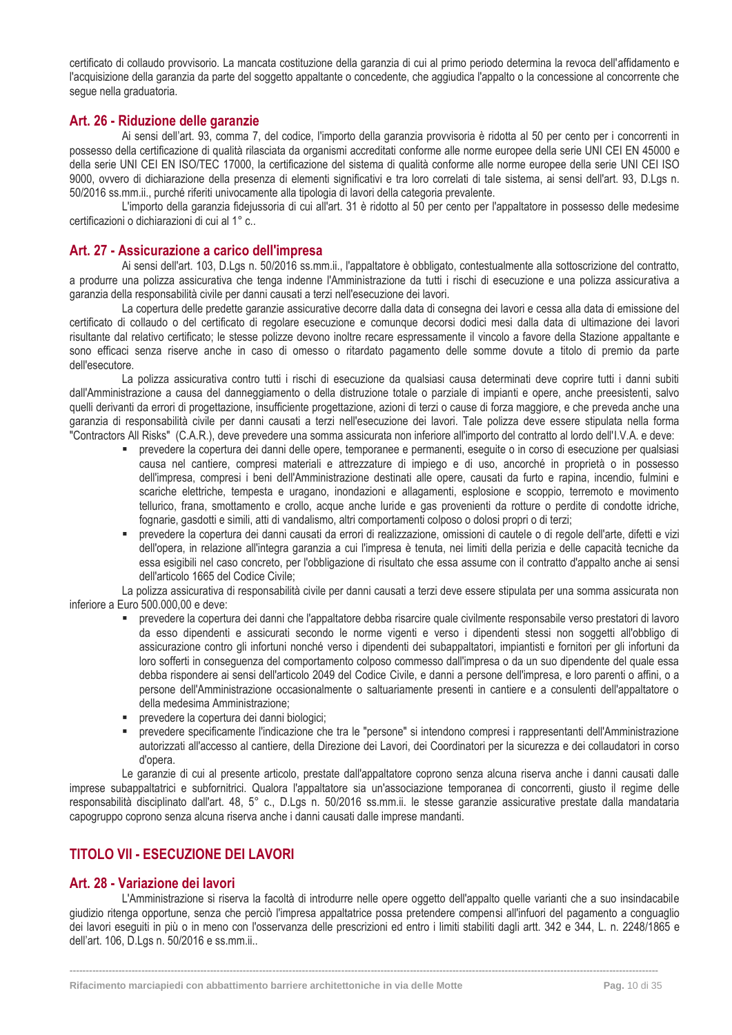certificato di collaudo provvisorio. La mancata costituzione della garanzia di cui al primo periodo determina la revoca dell'affidamento e l'acquisizione della garanzia da parte del soggetto appaltante o concedente, che aggiudica l'appalto o la concessione al concorrente che segue nella graduatoria.

## Art. 26 - Riduzione delle garanzie

Ai sensi dell'art. 93, comma 7, del codice, l'importo della garanzia provvisoria è ridotta al 50 per cento per i concorrenti in possesso della certificazione di qualità rilasciata da organismi accreditati conforme alle norme europee della serie UNI CEI EN 45000 e della serie UNI CEI EN ISO/TEC 17000, la certificazione del sistema di qualità conforme alle norme europee della serie UNI CEI ISO 9000, ovvero di dichiarazione della presenza di elementi significativi e tra loro correlati di tale sistema, ai sensi dell'art. 93, D.Lgs n. 50/2016 ss.mm.ii., purché riferiti univocamente alla tipologia di lavori della categoria prevalente.

L'importo della garanzia fidejussoria di cui all'art. 31 è ridotto al 50 per cento per l'appaltatore in possesso delle medesime certificazioni o dichiarazioni di cui al 1° c..

## Art. 27 - Assicurazione a carico dell'impresa

Ai sensi dell'art. 103, D.Lgs n. 50/2016 ss.mm.ii., l'appaltatore è obbligato, contestualmente alla sottoscrizione del contratto, a produrre una polizza assicurativa che tenga indenne l'Amministrazione da tutti i rischi di esecuzione e una polizza assicurativa a garanzia della responsabilità civile per danni causati a terzi nell'esecuzione dei lavori.

La copertura delle predette garanzie assicurative decorre dalla data di consegna dei lavori e cessa alla data di emissione del certificato di collaudo o del certificato di regolare esecuzione e comunque decorsi dodici mesi dalla data di ultimazione dei lavori risultante dal relativo certificato; le stesse polizze devono inoltre recare espressamente il vincolo a favore della Stazione appaltante e sono efficaci senza riserve anche in caso di omesso o ritardato pagamento delle somme dovute a titolo di premio da parte dell'esecutore.

La polizza assicurativa contro tutti i rischi di esecuzione da qualsiasi causa determinati deve coprire tutti i danni subiti dall'Amministrazione a causa del danneggiamento o della distruzione totale o parziale di impianti e opere, anche preesistenti, salvo quelli derivanti da errori di progettazione, insufficiente progettazione, azioni di terzi o cause di forza maggiore, e che preveda anche una garanzia di responsabilità civile per danni causati a terzi nell'esecuzione dei lavori. Tale polizza deve essere stipulata nella forma "Contractors All Risks" (C.A.R.), deve prevedere una somma assicurata non inferiore all'importo del contratto al lordo dell'I.V.A. e deve:

- prevedere la copertura dei danni delle opere, temporanee e permanenti, eseguite o in corso di esecuzione per qualsiasi causa nel cantiere, compresi materiali e attrezzature di impiego e di uso, ancorché in proprietà o in possesso dell'impresa, compresi i beni dell'Amministrazione destinati alle opere, causati da furto e rapina, incendio, fulmini e scariche elettriche, tempesta e uragano, inondazioni e allagamenti, esplosione e scoppio, terremoto e movimento tellurico, frana, smottamento e crollo, acque anche luride e gas provenienti da rotture o perdite di condotte idriche, fognarie, gasdotti e simili, atti di vandalismo, altri comportamenti colposo o dolosi propri o di terzi;
- prevedere la copertura dei danni causati da errori di realizzazione, omissioni di cautele o di regole dell'arte, difetti e vizi dell'opera, in relazione all'integra garanzia a cui l'impresa è tenuta, nei limiti della perizia e delle capacità tecniche da essa esigibili nel caso concreto, per l'obbligazione di risultato che essa assume con il contratto d'appalto anche ai sensi dell'articolo 1665 del Codice Civile;

La polizza assicurativa di responsabilità civile per danni causati a terzi deve essere stipulata per una somma assicurata non inferiore a Euro 500.000,00 e deve:

- prevedere la copertura dei danni che l'appaltatore debba risarcire quale civilmente responsabile verso prestatori di lavoro da esso dipendenti e assicurati secondo le norme vigenti e verso i dipendenti stessi non soggetti all'obbligo di assicurazione contro gli infortuni nonché verso i dipendenti dei subappaltatori, impiantisti e fornitori per gli infortuni da loro sofferti in conseguenza del comportamento colposo commesso dall'impresa o da un suo dipendente del quale essa debba rispondere ai sensi dell'articolo 2049 del Codice Civile, e danni a persone dell'impresa, e loro parenti o affini, o a persone dell'Amministrazione occasionalmente o saltuariamente presenti in cantiere e a consulenti dell'appaltatore o della medesima Amministrazione;
- prevedere la copertura dei danni biologici;
- prevedere specificamente l'indicazione che tra le "persone" si intendono compresi i rappresentanti dell'Amministrazione autorizzati all'accesso al cantiere, della Direzione dei Lavori, dei Coordinatori per la sicurezza e dei collaudatori in corso d'opera.

Le garanzie di cui al presente articolo, prestate dall'appaltatore coprono senza alcuna riserva anche i danni causati dalle imprese subappaltatrici e subfornitrici. Qualora l'appaltatore sia un'associazione temporanea di concorrenti, giusto il regime delle responsabilità disciplinato dall'art. 48, 5° c., D.Lgs n. 50/2016 ss.mm.ii. le stesse garanzie assicurative prestate dalla mandataria capogruppo coprono senza alcuna riserva anche i danni causati dalle imprese mandanti.

# TITOLO VII - ESECUZIONE DEI LAVORI

## Art. 28 - Variazione dei lavori

L'Amministrazione si riserva la facoltà di introdurre nelle opere oggetto dell'appalto quelle varianti che a suo insindacabile giudizio ritenga opportune, senza che perciò l'impresa appaltatrice possa pretendere compensi all'infuori del pagamento a conguaglio dei lavori eseguiti in più o in meno con l'osservanza delle prescrizioni ed entro i limiti stabiliti dagli artt. 342 e 344, L. n. 2248/1865 e dell'art. 106, D.Lgs n. 50/2016 e ss.mm.ii..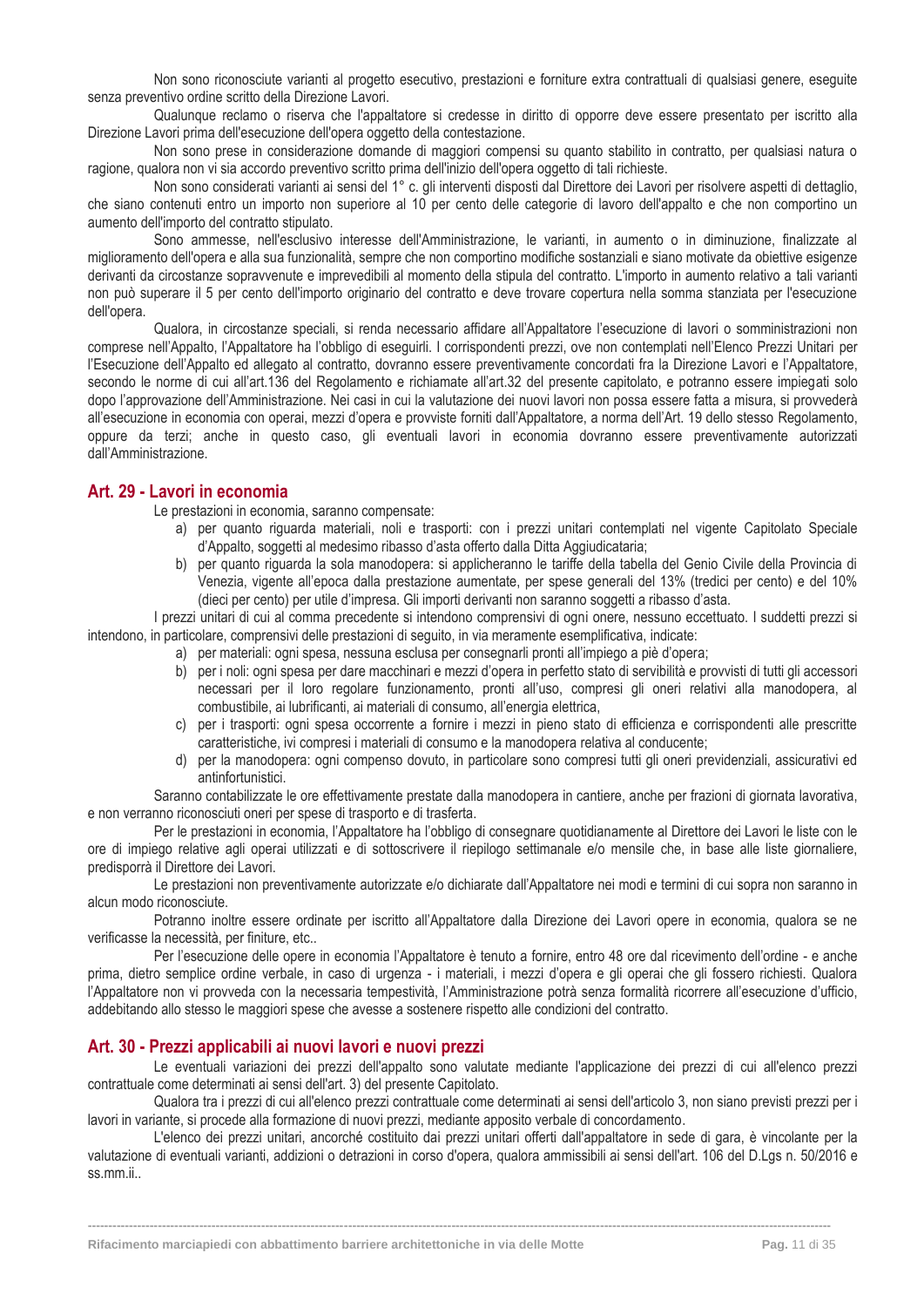Non sono riconosciute varianti al progetto esecutivo, prestazioni e forniture extra contrattuali di qualsiasi genere, eseguite senza preventivo ordine scritto della Direzione Lavori.

Qualunque reclamo o riserva che l'appaltatore si credesse in diritto di opporre deve essere presentato per iscritto alla Direzione Lavori prima dell'esecuzione dell'opera oggetto della contestazione.

Non sono prese in considerazione domande di maggiori compensi su quanto stabilito in contratto, per qualsiasi natura o ragione, qualora non vi sia accordo preventivo scritto prima dell'inizio dell'opera oggetto di tali richieste.

Non sono considerati varianti ai sensi del 1° c. gli interventi disposti dal Direttore dei Lavori per risolvere aspetti di dettaglio, che siano contenuti entro un importo non superiore al 10 per cento delle categorie di lavoro dell'appalto e che non comportino un aumento dell'importo del contratto stipulato.

Sono ammesse, nell'esclusivo interesse dell'Amministrazione, le varianti, in aumento o in diminuzione, finalizzate al miglioramento dell'opera e alla sua funzionalità, sempre che non comportino modifiche sostanziali e siano motivate da obiettive esigenze derivanti da circostanze sopravvenute e imprevedibili al momento della stipula del contratto. L'importo in aumento relativo a tali varianti non può superare il 5 per cento dell'importo originario del contratto e deve trovare copertura nella somma stanziata per l'esecuzione dell'opera.

Qualora, in circostanze speciali, si renda necessario affidare all'Appaltatore l'esecuzione di lavori o somministrazioni non comprese nell'Appalto, l'Appaltatore ha l'obbligo di eseguirli. I corrispondenti prezzi, ove non contemplati nell'Elenco Prezzi Unitari per l'Esecuzione dell'Appalto ed allegato al contratto, dovranno essere preventivamente concordati fra la Direzione Lavori e l'Appaltatore, secondo le norme di cui all'art.136 del Regolamento e richiamate all'art.32 del presente capitolato, e potranno essere impiegati solo dopo l'approvazione dell'Amministrazione. Nei casi in cui la valutazione dei nuovi lavori non possa essere fatta a misura, si provvederà all'esecuzione in economia con operai, mezzi d'opera e provviste forniti dall'Appaltatore, a norma dell'Art. 19 dello stesso Regolamento, oppure da terzi; anche in questo caso, gli eventuali lavori in economia dovranno essere preventivamente autorizzati dall'Amministrazione.

## Art. 29 - Lavori in economia

Le prestazioni in economia, saranno compensate:

a) per quanto riguarda materiali, noli e trasporti: con i prezzi unitari contemplati nel vigente Capitolato Speciale d'Appalto, soggetti al medesimo ribasso d'asta offerto dalla Ditta Aggiudicataria;
b) per quanto riguarda la sola manodopera: si applicheranno le tariffe della tabella del Genio Civile della Provincia di Venezia, vigente all'epoca dalla prestazione aumentate, per spese generali del 13% (tredici per cento) e del 10% (dieci per cento) per utile d'impresa. Gli importi derivanti non saranno soggetti a ribasso d'asta.

I prezzi unitari di cui al comma precedente si intendono comprensivi di ogni onere, nessuno eccettuato. I suddetti prezzi si intendono, in particolare, comprensivi delle prestazioni di seguito, in via meramente esemplificativa, indicate:

a) per materiali: ogni spesa, nessuna esclusa per consegnarli pronti all'impiego a piè d'opera;
b) per i noli: ogni spesa per dare macchinari e mezzi d'opera in perfetto stato di servibilità e provvisti di tutti gli accessori necessari per il loro regolare funzionamento, pronti all'uso, compresi gli oneri relativi alla manodopera, al combustibile, ai lubrificanti, ai materiali di consumo, all'energia elettrica,
c) per i trasporti: ogni spesa occorrente a fornire i mezzi in pieno stato di efficienza e corrispondenti alle prescritte caratteristiche, ivi compresi i materiali di consumo e la manodopera relativa al conducente;
d) per la manodopera: ogni compenso dovuto, in particolare sono compresi tutti gli oneri previdenziali, assicurativi ed antinfortunistici.

Saranno contabilizzate le ore effettivamente prestate dalla manodopera in cantiere, anche per frazioni di giornata lavorativa, e non verranno riconosciuti oneri per spese di trasporto e di trasferta.

Per le prestazioni in economia, l'Appaltatore ha l'obbligo di consegnare quotidianamente al Direttore dei Lavori le liste con le ore di impiego relative agli operai utilizzati e di sottoscrivere il riepilogo settimanale e/o mensile che, in base alle liste giornaliere, predisporrà il Direttore dei Lavori.

Le prestazioni non preventivamente autorizzate e/o dichiarate dall'Appaltatore nei modi e termini di cui sopra non saranno in alcun modo riconosciute.

Potranno inoltre essere ordinate per iscritto all'Appaltatore dalla Direzione dei Lavori opere in economia, qualora se ne verificasse la necessità, per finiture, etc..

Per l'esecuzione delle opere in economia l'Appaltatore è tenuto a fornire, entro 48 ore dal ricevimento dell'ordine - e anche prima, dietro semplice ordine verbale, in caso di urgenza - i materiali, i mezzi d'opera e gli operai che gli fossero richiesti. Qualora l'Appaltatore non vi provveda con la necessaria tempestività, l'Amministrazione potrà senza formalità ricorrere all'esecuzione d'ufficio, addebitando allo stesso le maggiori spese che avesse a sostenere rispetto alle condizioni del contratto.

## Art. 30 - Prezzi applicabili ai nuovi lavori e nuovi prezzi

Le eventuali variazioni dei prezzi dell'appalto sono valutate mediante l'applicazione dei prezzi di cui all'elenco prezzi contrattuale come determinati ai sensi dell'art. 3) del presente Capitolato.

Qualora tra i prezzi di cui all'elenco prezzi contrattuale come determinati ai sensi dell'articolo 3, non siano previsti prezzi per i lavori in variante, si procede alla formazione di nuovi prezzi, mediante apposito verbale di concordamento.

L'elenco dei prezzi unitari, ancorché costituito dai prezzi unitari offerti dall'appaltatore in sede di gara, è vincolante per la valutazione di eventuali varianti, addizioni o detrazioni in corso d'opera, qualora ammissibili ai sensi dell'art. 106 del D.Lgs n. 50/2016 e ss.mm.ii..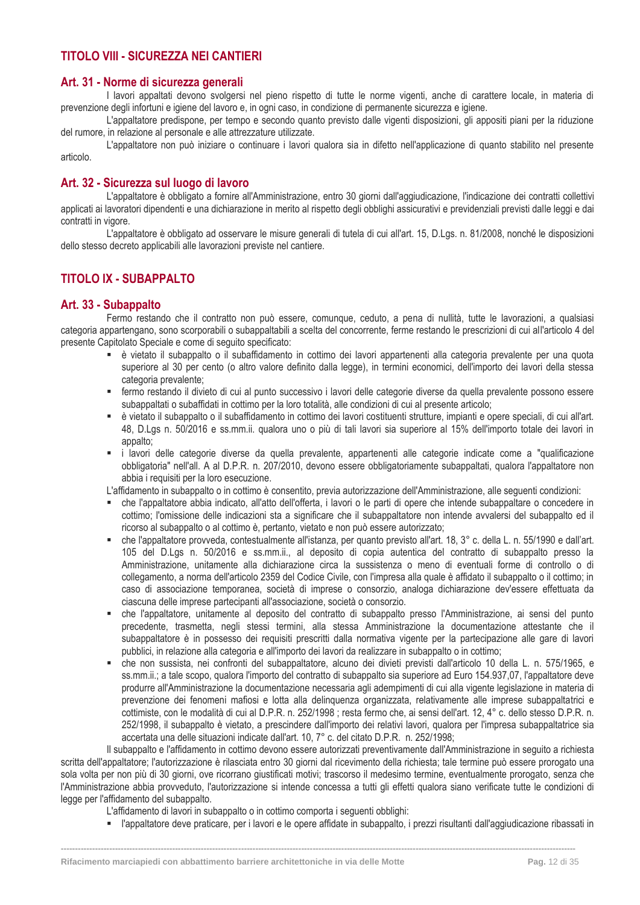## TITOLO VIII - SICUREZZA NEI CANTIERI

### Art. 31 - Norme di sicurezza generali

I lavori appaltati devono svolgersi nel pieno rispetto di tutte le norme vigenti, anche di carattere locale, in materia di prevenzione degli infortuni e igiene del lavoro e, in ogni caso, in condizione di permanente sicurezza e igiene.

L'appaltatore predispone, per tempo e secondo quanto previsto dalle vigenti disposizioni, gli appositi piani per la riduzione del rumore, in relazione al personale e alle attrezzature utilizzate.

L'appaltatore non può iniziare o continuare i lavori qualora sia in difetto nell'applicazione di quanto stabilito nel presente articolo.

### Art. 32 - Sicurezza sul luogo di lavoro

L'appaltatore è obbligato a fornire all'Amministrazione, entro 30 giorni dall'aggiudicazione, l'indicazione dei contratti collettivi applicati ai lavoratori dipendenti e una dichiarazione in merito al rispetto degli obblighi assicurativi e previdenziali previsti dalle leggi e dai contratti in vigore.

L'appaltatore è obbligato ad osservare le misure generali di tutela di cui all'art. 15, D.Lgs. n. 81/2008, nonché le disposizioni dello stesso decreto applicabili alle lavorazioni previste nel cantiere.

## TITOLO IX - SUBAPPALTO

### Art. 33 - Subappalto

Fermo restando che il contratto non può essere, comunque, ceduto, a pena di nullità, tutte le lavorazioni, a qualsiasi categoria appartengano, sono scorporabili o subappaltabili a scelta del concorrente, ferme restando le prescrizioni di cui all'articolo 4 del presente Capitolato Speciale e come di seguito specificato:

- è vietato il subappalto o il subaffidamento in cottimo dei lavori appartenenti alla categoria prevalente per una quota superiore al 30 per cento (o altro valore definito dalla legge), in termini economici, dell'importo dei lavori della stessa categoria prevalente;
- fermo restando il divieto di cui al punto successivo i lavori delle categorie diverse da quella prevalente possono essere subappaltati o subaffidati in cottimo per la loro totalità, alle condizioni di cui al presente articolo;
- è vietato il subappalto o il subaffidamento in cottimo dei lavori costituenti strutture, impianti e opere speciali, di cui all'art. 48, D.Lgs n. 50/2016 e ss.mm.ii. qualora uno o più di tali lavori sia superiore al 15% dell'importo totale dei lavori in appalto;
- i lavori delle categorie diverse da quella prevalente, appartenenti alle categorie indicate come a "qualificazione obbligatoria" nell'all. A al D.P.R. n. 207/2010, devono essere obbligatoriamente subappaltati, qualora l'appaltatore non abbia i requisiti per la loro esecuzione.

L'affidamento in subappalto o in cottimo è consentito, previa autorizzazione dell'Amministrazione, alle seguenti condizioni:

- che l'appaltatore abbia indicato, all'atto dell'offerta, i lavori o le parti di opere che intende subappaltare o concedere in cottimo; l'omissione delle indicazioni sta a significare che il subappaltatore non intende avvalersi del subappalto ed il ricorso al subappalto o al cottimo è, pertanto, vietato e non può essere autorizzato;
- che l'appaltatore provveda, contestualmente all'istanza, per quanto previsto all'art. 18, 3° c. della L. n. 55/1990 e dall'art. 105 del D.Lgs n. 50/2016 e ss.mm.ii., al deposito di copia autentica del contratto di subappalto presso la Amministrazione, unitamente alla dichiarazione circa la sussistenza o meno di eventuali forme di controllo o di collegamento, a norma dell'articolo 2359 del Codice Civile, con l'impresa alla quale è affidato il subappalto o il cottimo; in caso di associazione temporanea, società di imprese o consorzio, analoga dichiarazione dev'essere effettuata da ciascuna delle imprese partecipanti all'associazione, società o consorzio.
- che l'appaltatore, unitamente al deposito del contratto di subappalto presso l'Amministrazione, ai sensi del punto precedente, trasmetta, negli stessi termini, alla stessa Amministrazione la documentazione attestante che il subappaltatore è in possesso dei requisiti prescritti dalla normativa vigente per la partecipazione alle gare di lavori pubblici, in relazione alla categoria e all'importo dei lavori da realizzare in subappalto o in cottimo;
- che non sussista, nei confronti del subappaltatore, alcuno dei divieti previsti dall'articolo 10 della L. n. 575/1965, e ss.mm.ii.; a tale scopo, qualora l'importo del contratto di subappalto sia superiore ad Euro 154.937,07, l'appaltatore deve produrre all'Amministrazione la documentazione necessaria agli adempimenti di cui alla vigente legislazione in materia di prevenzione dei fenomeni mafiosi e lotta alla delinquenza organizzata, relativamente alle imprese subappaltatrici e cottimiste, con le modalità di cui al D.P.R. n. 252/1998 ; resta fermo che, ai sensi dell'art. 12, 4° c. dello stesso D.P.R. n. 252/1998, il subappalto è vietato, a prescindere dall'importo dei relativi lavori, qualora per l'impresa subappaltatrice sia accertata una delle situazioni indicate dall'art. 10, 7° c. del citato D.P.R. n. 252/1998;

Il subappalto e l'affidamento in cottimo devono essere autorizzati preventivamente dall'Amministrazione in seguito a richiesta scritta dell'appaltatore; l'autorizzazione è rilasciata entro 30 giorni dal ricevimento della richiesta; tale termine può essere prorogato una sola volta per non più di 30 giorni, ove ricorrano giustificati motivi; trascorso il medesimo termine, eventualmente prorogato, senza che l'Amministrazione abbia provveduto, l'autorizzazione si intende concessa a tutti gli effetti qualora siano verificate tutte le condizioni di legge per l'affidamento del subappalto.

L'affidamento di lavori in subappalto o in cottimo comporta i seguenti obblighi:

- l'appaltatore deve praticare, per i lavori e le opere affidate in subappalto, i prezzi risultanti dall'aggiudicazione ribassati in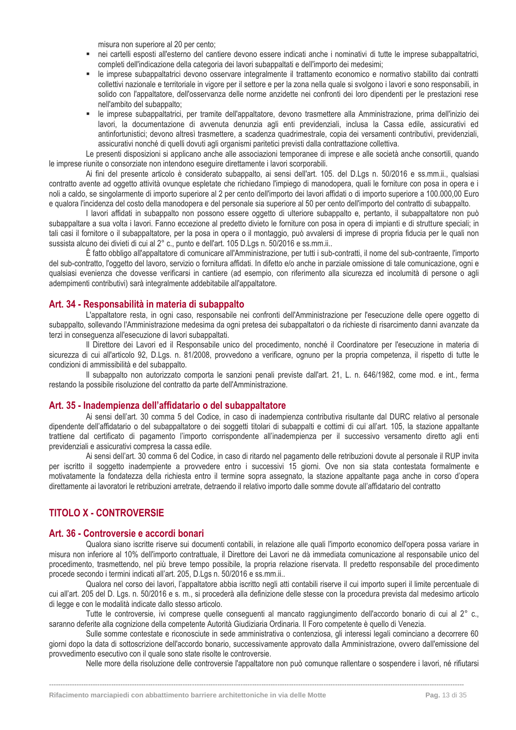misura non superiore al 20 per cento;

- nei cartelli esposti all'esterno del cantiere devono essere indicati anche i nominativi di tutte le imprese subappaltatrici, completi dell'indicazione della categoria dei lavori subappaltati e dell'importo dei medesimi;
- le imprese subappaltatrici devono osservare integralmente il trattamento economico e normativo stabilito dai contratti collettivi nazionale e territoriale in vigore per il settore e per la zona nella quale si svolgono i lavori e sono responsabili, in solido con l'appaltatore, dell'osservanza delle norme anzidette nei confronti dei loro dipendenti per le prestazioni rese nell'ambito del subappalto;
- le imprese subappaltatrici, per tramite dell'appaltatore, devono trasmettere alla Amministrazione, prima dell'inizio dei lavori, la documentazione di avvenuta denunzia agli enti previdenziali, inclusa la Cassa edile, assicurativi ed antinfortunistici; devono altresì trasmettere, a scadenza quadrimestrale, copia dei versamenti contributivi, previdenziali, assicurativi nonché di quelli dovuti agli organismi paritetici previsti dalla contrattazione collettiva.

Le presenti disposizioni si applicano anche alle associazioni temporanee di imprese e alle società anche consortili, quando le imprese riunite o consorziate non intendono eseguire direttamente i lavori scorporabili.

Ai fini del presente articolo è considerato subappalto, ai sensi dell'art. 105. del D.Lgs n. 50/2016 e ss.mm.ii., qualsiasi contratto avente ad oggetto attività ovunque espletate che richiedano l'impiego di manodopera, quali le forniture con posa in opera e i noli a caldo, se singolarmente di importo superiore al 2 per cento dell'importo dei lavori affidati o di importo superiore a 100.000,00 Euro e qualora l'incidenza del costo della manodopera e del personale sia superiore al 50 per cento dell'importo del contratto di subappalto.

I lavori affidati in subappalto non possono essere oggetto di ulteriore subappalto e, pertanto, il subappaltatore non può subappaltare a sua volta i lavori. Fanno eccezione al predetto divieto le forniture con posa in opera di impianti e di strutture speciali; in tali casi il fornitore o il subappaltatore, per la posa in opera o il montaggio, può avvalersi di imprese di propria fiducia per le quali non sussista alcuno dei divieti di cui al 2° c., punto e dell'art. 105 D.Lgs n. 50/2016 e ss.mm.ii..

È fatto obbligo all'appaltatore di comunicare all'Amministrazione, per tutti i sub-contratti, il nome del sub-contraente, l'importo del sub-contratto, l'oggetto del lavoro, servizio o fornitura affidati. In difetto e/o anche in parziale omissione di tale comunicazione, ogni e qualsiasi evenienza che dovesse verificarsi in cantiere (ad esempio, con riferimento alla sicurezza ed incolumità di persone o agli adempimenti contributivi) sarà integralmente addebitabile all'appaltatore.

## Art. 34 - Responsabilità in materia di subappalto

L'appaltatore resta, in ogni caso, responsabile nei confronti dell'Amministrazione per l'esecuzione delle opere oggetto di subappalto, sollevando l'Amministrazione medesima da ogni pretesa dei subappaltatori o da richieste di risarcimento danni avanzate da terzi in conseguenza all'esecuzione di lavori subappaltati.

Il Direttore dei Lavori ed il Responsabile unico del procedimento, nonché il Coordinatore per l'esecuzione in materia di sicurezza di cui all'articolo 92, D.Lgs. n. 81/2008, provvedono a verificare, ognuno per la propria competenza, il rispetto di tutte le condizioni di ammissibilità e del subappalto.

Il subappalto non autorizzato comporta le sanzioni penali previste dall'art. 21, L. n. 646/1982, come mod. e int., ferma restando la possibile risoluzione del contratto da parte dell'Amministrazione.

## Art. 35 - Inadempienza dell'affidatario o del subappaltatore

Ai sensi dell'art. 30 comma 5 del Codice, in caso di inadempienza contributiva risultante dal DURC relativo al personale dipendente dell'affidatario o del subappaltatore o dei soggetti titolari di subappalti e cottimi di cui all'art. 105, la stazione appaltante trattiene dal certificato di pagamento l'importo corrispondente all'inadempienza per il successivo versamento diretto agli enti previdenziali e assicurativi compresa la cassa edile.

Ai sensi dell'art. 30 comma 6 del Codice, in caso di ritardo nel pagamento delle retribuzioni dovute al personale il RUP invita per iscritto il soggetto inadempiente a provvedere entro i successivi 15 giorni. Ove non sia stata contestata formalmente e motivatamente la fondatezza della richiesta entro il termine sopra assegnato, la stazione appaltante paga anche in corso d'opera direttamente ai lavoratori le retribuzioni arretrate, detraendo il relativo importo dalle somme dovute all'affidatario del contratto

# TITOLO X - CONTROVERSIE

## Art. 36 - Controversie e accordi bonari

Qualora siano iscritte riserve sui documenti contabili, in relazione alle quali l'importo economico dell'opera possa variare in misura non inferiore al 10% dell'importo contrattuale, il Direttore dei Lavori ne dà immediata comunicazione al responsabile unico del procedimento, trasmettendo, nel più breve tempo possibile, la propria relazione riservata. Il predetto responsabile del procedimento procede secondo i termini indicati all'art. 205, D.Lgs n. 50/2016 e ss.mm.ii..

Qualora nel corso dei lavori, l'appaltatore abbia iscritto negli atti contabili riserve il cui importo superi il limite percentuale di cui all'art. 205 del D. Lgs. n. 50/2016 e s. m., si procederà alla definizione delle stesse con la procedura prevista dal medesimo articolo di legge e con le modalità indicate dallo stesso articolo.

Tutte le controversie, ivi comprese quelle conseguenti al mancato raggiungimento dell'accordo bonario di cui al 2° c., saranno deferite alla cognizione della competente Autorità Giudiziaria Ordinaria. Il Foro competente è quello di Venezia.

Sulle somme contestate e riconosciute in sede amministrativa o contenziosa, gli interessi legali cominciano a decorrere 60 giorni dopo la data di sottoscrizione dell'accordo bonario, successivamente approvato dalla Amministrazione, ovvero dall'emissione del provvedimento esecutivo con il quale sono state risolte le controversie.

Nelle more della risoluzione delle controversie l'appaltatore non può comunque rallentare o sospendere i lavori, né rifiutarsi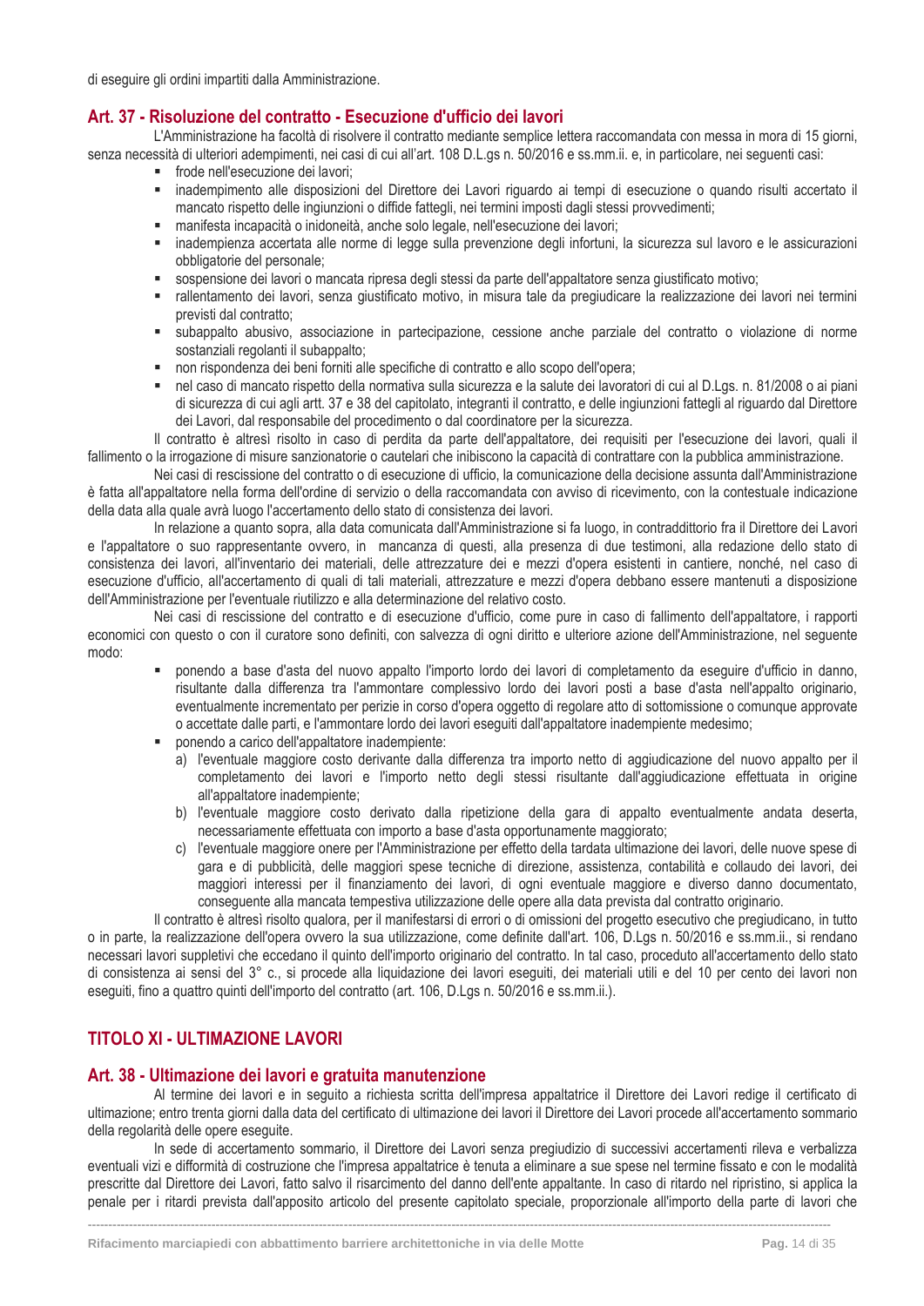di eseguire gli ordini impartiti dalla Amministrazione.

## Art. 37 - Risoluzione del contratto - Esecuzione d'ufficio dei lavori

L'Amministrazione ha facoltà di risolvere il contratto mediante semplice lettera raccomandata con messa in mora di 15 giorni, senza necessità di ulteriori adempimenti, nei casi di cui all'art. 108 D.L.gs n. 50/2016 e ss.mm.ii. e, in particolare, nei seguenti casi:

- frode nell'esecuzione dei lavori;
- inadempimento alle disposizioni del Direttore dei Lavori riguardo ai tempi di esecuzione o quando risulti accertato il mancato rispetto delle ingiunzioni o diffide fattegli, nei termini imposti dagli stessi provvedimenti;
- manifesta incapacità o inidoneità, anche solo legale, nell'esecuzione dei lavori;
- inadempienza accertata alle norme di legge sulla prevenzione degli infortuni, la sicurezza sul lavoro e le assicurazioni obbligatorie del personale;
- sospensione dei lavori o mancata ripresa degli stessi da parte dell'appaltatore senza giustificato motivo;
- rallentamento dei lavori, senza giustificato motivo, in misura tale da pregiudicare la realizzazione dei lavori nei termini previsti dal contratto;
- subappalto abusivo, associazione in partecipazione, cessione anche parziale del contratto o violazione di norme sostanziali regolanti il subappalto;
- non rispondenza dei beni forniti alle specifiche di contratto e allo scopo dell'opera;
- nel caso di mancato rispetto della normativa sulla sicurezza e la salute dei lavoratori di cui al D.Lgs. n. 81/2008 o ai piani di sicurezza di cui agli artt. 37 e 38 del capitolato, integranti il contratto, e delle ingiunzioni fattegli al riguardo dal Direttore dei Lavori, dal responsabile del procedimento o dal coordinatore per la sicurezza.

Il contratto è altresì risolto in caso di perdita da parte dell'appaltatore, dei requisiti per l'esecuzione dei lavori, quali il fallimento o la irrogazione di misure sanzionatorie o cautelari che inibiscono la capacità di contrattare con la pubblica amministrazione.

Nei casi di rescissione del contratto o di esecuzione di ufficio, la comunicazione della decisione assunta dall'Amministrazione è fatta all'appaltatore nella forma dell'ordine di servizio o della raccomandata con avviso di ricevimento, con la contestuale indicazione della data alla quale avrà luogo l'accertamento dello stato di consistenza dei lavori.

In relazione a quanto sopra, alla data comunicata dall'Amministrazione si fa luogo, in contraddittorio fra il Direttore dei Lavori e l'appaltatore o suo rappresentante ovvero, in mancanza di questi, alla presenza di due testimoni, alla redazione dello stato di consistenza dei lavori, all'inventario dei materiali, delle attrezzature dei e mezzi d'opera esistenti in cantiere, nonché, nel caso di esecuzione d'ufficio, all'accertamento di quali di tali materiali, attrezzature e mezzi d'opera debbano essere mantenuti a disposizione dell'Amministrazione per l'eventuale riutilizzo e alla determinazione del relativo costo.

Nei casi di rescissione del contratto e di esecuzione d'ufficio, come pure in caso di fallimento dell'appaltatore, i rapporti economici con questo o con il curatore sono definiti, con salvezza di ogni diritto e ulteriore azione dell'Amministrazione, nel seguente modo:

- ponendo a base d'asta del nuovo appalto l'importo lordo dei lavori di completamento da eseguire d'ufficio in danno, risultante dalla differenza tra l'ammontare complessivo lordo dei lavori posti a base d'asta nell'appalto originario, eventualmente incrementato per perizie in corso d'opera oggetto di regolare atto di sottomissione o comunque approvate o accettate dalle parti, e l'ammontare lordo dei lavori eseguiti dall'appaltatore inadempiente medesimo;
- ponendo a carico dell'appaltatore inadempiente:
  a) l'eventuale maggiore costo derivante dalla differenza tra importo netto di aggiudicazione del nuovo appalto per il completamento dei lavori e l'importo netto degli stessi risultante dall'aggiudicazione effettuata in origine all'appaltatore inadempiente;
  b) l'eventuale maggiore costo derivato dalla ripetizione della gara di appalto eventualmente andata deserta, necessariamente effettuata con importo a base d'asta opportunamente maggiorato;
  c) l'eventuale maggiore onere per l'Amministrazione per effetto della tardata ultimazione dei lavori, delle nuove spese di gara e di pubblicità, delle maggiori spese tecniche di direzione, assistenza, contabilità e collaudo dei lavori, dei maggiori interessi per il finanziamento dei lavori, di ogni eventuale maggiore e diverso danno documentato, conseguente alla mancata tempestiva utilizzazione delle opere alla data prevista dal contratto originario.

Il contratto è altresì risolto qualora, per il manifestarsi di errori o di omissioni del progetto esecutivo che pregiudicano, in tutto o in parte, la realizzazione dell'opera ovvero la sua utilizzazione, come definite dall'art. 106, D.Lgs n. 50/2016 e ss.mm.ii., si rendano necessari lavori suppletivi che eccedano il quinto dell'importo originario del contratto. In tal caso, proceduto all'accertamento dello stato di consistenza ai sensi del 3° c., si procede alla liquidazione dei lavori eseguiti, dei materiali utili e del 10 per cento dei lavori non eseguiti, fino a quattro quinti dell'importo del contratto (art. 106, D.Lgs n. 50/2016 e ss.mm.ii.).

# TITOLO XI - ULTIMAZIONE LAVORI

## Art. 38 - Ultimazione dei lavori e gratuita manutenzione

Al termine dei lavori e in seguito a richiesta scritta dell'impresa appaltatrice il Direttore dei Lavori redige il certificato di ultimazione; entro trenta giorni dalla data del certificato di ultimazione dei lavori il Direttore dei Lavori procede all'accertamento sommario della regolarità delle opere eseguite.

In sede di accertamento sommario, il Direttore dei Lavori senza pregiudizio di successivi accertamenti rileva e verbalizza eventuali vizi e difformità di costruzione che l'impresa appaltatrice è tenuta a eliminare a sue spese nel termine fissato e con le modalità prescritte dal Direttore dei Lavori, fatto salvo il risarcimento del danno dell'ente appaltante. In caso di ritardo nel ripristino, si applica la penale per i ritardi prevista dall'apposito articolo del presente capitolato speciale, proporzionale all'importo della parte di lavori che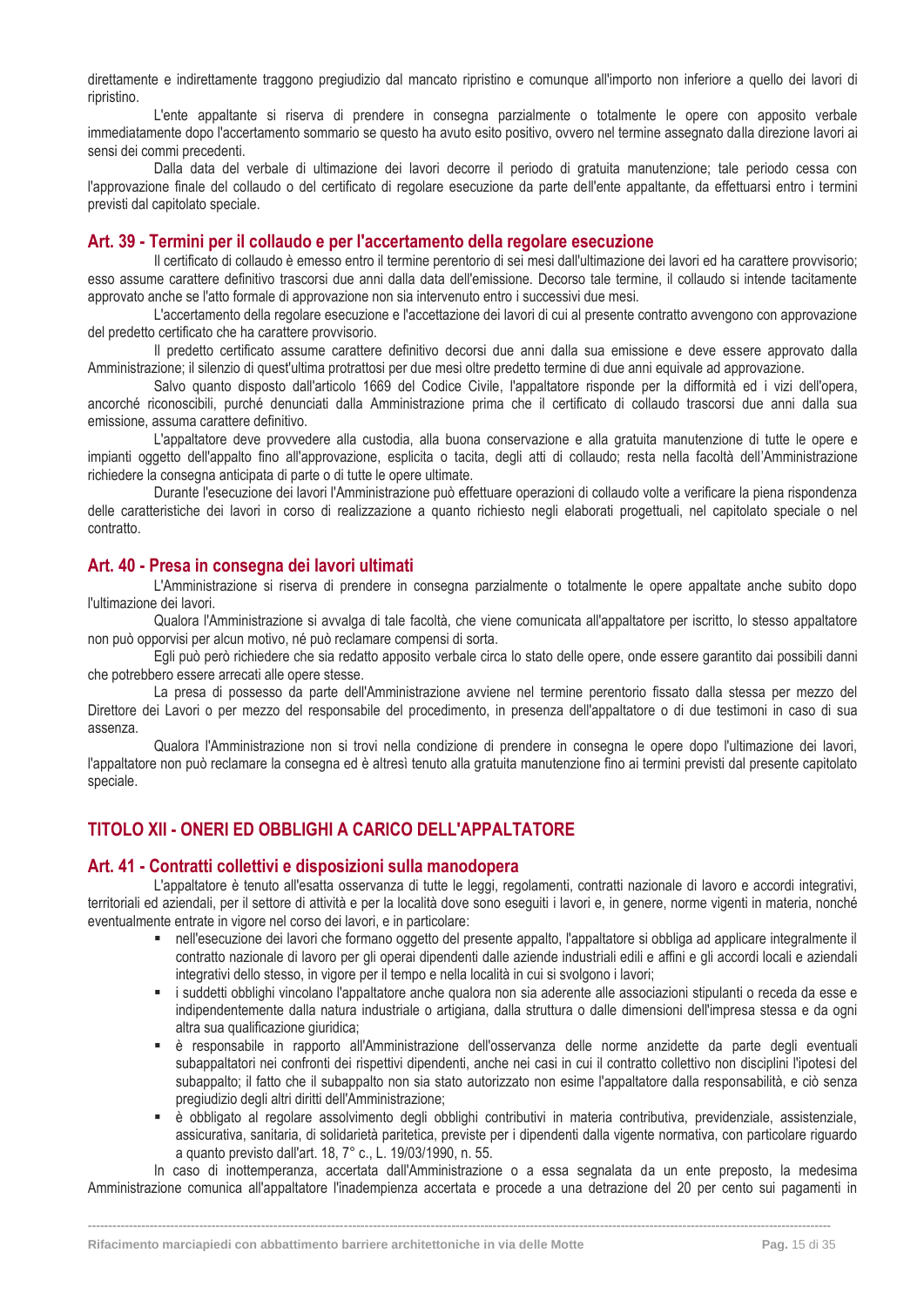direttamente e indirettamente traggono pregiudizio dal mancato ripristino e comunque all'importo non inferiore a quello dei lavori di ripristino.

L'ente appaltante si riserva di prendere in consegna parzialmente o totalmente le opere con apposito verbale immediatamente dopo l'accertamento sommario se questo ha avuto esito positivo, ovvero nel termine assegnato dalla direzione lavori ai sensi dei commi precedenti.

Dalla data del verbale di ultimazione dei lavori decorre il periodo di gratuita manutenzione; tale periodo cessa con l'approvazione finale del collaudo o del certificato di regolare esecuzione da parte dell'ente appaltante, da effettuarsi entro i termini previsti dal capitolato speciale.

## Art. 39 - Termini per il collaudo e per l'accertamento della regolare esecuzione

Il certificato di collaudo è emesso entro il termine perentorio di sei mesi dall'ultimazione dei lavori ed ha carattere provvisorio; esso assume carattere definitivo trascorsi due anni dalla data dell'emissione. Decorso tale termine, il collaudo si intende tacitamente approvato anche se l'atto formale di approvazione non sia intervenuto entro i successivi due mesi.

L'accertamento della regolare esecuzione e l'accettazione dei lavori di cui al presente contratto avvengono con approvazione del predetto certificato che ha carattere provvisorio.

Il predetto certificato assume carattere definitivo decorsi due anni dalla sua emissione e deve essere approvato dalla Amministrazione; il silenzio di quest'ultima protrattosi per due mesi oltre predetto termine di due anni equivale ad approvazione.

Salvo quanto disposto dall'articolo 1669 del Codice Civile, l'appaltatore risponde per la difformità ed i vizi dell'opera, ancorché riconoscibili, purché denunciati dalla Amministrazione prima che il certificato di collaudo trascorsi due anni dalla sua emissione, assuma carattere definitivo.

L'appaltatore deve provvedere alla custodia, alla buona conservazione e alla gratuita manutenzione di tutte le opere e impianti oggetto dell'appalto fino all'approvazione, esplicita o tacita, degli atti di collaudo; resta nella facoltà dell'Amministrazione richiedere la consegna anticipata di parte o di tutte le opere ultimate.

Durante l'esecuzione dei lavori l'Amministrazione può effettuare operazioni di collaudo volte a verificare la piena rispondenza delle caratteristiche dei lavori in corso di realizzazione a quanto richiesto negli elaborati progettuali, nel capitolato speciale o nel contratto.

## Art. 40 - Presa in consegna dei lavori ultimati

L'Amministrazione si riserva di prendere in consegna parzialmente o totalmente le opere appaltate anche subito dopo l'ultimazione dei lavori.

Qualora l'Amministrazione si avvalga di tale facoltà, che viene comunicata all'appaltatore per iscritto, lo stesso appaltatore non può opporvisi per alcun motivo, né può reclamare compensi di sorta.

Egli può però richiedere che sia redatto apposito verbale circa lo stato delle opere, onde essere garantito dai possibili danni che potrebbero essere arrecati alle opere stesse.

La presa di possesso da parte dell'Amministrazione avviene nel termine perentorio fissato dalla stessa per mezzo del Direttore dei Lavori o per mezzo del responsabile del procedimento, in presenza dell'appaltatore o di due testimoni in caso di sua assenza.

Qualora l'Amministrazione non si trovi nella condizione di prendere in consegna le opere dopo l'ultimazione dei lavori, l'appaltatore non può reclamare la consegna ed è altresì tenuto alla gratuita manutenzione fino ai termini previsti dal presente capitolato speciale.

# TITOLO XII - ONERI ED OBBLIGHI A CARICO DELL'APPALTATORE

## Art. 41 - Contratti collettivi e disposizioni sulla manodopera

L'appaltatore è tenuto all'esatta osservanza di tutte le leggi, regolamenti, contratti nazionale di lavoro e accordi integrativi, territoriali ed aziendali, per il settore di attività e per la località dove sono eseguiti i lavori e, in genere, norme vigenti in materia, nonché eventualmente entrate in vigore nel corso dei lavori, e in particolare:

- nell'esecuzione dei lavori che formano oggetto del presente appalto, l'appaltatore si obbliga ad applicare integralmente il contratto nazionale di lavoro per gli operai dipendenti dalle aziende industriali edili e affini e gli accordi locali e aziendali integrativi dello stesso, in vigore per il tempo e nella località in cui si svolgono i lavori;
- i suddetti obblighi vincolano l'appaltatore anche qualora non sia aderente alle associazioni stipulanti o receda da esse e indipendentemente dalla natura industriale o artigiana, dalla struttura o dalle dimensioni dell'impresa stessa e da ogni altra sua qualificazione giuridica;
- è responsabile in rapporto all'Amministrazione dell'osservanza delle norme anzidette da parte degli eventuali subappaltatori nei confronti dei rispettivi dipendenti, anche nei casi in cui il contratto collettivo non disciplini l'ipotesi del subappalto; il fatto che il subappalto non sia stato autorizzato non esime l'appaltatore dalla responsabilità, e ciò senza pregiudizio degli altri diritti dell'Amministrazione;
- è obbligato al regolare assolvimento degli obblighi contributivi in materia contributiva, previdenziale, assistenziale, assicurativa, sanitaria, di solidarietà paritetica, previste per i dipendenti dalla vigente normativa, con particolare riguardo a quanto previsto dall'art. 18, 7° c., L. 19/03/1990, n. 55.

In caso di inottemperanza, accertata dall'Amministrazione o a essa segnalata da un ente preposto, la medesima Amministrazione comunica all'appaltatore l'inadempienza accertata e procede a una detrazione del 20 per cento sui pagamenti in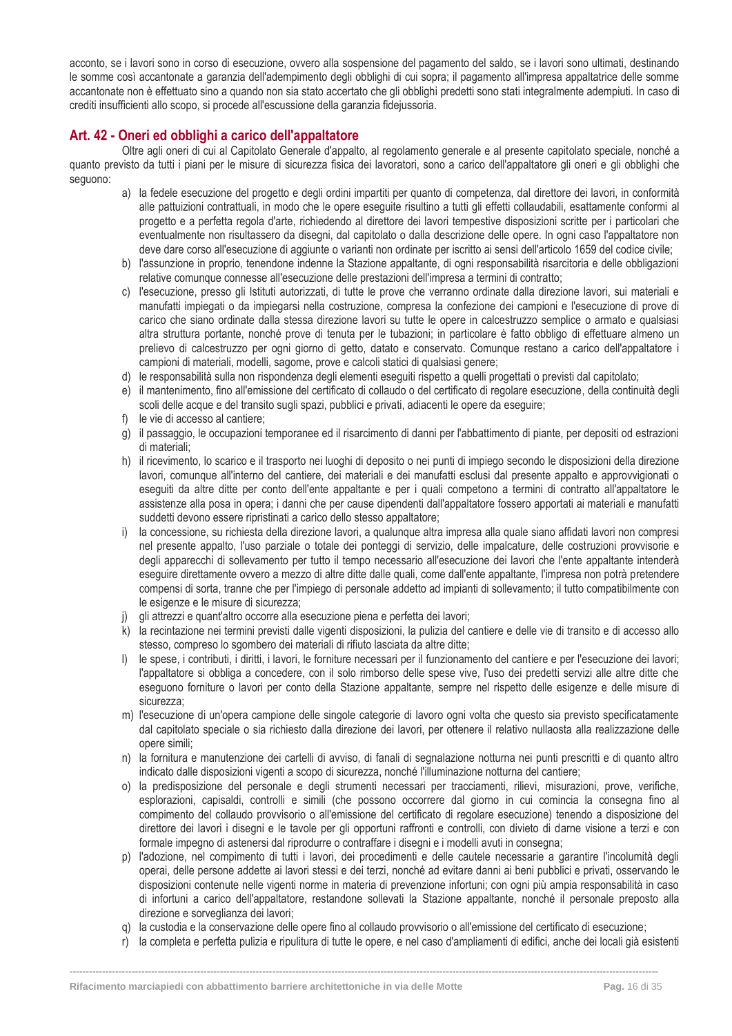acconto, se i lavori sono in corso di esecuzione, ovvero alla sospensione del pagamento del saldo, se i lavori sono ultimati, destinando le somme così accantonate a garanzia dell'adempimento degli obblighi di cui sopra; il pagamento all'impresa appaltatrice delle somme accantonate non è effettuato sino a quando non sia stato accertato che gli obblighi predetti sono stati integralmente adempiuti. In caso di crediti insufficienti allo scopo, si procede all'escussione della garanzia fidejussoria.

## Art. 42 - Oneri ed obblighi a carico dell'appaltatore

Oltre agli oneri di cui al Capitolato Generale d'appalto, al regolamento generale e al presente capitolato speciale, nonché a quanto previsto da tutti i piani per le misure di sicurezza fisica dei lavoratori, sono a carico dell'appaltatore gli oneri e gli obblighi che seguono:

a) la fedele esecuzione del progetto e degli ordini impartiti per quanto di competenza, dal direttore dei lavori, in conformità alle pattuizioni contrattuali, in modo che le opere eseguite risultino a tutti gli effetti collaudabili, esattamente conformi al progetto e a perfetta regola d'arte, richiedendo al direttore dei lavori tempestive disposizioni scritte per i particolari che eventualmente non risultassero da disegni, dal capitolato o dalla descrizione delle opere. In ogni caso l'appaltatore non deve dare corso all'esecuzione di aggiunte o varianti non ordinate per iscritto ai sensi dell'articolo 1659 del codice civile;

b) l'assunzione in proprio, tenendone indenne la Stazione appaltante, di ogni responsabilità risarcitoria e delle obbligazioni relative comunque connesse all'esecuzione delle prestazioni dell'impresa a termini di contratto;

c) l'esecuzione, presso gli Istituti autorizzati, di tutte le prove che verranno ordinate dalla direzione lavori, sui materiali e manufatti impiegati o da impiegarsi nella costruzione, compresa la confezione dei campioni e l'esecuzione di prove di carico che siano ordinate dalla stessa direzione lavori su tutte le opere in calcestruzzo semplice o armato e qualsiasi altra struttura portante, nonché prove di tenuta per le tubazioni; in particolare è fatto obbligo di effettuare almeno un prelievo di calcestruzzo per ogni giorno di getto, datato e conservato. Comunque restano a carico dell'appaltatore i campioni di materiali, modelli, sagome, prove e calcoli statici di qualsiasi genere;

d) le responsabilità sulla non rispondenza degli elementi eseguiti rispetto a quelli progettati o previsti dal capitolato;

e) il mantenimento, fino all'emissione del certificato di collaudo o del certificato di regolare esecuzione, della continuità degli scoli delle acque e del transito sugli spazi, pubblici e privati, adiacenti le opere da eseguire;

f) le vie di accesso al cantiere;

g) il passaggio, le occupazioni temporanee ed il risarcimento di danni per l'abbattimento di piante, per depositi od estrazioni di materiali;

h) il ricevimento, lo scarico e il trasporto nei luoghi di deposito o nei punti di impiego secondo le disposizioni della direzione lavori, comunque all'interno del cantiere, dei materiali e dei manufatti esclusi dal presente appalto e approvvigionati o eseguiti da altre ditte per conto dell'ente appaltante e per i quali competono a termini di contratto all'appaltatore le assistenze alla posa in opera; i danni che per cause dipendenti dall'appaltatore fossero apportati ai materiali e manufatti suddetti devono essere ripristinati a carico dello stesso appaltatore;

i) la concessione, su richiesta della direzione lavori, a qualunque altra impresa alla quale siano affidati lavori non compresi nel presente appalto, l'uso parziale o totale dei ponteggi di servizio, delle impalcature, delle costruzioni provvisorie e degli apparecchi di sollevamento per tutto il tempo necessario all'esecuzione dei lavori che l'ente appaltante intenderà eseguire direttamente ovvero a mezzo di altre ditte dalle quali, come dall'ente appaltante, l'impresa non potrà pretendere compensi di sorta, tranne che per l'impiego di personale addetto ad impianti di sollevamento; il tutto compatibilmente con le esigenze e le misure di sicurezza;

j) gli attrezzi e quant'altro occorre alla esecuzione piena e perfetta dei lavori;

k) la recintazione nei termini previsti dalle vigenti disposizioni, la pulizia del cantiere e delle vie di transito e di accesso allo stesso, compreso lo sgombero dei materiali di rifiuto lasciata da altre ditte;

l) le spese, i contributi, i diritti, i lavori, le forniture necessari per il funzionamento del cantiere e per l'esecuzione dei lavori; l'appaltatore si obbliga a concedere, con il solo rimborso delle spese vive, l'uso dei predetti servizi alle altre ditte che eseguono forniture o lavori per conto della Stazione appaltante, sempre nel rispetto delle esigenze e delle misure di sicurezza;

m) l'esecuzione di un'opera campione delle singole categorie di lavoro ogni volta che questo sia previsto specificatamente dal capitolato speciale o sia richiesto dalla direzione dei lavori, per ottenere il relativo nullaosta alla realizzazione delle opere simili;

n) la fornitura e manutenzione dei cartelli di avviso, di fanali di segnalazione notturna nei punti prescritti e di quanto altro indicato dalle disposizioni vigenti a scopo di sicurezza, nonché l'illuminazione notturna del cantiere;

o) la predisposizione del personale e degli strumenti necessari per tracciamenti, rilievi, misurazioni, prove, verifiche, esplorazioni, capisaldi, controlli e simili (che possono occorrere dal giorno in cui comincia la consegna fino al compimento del collaudo provvisorio o all'emissione del certificato di regolare esecuzione) tenendo a disposizione del direttore dei lavori i disegni e le tavole per gli opportuni raffronti e controlli, con divieto di darne visione a terzi e con formale impegno di astenersi dal riprodurre o contraffare i disegni e i modelli avuti in consegna;

p) l'adozione, nel compimento di tutti i lavori, dei procedimenti e delle cautele necessarie a garantire l'incolumità degli operai, delle persone addette ai lavori stessi e dei terzi, nonché ad evitare danni ai beni pubblici e privati, osservando le disposizioni contenute nelle vigenti norme in materia di prevenzione infortuni; con ogni più ampia responsabilità in caso di infortuni a carico dell'appaltatore, restandone sollevati la Stazione appaltante, nonché il personale preposto alla direzione e sorveglianza dei lavori;

q) la custodia e la conservazione delle opere fino al collaudo provvisorio o all'emissione del certificato di esecuzione;

r) la completa e perfetta pulizia e ripulitura di tutte le opere, e nel caso d'ampliamenti di edifici, anche dei locali già esistenti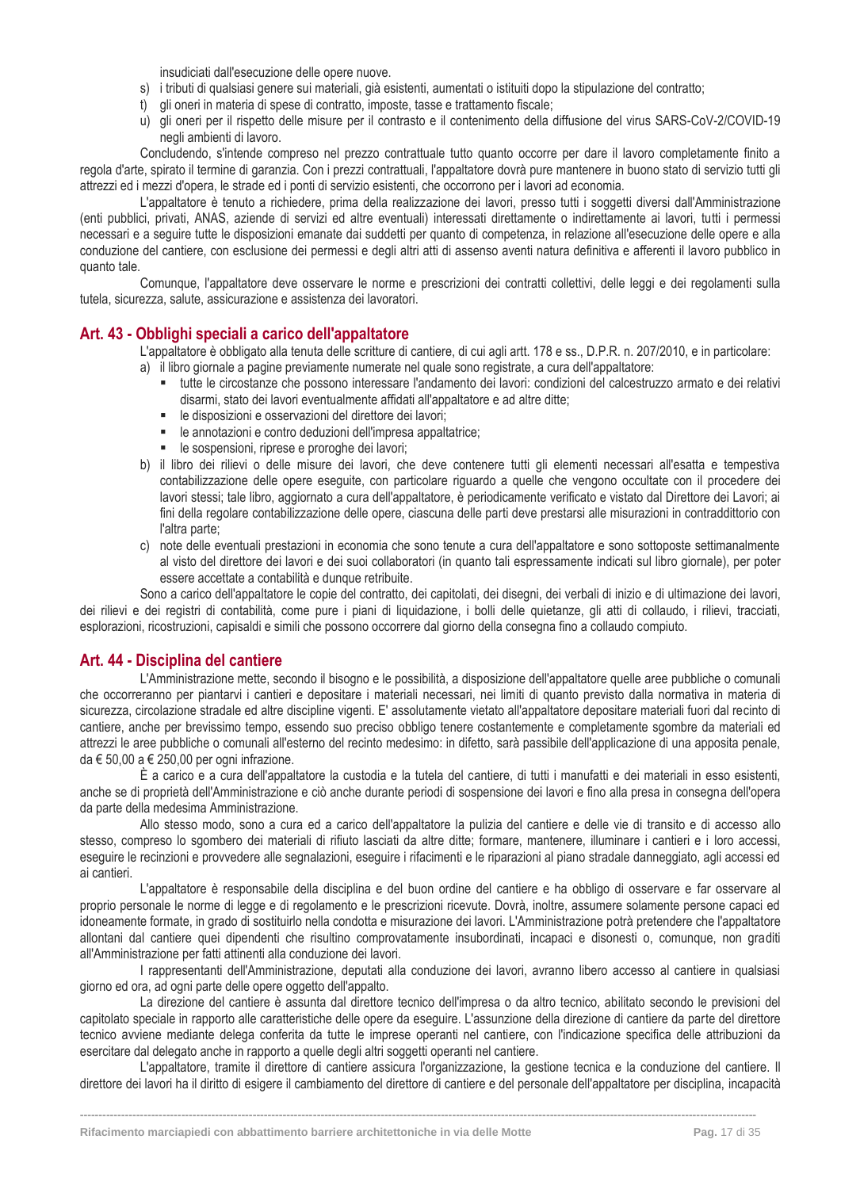insudiciati dall'esecuzione delle opere nuove.

s) i tributi di qualsiasi genere sui materiali, già esistenti, aumentati o istituiti dopo la stipulazione del contratto;
t) gli oneri in materia di spese di contratto, imposte, tasse e trattamento fiscale;
u) gli oneri per il rispetto delle misure per il contrasto e il contenimento della diffusione del virus SARS-CoV-2/COVID-19 negli ambienti di lavoro.

Concludendo, s'intende compreso nel prezzo contrattuale tutto quanto occorre per dare il lavoro completamente finito a regola d'arte, spirato il termine di garanzia. Con i prezzi contrattuali, l'appaltatore dovrà pure mantenere in buono stato di servizio tutti gli attrezzi ed i mezzi d'opera, le strade ed i ponti di servizio esistenti, che occorrono per i lavori ad economia.

L'appaltatore è tenuto a richiedere, prima della realizzazione dei lavori, presso tutti i soggetti diversi dall'Amministrazione (enti pubblici, privati, ANAS, aziende di servizi ed altre eventuali) interessati direttamente o indirettamente ai lavori, tutti i permessi necessari e a seguire tutte le disposizioni emanate dai suddetti per quanto di competenza, in relazione all'esecuzione delle opere e alla conduzione del cantiere, con esclusione dei permessi e degli altri atti di assenso aventi natura definitiva e afferenti il lavoro pubblico in quanto tale.

Comunque, l'appaltatore deve osservare le norme e prescrizioni dei contratti collettivi, delle leggi e dei regolamenti sulla tutela, sicurezza, salute, assicurazione e assistenza dei lavoratori.

## Art. 43 - Obblighi speciali a carico dell'appaltatore

L'appaltatore è obbligato alla tenuta delle scritture di cantiere, di cui agli artt. 178 e ss., D.P.R. n. 207/2010, e in particolare:

a) il libro giornale a pagine previamente numerate nel quale sono registrate, a cura dell'appaltatore:
   - tutte le circostanze che possono interessare l'andamento dei lavori: condizioni del calcestruzzo armato e dei relativi disarmi, stato dei lavori eventualmente affidati all'appaltatore e ad altre ditte;
   - le disposizioni e osservazioni del direttore dei lavori;
   - le annotazioni e contro deduzioni dell'impresa appaltatrice;
   - le sospensioni, riprese e proroghe dei lavori;
b) il libro dei rilievi o delle misure dei lavori, che deve contenere tutti gli elementi necessari all'esatta e tempestiva contabilizzazione delle opere eseguite, con particolare riguardo a quelle che vengono occultate con il procedere dei lavori stessi; tale libro, aggiornato a cura dell'appaltatore, è periodicamente verificato e vistato dal Direttore dei Lavori; ai fini della regolare contabilizzazione delle opere, ciascuna delle parti deve prestarsi alle misurazioni in contraddittorio con l'altra parte;
c) note delle eventuali prestazioni in economia che sono tenute a cura dell'appaltatore e sono sottoposte settimanalmente al visto del direttore dei lavori e dei suoi collaboratori (in quanto tali espressamente indicati sul libro giornale), per poter essere accettate a contabilità e dunque retribuite.

Sono a carico dell'appaltatore le copie del contratto, dei capitolati, dei disegni, dei verbali di inizio e di ultimazione dei lavori, dei rilievi e dei registri di contabilità, come pure i piani di liquidazione, i bolli delle quietanze, gli atti di collaudo, i rilievi, tracciati, esplorazioni, ricostruzioni, capisaldi e simili che possono occorrere dal giorno della consegna fino a collaudo compiuto.

## Art. 44 - Disciplina del cantiere

L'Amministrazione mette, secondo il bisogno e le possibilità, a disposizione dell'appaltatore quelle aree pubbliche o comunali che occorreranno per piantarvi i cantieri e depositare i materiali necessari, nei limiti di quanto previsto dalla normativa in materia di sicurezza, circolazione stradale ed altre discipline vigenti. E' assolutamente vietato all'appaltatore depositare materiali fuori dal recinto di cantiere, anche per brevissimo tempo, essendo suo preciso obbligo tenere costantemente e completamente sgombre da materiali ed attrezzi le aree pubbliche o comunali all'esterno del recinto medesimo: in difetto, sarà passibile dell'applicazione di una apposita penale, da € 50,00 a € 250,00 per ogni infrazione.

È a carico e a cura dell'appaltatore la custodia e la tutela del cantiere, di tutti i manufatti e dei materiali in esso esistenti, anche se di proprietà dell'Amministrazione e ciò anche durante periodi di sospensione dei lavori e fino alla presa in consegna dell'opera da parte della medesima Amministrazione.

Allo stesso modo, sono a cura ed a carico dell'appaltatore la pulizia del cantiere e delle vie di transito e di accesso allo stesso, compreso lo sgombero dei materiali di rifiuto lasciati da altre ditte; formare, mantenere, illuminare i cantieri e i loro accessi, eseguire le recinzioni e provvedere alle segnalazioni, eseguire i rifacimenti e le riparazioni al piano stradale danneggiato, agli accessi ed ai cantieri.

L'appaltatore è responsabile della disciplina e del buon ordine del cantiere e ha obbligo di osservare e far osservare al proprio personale le norme di legge e di regolamento e le prescrizioni ricevute. Dovrà, inoltre, assumere solamente persone capaci ed idoneamente formate, in grado di sostituirlo nella condotta e misurazione dei lavori. L'Amministrazione potrà pretendere che l'appaltatore allontani dal cantiere quei dipendenti che risultino comprovatamente insubordinati, incapaci e disonesti o, comunque, non graditi all'Amministrazione per fatti attinenti alla conduzione dei lavori.

I rappresentanti dell'Amministrazione, deputati alla conduzione dei lavori, avranno libero accesso al cantiere in qualsiasi giorno ed ora, ad ogni parte delle opere oggetto dell'appalto.

La direzione del cantiere è assunta dal direttore tecnico dell'impresa o da altro tecnico, abilitato secondo le previsioni del capitolato speciale in rapporto alle caratteristiche delle opere da eseguire. L'assunzione della direzione di cantiere da parte del direttore tecnico avviene mediante delega conferita da tutte le imprese operanti nel cantiere, con l'indicazione specifica delle attribuzioni da esercitare dal delegato anche in rapporto a quelle degli altri soggetti operanti nel cantiere.

L'appaltatore, tramite il direttore di cantiere assicura l'organizzazione, la gestione tecnica e la conduzione del cantiere. Il direttore dei lavori ha il diritto di esigere il cambiamento del direttore di cantiere e del personale dell'appaltatore per disciplina, incapacità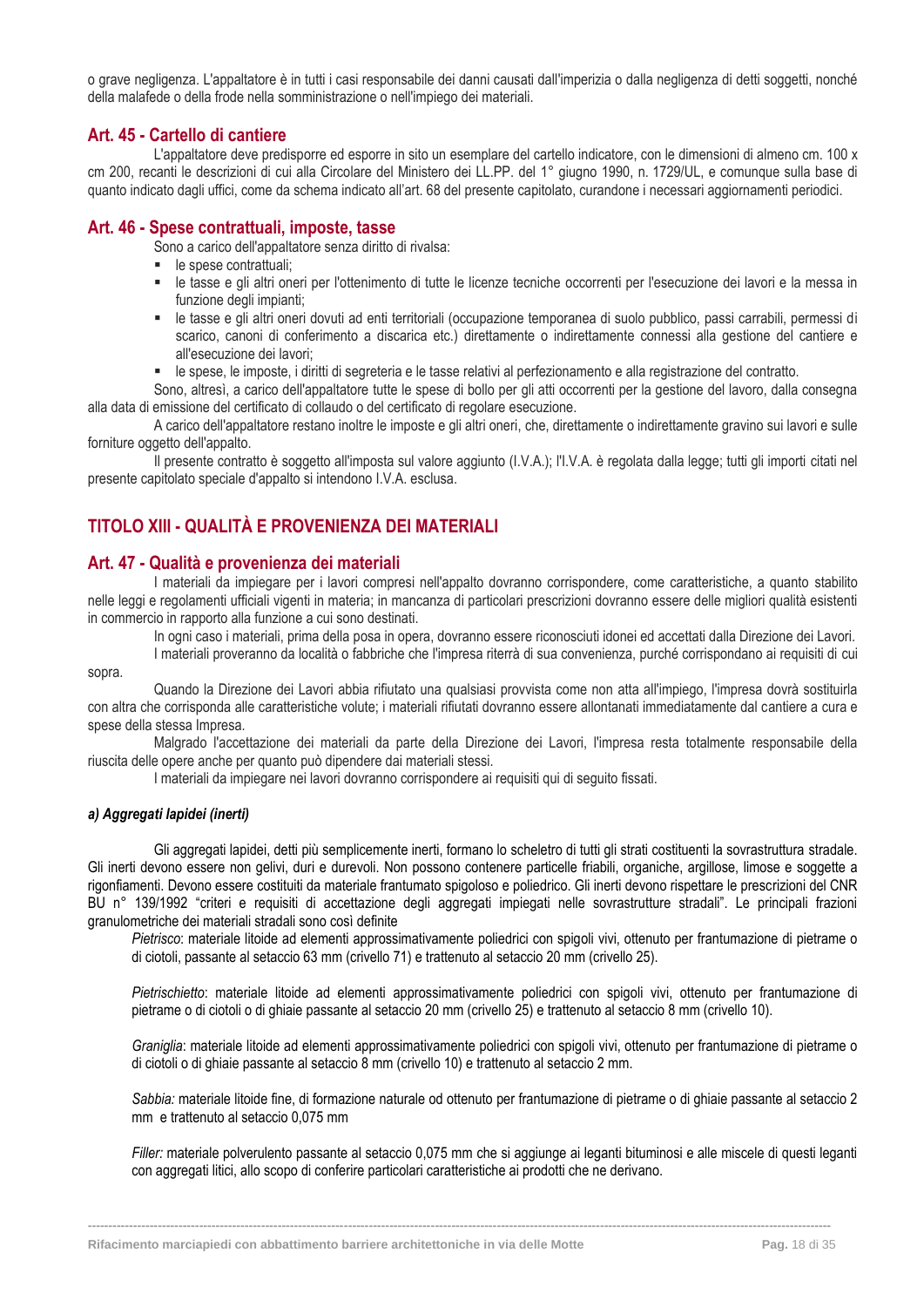o grave negligenza. L'appaltatore è in tutti i casi responsabile dei danni causati dall'imperizia o dalla negligenza di detti soggetti, nonché della malafede o della frode nella somministrazione o nell'impiego dei materiali.

## Art. 45 - Cartello di cantiere

L'appaltatore deve predisporre ed esporre in sito un esemplare del cartello indicatore, con le dimensioni di almeno cm. 100 x cm 200, recanti le descrizioni di cui alla Circolare del Ministero dei LL.PP. del 1° giugno 1990, n. 1729/UL, e comunque sulla base di quanto indicato dagli uffici, come da schema indicato all'art. 68 del presente capitolato, curandone i necessari aggiornamenti periodici.

## Art. 46 - Spese contrattuali, imposte, tasse

Sono a carico dell'appaltatore senza diritto di rivalsa:

- le spese contrattuali;
- le tasse e gli altri oneri per l'ottenimento di tutte le licenze tecniche occorrenti per l'esecuzione dei lavori e la messa in funzione degli impianti;
- le tasse e gli altri oneri dovuti ad enti territoriali (occupazione temporanea di suolo pubblico, passi carrabili, permessi di scarico, canoni di conferimento a discarica etc.) direttamente o indirettamente connessi alla gestione del cantiere e all'esecuzione dei lavori;
- le spese, le imposte, i diritti di segreteria e le tasse relativi al perfezionamento e alla registrazione del contratto.

Sono, altresì, a carico dell'appaltatore tutte le spese di bollo per gli atti occorrenti per la gestione del lavoro, dalla consegna alla data di emissione del certificato di collaudo o del certificato di regolare esecuzione.

A carico dell'appaltatore restano inoltre le imposte e gli altri oneri, che, direttamente o indirettamente gravino sui lavori e sulle forniture oggetto dell'appalto.

Il presente contratto è soggetto all'imposta sul valore aggiunto (I.V.A.); l'I.V.A. è regolata dalla legge; tutti gli importi citati nel presente capitolato speciale d'appalto si intendono I.V.A. esclusa.

# TITOLO XIII - QUALITÀ E PROVENIENZA DEI MATERIALI

## Art. 47 - Qualità e provenienza dei materiali

I materiali da impiegare per i lavori compresi nell'appalto dovranno corrispondere, come caratteristiche, a quanto stabilito nelle leggi e regolamenti ufficiali vigenti in materia; in mancanza di particolari prescrizioni dovranno essere delle migliori qualità esistenti in commercio in rapporto alla funzione a cui sono destinati.

In ogni caso i materiali, prima della posa in opera, dovranno essere riconosciuti idonei ed accettati dalla Direzione dei Lavori.

I materiali proveranno da località o fabbriche che l'impresa riterrà di sua convenienza, purché corrispondano ai requisiti di cui sopra.

Quando la Direzione dei Lavori abbia rifiutato una qualsiasi provvista come non atta all'impiego, l'impresa dovrà sostituirla con altra che corrisponda alle caratteristiche volute; i materiali rifiutati dovranno essere allontanati immediatamente dal cantiere a cura e spese della stessa Impresa.

Malgrado l'accettazione dei materiali da parte della Direzione dei Lavori, l'impresa resta totalmente responsabile della riuscita delle opere anche per quanto può dipendere dai materiali stessi.

I materiali da impiegare nei lavori dovranno corrispondere ai requisiti qui di seguito fissati.

#### *a) Aggregati lapidei (inerti)*

Gli aggregati lapidei, detti più semplicemente inerti, formano lo scheletro di tutti gli strati costituenti la sovrastruttura stradale. Gli inerti devono essere non gelivi, duri e durevoli. Non possono contenere particelle friabili, organiche, argillose, limose e soggette a rigonfiamenti. Devono essere costituiti da materiale frantumato spigoloso e poliedrico. Gli inerti devono rispettare le prescrizioni del CNR BU n° 139/1992 "criteri e requisiti di accettazione degli aggregati impiegati nelle sovrastrutture stradali". Le principali frazioni granulometriche dei materiali stradali sono così definite

*Pietrisco*: materiale litoide ad elementi approssimativamente poliedrici con spigoli vivi, ottenuto per frantumazione di pietrame o di ciotoli, passante al setaccio 63 mm (crivello 71) e trattenuto al setaccio 20 mm (crivello 25).

*Pietrischietto*: materiale litoide ad elementi approssimativamente poliedrici con spigoli vivi, ottenuto per frantumazione di pietrame o di ciotoli o di ghiaie passante al setaccio 20 mm (crivello 25) e trattenuto al setaccio 8 mm (crivello 10).

*Graniglia*: materiale litoide ad elementi approssimativamente poliedrici con spigoli vivi, ottenuto per frantumazione di pietrame o di ciotoli o di ghiaie passante al setaccio 8 mm (crivello 10) e trattenuto al setaccio 2 mm.

*Sabbia:* materiale litoide fine, di formazione naturale od ottenuto per frantumazione di pietrame o di ghiaie passante al setaccio 2 mm e trattenuto al setaccio 0,075 mm

*Filler:* materiale polverulento passante al setaccio 0,075 mm che si aggiunge ai leganti bituminosi e alle miscele di questi leganti con aggregati litici, allo scopo di conferire particolari caratteristiche ai prodotti che ne derivano.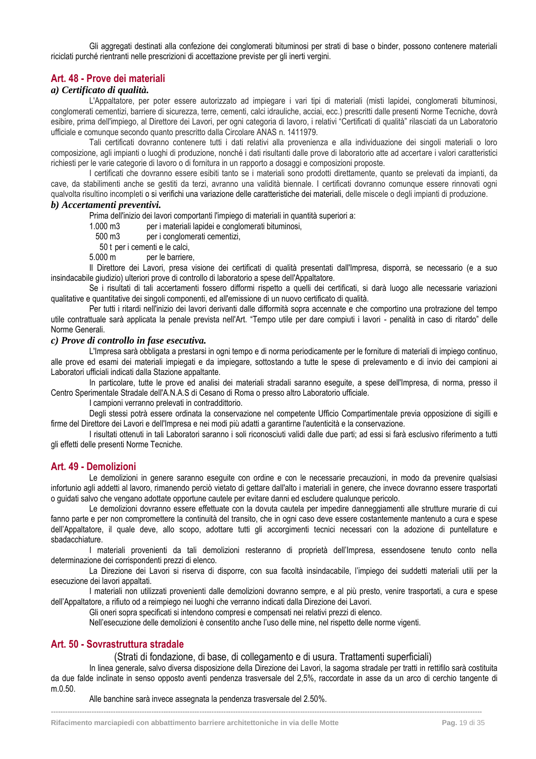Gli aggregati destinati alla confezione dei conglomerati bituminosi per strati di base o binder, possono contenere materiali riciclati purché rientranti nelle prescrizioni di accettazione previste per gli inerti vergini.

## Art. 48 - Prove dei materiali

### *a) Certificato di qualità.*

L'Appaltatore, per poter essere autorizzato ad impiegare i vari tipi di materiali (misti lapidei, conglomerati bituminosi, conglomerati cementizi, barriere di sicurezza, terre, cementi, calci idrauliche, acciai, ecc.) prescritti dalle presenti Norme Tecniche, dovrà esibire, prima dell'impiego, al Direttore dei Lavori, per ogni categoria di lavoro, i relativi "Certificati di qualità" rilasciati da un Laboratorio ufficiale e comunque secondo quanto prescritto dalla Circolare ANAS n. 1411979.

Tali certificati dovranno contenere tutti i dati relativi alla provenienza e alla individuazione dei singoli materiali o loro composizione, agli impianti o luoghi di produzione, nonché i dati risultanti dalle prove di laboratorio atte ad accertare i valori caratteristici richiesti per le varie categorie di lavoro o di fornitura in un rapporto a dosaggi e composizioni proposte.

I certificati che dovranno essere esibiti tanto se i materiali sono prodotti direttamente, quanto se prelevati da impianti, da cave, da stabilimenti anche se gestiti da terzi, avranno una validità biennale. I certificati dovranno comunque essere rinnovati ogni qualvolta risultino incompleti o si verifichi una variazione delle caratteristiche dei materiali, delle miscele o degli impianti di produzione.

### *b) Accertamenti preventivi.*

Prima dell'inizio dei lavori comportanti l'impiego di materiali in quantità superiori a:

- 1.000 m3 per i materiali lapidei e conglomerati bituminosi,
- 500 m3 per i conglomerati cementizi,
- 50 t per i cementi e le calci,
- 5.000 m per le barriere,

Il Direttore dei Lavori, presa visione dei certificati di qualità presentati dall'Impresa, disporrà, se necessario (e a suo insindacabile giudizio) ulteriori prove di controllo di laboratorio a spese dell'Appaltatore.

Se i risultati di tali accertamenti fossero difformi rispetto a quelli dei certificati, si darà luogo alle necessarie variazioni qualitative e quantitative dei singoli componenti, ed all'emissione di un nuovo certificato di qualità.

Per tutti i ritardi nell'inizio dei lavori derivanti dalle difformità sopra accennate e che comportino una protrazione del tempo utile contrattuale sarà applicata la penale prevista nell'Art. "Tempo utile per dare compiuti i lavori - penalità in caso di ritardo" delle Norme Generali.

### *c) Prove di controllo in fase esecutiva.*

L'Impresa sarà obbligata a prestarsi in ogni tempo e di norma periodicamente per le forniture di materiali di impiego continuo, alle prove ed esami dei materiali impiegati e da impiegare, sottostando a tutte le spese di prelevamento e di invio dei campioni ai Laboratori ufficiali indicati dalla Stazione appaltante.

In particolare, tutte le prove ed analisi dei materiali stradali saranno eseguite, a spese dell'Impresa, di norma, presso il Centro Sperimentale Stradale dell'A.N.A.S di Cesano di Roma o presso altro Laboratorio ufficiale.

I campioni verranno prelevati in contraddittorio.

Degli stessi potrà essere ordinata la conservazione nel competente Ufficio Compartimentale previa opposizione di sigilli e firme del Direttore dei Lavori e dell'Impresa e nei modi più adatti a garantirne l'autenticità e la conservazione.

I risultati ottenuti in tali Laboratori saranno i soli riconosciuti validi dalle due parti; ad essi si farà esclusivo riferimento a tutti gli effetti delle presenti Norme Tecniche.

## Art. 49 - Demolizioni

Le demolizioni in genere saranno eseguite con ordine e con le necessarie precauzioni, in modo da prevenire qualsiasi infortunio agli addetti al lavoro, rimanendo perciò vietato di gettare dall'alto i materiali in genere, che invece dovranno essere trasportati o guidati salvo che vengano adottate opportune cautele per evitare danni ed escludere qualunque pericolo.

Le demolizioni dovranno essere effettuate con la dovuta cautela per impedire danneggiamenti alle strutture murarie di cui fanno parte e per non compromettere la continuità del transito, che in ogni caso deve essere costantemente mantenuto a cura e spese dell'Appaltatore, il quale deve, allo scopo, adottare tutti gli accorgimenti tecnici necessari con la adozione di puntellature e sbadacchiature.

I materiali provenienti da tali demolizioni resteranno di proprietà dell'Impresa, essendosene tenuto conto nella determinazione dei corrispondenti prezzi di elenco.

La Direzione dei Lavori si riserva di disporre, con sua facoltà insindacabile, l'impiego dei suddetti materiali utili per la esecuzione dei lavori appaltati.

I materiali non utilizzati provenienti dalle demolizioni dovranno sempre, e al più presto, venire trasportati, a cura e spese dell'Appaltatore, a rifiuto od a reimpiego nei luoghi che verranno indicati dalla Direzione dei Lavori.

Gli oneri sopra specificati si intendono compresi e compensati nei relativi prezzi di elenco.

Nell'esecuzione delle demolizioni è consentito anche l'uso delle mine, nel rispetto delle norme vigenti.

## Art. 50 - Sovrastruttura stradale

(Strati di fondazione, di base, di collegamento e di usura. Trattamenti superficiali)

In linea generale, salvo diversa disposizione della Direzione dei Lavori, la sagoma stradale per tratti in rettifilo sarà costituita da due falde inclinate in senso opposto aventi pendenza trasversale del 2,5%, raccordate in asse da un arco di cerchio tangente di m.0.50.

Alle banchine sarà invece assegnata la pendenza trasversale del 2.50%.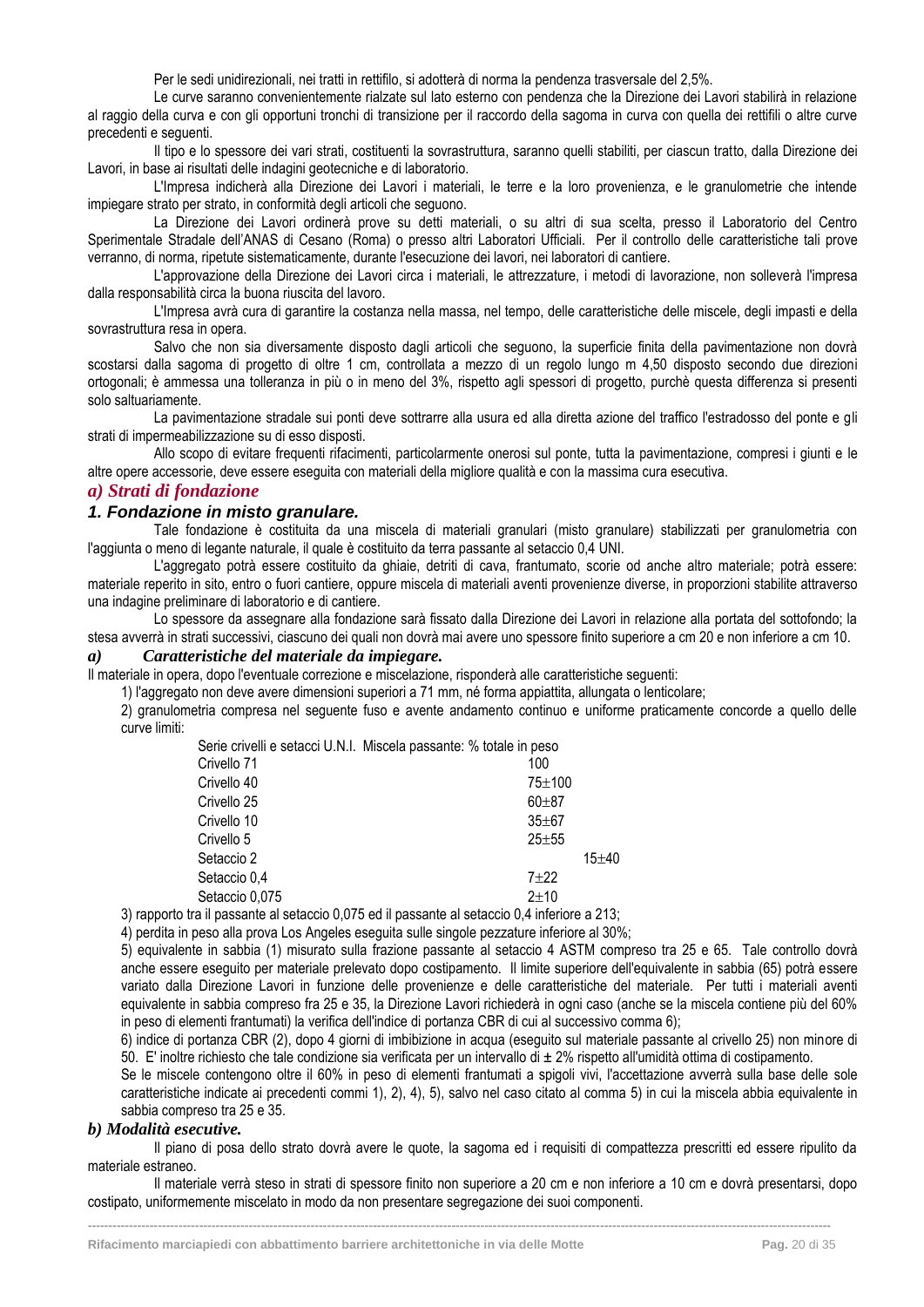Per le sedi unidirezionali, nei tratti in rettifilo, si adotterà di norma la pendenza trasversale del 2,5%.

Le curve saranno convenientemente rialzate sul lato esterno con pendenza che la Direzione dei Lavori stabilirà in relazione al raggio della curva e con gli opportuni tronchi di transizione per il raccordo della sagoma in curva con quella dei rettifili o altre curve precedenti e seguenti.

Il tipo e lo spessore dei vari strati, costituenti la sovrastruttura, saranno quelli stabiliti, per ciascun tratto, dalla Direzione dei Lavori, in base ai risultati delle indagini geotecniche e di laboratorio.

L'Impresa indicherà alla Direzione dei Lavori i materiali, le terre e la loro provenienza, e le granulometrie che intende impiegare strato per strato, in conformità degli articoli che seguono.

La Direzione dei Lavori ordinerà prove su detti materiali, o su altri di sua scelta, presso il Laboratorio del Centro Sperimentale Stradale dell'ANAS di Cesano (Roma) o presso altri Laboratori Ufficiali. Per il controllo delle caratteristiche tali prove verranno, di norma, ripetute sistematicamente, durante l'esecuzione dei lavori, nei laboratori di cantiere.

L'approvazione della Direzione dei Lavori circa i materiali, le attrezzature, i metodi di lavorazione, non solleverà l'impresa dalla responsabilità circa la buona riuscita del lavoro.

L'Impresa avrà cura di garantire la costanza nella massa, nel tempo, delle caratteristiche delle miscele, degli impasti e della sovrastruttura resa in opera.

Salvo che non sia diversamente disposto dagli articoli che seguono, la superficie finita della pavimentazione non dovrà scostarsi dalla sagoma di progetto di oltre 1 cm, controllata a mezzo di un regolo lungo m 4,50 disposto secondo due direzioni ortogonali; è ammessa una tolleranza in più o in meno del 3%, rispetto agli spessori di progetto, purchè questa differenza si presenti solo saltuariamente.

La pavimentazione stradale sui ponti deve sottrarre alla usura ed alla diretta azione del traffico l'estradosso del ponte e gli strati di impermeabilizzazione su di esso disposti.

Allo scopo di evitare frequenti rifacimenti, particolarmente onerosi sul ponte, tutta la pavimentazione, compresi i giunti e le altre opere accessorie, deve essere eseguita con materiali della migliore qualità e con la massima cura esecutiva.

### *a) Strati di fondazione*

### *1. Fondazione in misto granulare.*

Tale fondazione è costituita da una miscela di materiali granulari (misto granulare) stabilizzati per granulometria con l'aggiunta o meno di legante naturale, il quale è costituito da terra passante al setaccio 0,4 UNI.

L'aggregato potrà essere costituito da ghiaie, detriti di cava, frantumato, scorie od anche altro materiale; potrà essere: materiale reperito in sito, entro o fuori cantiere, oppure miscela di materiali aventi provenienze diverse, in proporzioni stabilite attraverso una indagine preliminare di laboratorio e di cantiere.

Lo spessore da assegnare alla fondazione sarà fissato dalla Direzione dei Lavori in relazione alla portata del sottofondo; la stesa avverrà in strati successivi, ciascuno dei quali non dovrà mai avere uno spessore finito superiore a cm 20 e non inferiore a cm 10.

#### *a) Caratteristiche del materiale da impiegare.*

Il materiale in opera, dopo l'eventuale correzione e miscelazione, risponderà alle caratteristiche seguenti:

1) l'aggregato non deve avere dimensioni superiori a 71 mm, né forma appiattita, allungata o lenticolare;

2) granulometria compresa nel seguente fuso e avente andamento continuo e uniforme praticamente concorde a quello delle curve limiti:

| Serie crivelli e setacci U.N.I. | Miscela passante: % totale in peso |
|---|---|
| Crivello 71 | 100 |
| Crivello 40 | 75±100 |
| Crivello 25 | 60±87 |
| Crivello 10 | 35±67 |
| Crivello 5 | 25±55 |
| Setaccio 2 | 15±40 |
| Setaccio 0,4 | 7±22 |
| Setaccio 0,075 | 2±10 |

3) rapporto tra il passante al setaccio 0,075 ed il passante al setaccio 0,4 inferiore a 213;

4) perdita in peso alla prova Los Angeles eseguita sulle singole pezzature inferiore al 30%;

5) equivalente in sabbia (1) misurato sulla frazione passante al setaccio 4 ASTM compreso tra 25 e 65. Tale controllo dovrà anche essere eseguito per materiale prelevato dopo costipamento. Il limite superiore dell'equivalente in sabbia (65) potrà essere variato dalla Direzione Lavori in funzione delle provenienze e delle caratteristiche del materiale. Per tutti i materiali aventi equivalente in sabbia compreso fra 25 e 35, la Direzione Lavori richiederà in ogni caso (anche se la miscela contiene più del 60% in peso di elementi frantumati) la verifica dell'indice di portanza CBR di cui al successivo comma 6);

6) indice di portanza CBR (2), dopo 4 giorni di imbibizione in acqua (eseguito sul materiale passante al crivello 25) non minore di 50. E' inoltre richiesto che tale condizione sia verificata per un intervallo di ± 2% rispetto all'umidità ottima di costipamento.

Se le miscele contengono oltre il 60% in peso di elementi frantumati a spigoli vivi, l'accettazione avverrà sulla base delle sole caratteristiche indicate ai precedenti commi 1), 2), 4), 5), salvo nel caso citato al comma 5) in cui la miscela abbia equivalente in sabbia compreso tra 25 e 35.

#### *b) Modalità esecutive.*

Il piano di posa dello strato dovrà avere le quote, la sagoma ed i requisiti di compattezza prescritti ed essere ripulito da materiale estraneo.

Il materiale verrà steso in strati di spessore finito non superiore a 20 cm e non inferiore a 10 cm e dovrà presentarsi, dopo costipato, uniformemente miscelato in modo da non presentare segregazione dei suoi componenti.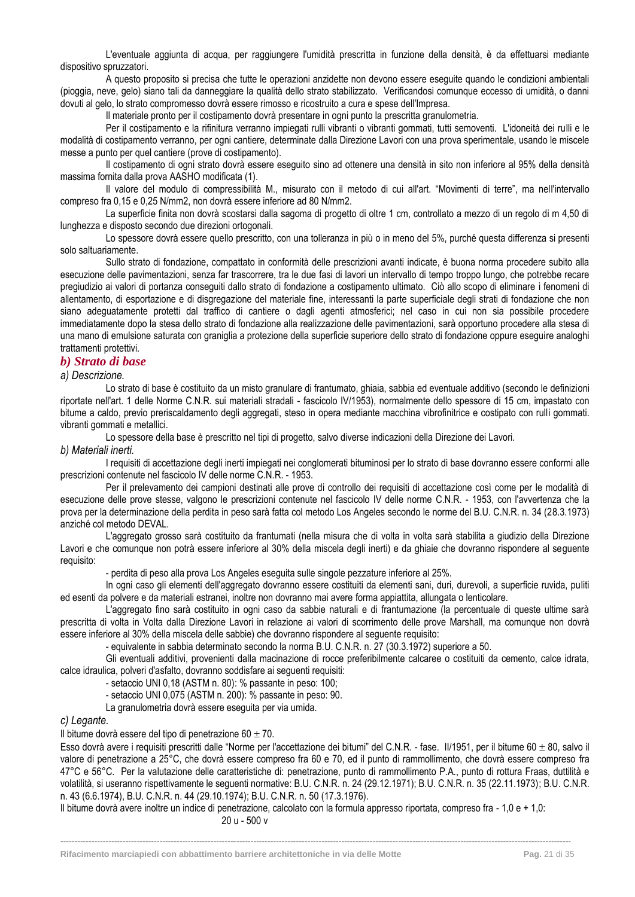L'eventuale aggiunta di acqua, per raggiungere l'umidità prescritta in funzione della densità, è da effettuarsi mediante dispositivo spruzzatori.

A questo proposito si precisa che tutte le operazioni anzidette non devono essere eseguite quando le condizioni ambientali (pioggia, neve, gelo) siano tali da danneggiare la qualità dello strato stabilizzato. Verificandosi comunque eccesso di umidità, o danni dovuti al gelo, lo strato compromesso dovrà essere rimosso e ricostruito a cura e spese dell'Impresa.

Il materiale pronto per il costipamento dovrà presentare in ogni punto la prescritta granulometria.

Per il costipamento e la rifinitura verranno impiegati rulli vibranti o vibranti gommati, tutti semoventi. L'idoneità dei rulli e le modalità di costipamento verranno, per ogni cantiere, determinate dalla Direzione Lavori con una prova sperimentale, usando le miscele messe a punto per quel cantiere (prove di costipamento).

Il costipamento di ogni strato dovrà essere eseguito sino ad ottenere una densità in sito non inferiore al 95% della densità massima fornita dalla prova AASHO modificata (1).

Il valore del modulo di compressibilità M., misurato con il metodo di cui all'art. "Movimenti di terre", ma nell'intervallo compreso fra 0,15 e 0,25 N/mm2, non dovrà essere inferiore ad 80 N/mm2.

La superficie finita non dovrà scostarsi dalla sagoma di progetto di oltre 1 cm, controllato a mezzo di un regolo di m 4,50 di lunghezza e disposto secondo due direzioni ortogonali.

Lo spessore dovrà essere quello prescritto, con una tolleranza in più o in meno del 5%, purché questa differenza si presenti solo saltuariamente.

Sullo strato di fondazione, compattato in conformità delle prescrizioni avanti indicate, è buona norma procedere subito alla esecuzione delle pavimentazioni, senza far trascorrere, tra le due fasi di lavori un intervallo di tempo troppo lungo, che potrebbe recare pregiudizio ai valori di portanza conseguiti dallo strato di fondazione a costipamento ultimato. Ciò allo scopo di eliminare i fenomeni di allentamento, di esportazione e di disgregazione del materiale fine, interessanti la parte superficiale degli strati di fondazione che non siano adeguatamente protetti dal traffico di cantiere o dagli agenti atmosferici; nel caso in cui non sia possibile procedere immediatamente dopo la stesa dello strato di fondazione alla realizzazione delle pavimentazioni, sarà opportuno procedere alla stesa di una mano di emulsione saturata con graniglia a protezione della superficie superiore dello strato di fondazione oppure eseguire analoghi trattamenti protettivi.

### *b) Strato di base*

*a) Descrizione.*

Lo strato di base è costituito da un misto granulare di frantumato, ghiaia, sabbia ed eventuale additivo (secondo le definizioni riportate nell'art. 1 delle Norme C.N.R. sui materiali stradali - fascicolo IV/1953), normalmente dello spessore di 15 cm, impastato con bitume a caldo, previo preriscaldamento degli aggregati, steso in opera mediante macchina vibrofinitrice e costipato con rulli gommati. vibranti gommati e metallici.

Lo spessore della base è prescritto nel tipi di progetto, salvo diverse indicazioni della Direzione dei Lavori.

*b) Materiali inerti.*

I requisiti di accettazione degli inerti impiegati nei conglomerati bituminosi per lo strato di base dovranno essere conformi alle prescrizioni contenute nel fascicolo IV delle norme C.N.R. - 1953.

Per il prelevamento dei campioni destinati alle prove di controllo dei requisiti di accettazione così come per le modalità di esecuzione delle prove stesse, valgono le prescrizioni contenute nel fascicolo IV delle norme C.N.R. - 1953, con l'avvertenza che la prova per la determinazione della perdita in peso sarà fatta col metodo Los Angeles secondo le norme del B.U. C.N.R. n. 34 (28.3.1973) anziché col metodo DEVAL.

L'aggregato grosso sarà costituito da frantumati (nella misura che di volta in volta sarà stabilita a giudizio della Direzione Lavori e che comunque non potrà essere inferiore al 30% della miscela degli inerti) e da ghiaie che dovranno rispondere al seguente requisito:

- perdita di peso alla prova Los Angeles eseguita sulle singole pezzature inferiore al 25%.

In ogni caso gli elementi dell'aggregato dovranno essere costituiti da elementi sani, duri, durevoli, a superficie ruvida, puliti ed esenti da polvere e da materiali estranei, inoltre non dovranno mai avere forma appiattita, allungata o lenticolare.

L'aggregato fino sarà costituito in ogni caso da sabbie naturali e di frantumazione (la percentuale di queste ultime sarà prescritta di volta in Volta dalla Direzione Lavori in relazione ai valori di scorrimento delle prove Marshall, ma comunque non dovrà essere inferiore al 30% della miscela delle sabbie) che dovranno rispondere al seguente requisito:

- equivalente in sabbia determinato secondo la norma B.U. C.N.R. n. 27 (30.3.1972) superiore a 50.

Gli eventuali additivi, provenienti dalla macinazione di rocce preferibilmente calcaree o costituiti da cemento, calce idrata, calce idraulica, polveri d'asfalto, dovranno soddisfare ai seguenti requisiti:

- setaccio UNI 0,18 (ASTM n. 80): % passante in peso: 100;
- setaccio UNI 0,075 (ASTM n. 200): % passante in peso: 90.

La granulometria dovrà essere eseguita per via umida.

*c) Legante.*

Il bitume dovrà essere del tipo di penetrazione $60 \pm 70$.

Esso dovrà avere i requisiti prescritti dalle "Norme per l'accettazione dei bitumi" del C.N.R. - fase. II/1951, per il bitume $60 \pm 80$, salvo il valore di penetrazione a 25°C, che dovrà essere compreso fra 60 e 70, ed il punto di rammollimento, che dovrà essere compreso fra 47°C e 56°C. Per la valutazione delle caratteristiche di: penetrazione, punto di rammollimento P.A., punto di rottura Fraas, duttilità e volatilità, si useranno rispettivamente le seguenti normative: B.U. C.N.R. n. 24 (29.12.1971); B.U. C.N.R. n. 35 (22.11.1973); B.U. C.N.R. n. 43 (6.6.1974), B.U. C.N.R. n. 44 (29.10.1974); B.U. C.N.R. n. 50 (17.3.1976).

Il bitume dovrà avere inoltre un indice di penetrazione, calcolato con la formula appresso riportata, compreso fra - 1,0 e + 1,0:

20 u - 500 v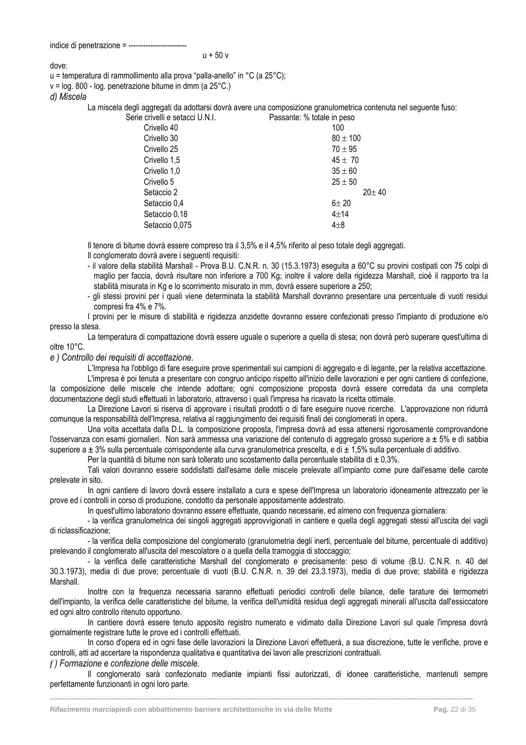indice di penetrazione = ------------------------

u + 50 v

dove:

u = temperatura di rammollimento alla prova "palla-anello" in °C (a 25°C);

v = log. 800 - log. penetrazione bitume in dmm (a 25°C.)

*d) Miscela*

La miscela degli aggregati da adottarsi dovrà avere una composizione granulometrica contenuta nel seguente fuso:

| Serie crivelli e setacci U.N.I. | Passante: % totale in peso |
|---|---|
| Crivello 40 | 100 |
| Crivello 30 | 80 ± 100 |
| Crivello 25 | 70 ± 95 |
| Crivello 1,5 | 45 ± 70 |
| Crivello 1,0 | 35 ± 60 |
| Crivello 5 | 25 ± 50 |
| Setaccio 2 | 20± 40 |
| Setaccio 0,4 | 6± 20 |
| Setaccio 0,18 | 4±14 |
| Setaccio 0,075 | 4±8 |

Il tenore di bitume dovrà essere compreso tra il 3,5% e il 4,5% riferito al peso totale degli aggregati.

Il conglomerato dovrà avere i seguenti requisiti:

- il valore della stabilità Marshall - Prova B.U. C.N.R. n. 30 (15.3.1973) eseguita a 60°C su provini costipati con 75 colpi di maglio per faccia, dovrà risultare non inferiore a 700 Kg; inoltre il valore della rigidezza Marshall, cioè il rapporto tra la stabilità misurata in Kg e lo scorrimento misurato in mm, dovrà essere superiore a 250;
- gli stessi provini per i quali viene determinata la stabilità Marshall dovranno presentare una percentuale di vuoti residui compresi fra 4% e 7%.

I provini per le misure di stabilità e rigidezza anzidette dovranno essere confezionati presso l'impianto di produzione e/o presso la stesa.

La temperatura di compattazione dovrà essere uguale o superiore a quella di stesa; non dovrà però superare quest'ultima di oltre 10°C.

*e ) Controllo dei requisiti di accettazione.*

L'Impresa ha l'obbligo di fare eseguire prove sperimentali sui campioni di aggregato e di legante, per la relativa accettazione.

L'impresa è poi tenuta a presentare con congruo anticipo rispetto all'inizio delle lavorazioni e per ogni cantiere di confezione, la composizione delle miscele che intende adottare; ogni composizione proposta dovrà essere corredata da una completa documentazione degli studi effettuati in laboratorio, attraverso i quali l'impresa ha ricavato la ricetta ottimale.

La Direzione Lavori si riserva di approvare i risultati prodotti o di fare eseguire nuove ricerche. L'approvazione non ridurrà comunque la responsabilità dell'Impresa, relativa al raggiungimento dei requisiti finali dei conglomerati in opera.

Una volta accettata dalla D.L. la composizione proposta, l'impresa dovrà ad essa attenersi rigorosamente comprovandone l'osservanza con esami giornalieri. Non sarà ammessa una variazione del contenuto di aggregato grosso superiore a ± 5% e di sabbia superiore a ± 3% sulla percentuale corrispondente alla curva granulometrica prescelta, e di ± 1,5% sulla percentuale di additivo.

Per la quantità di bitume non sarà tollerato uno scostamento dalla percentuale stabilita di ± 0,3%.

Tali valori dovranno essere soddisfatti dall'esame delle miscele prelevate all'impianto come pure dall'esame delle carote prelevate in sito.

In ogni cantiere di lavoro dovrà essere installato a cura e spese dell'Impresa un laboratorio idoneamente attrezzato per le prove ed i controlli in corso di produzione, condotto da personale appositamente addestrato.

In quest'ultimo laboratorio dovranno essere effettuate, quando necessarie, ed almeno con frequenza giornaliera:

- la verifica granulometrica dei singoli aggregati approvvigionati in cantiere e quella degli aggregati stessi all'uscita dei vagli di riclassificazione;

- la verifica della composizione del conglomerato (granulometria degli inerti, percentuale del bitume, percentuale di additivo) prelevando il conglomerato all'uscita del mescolatore o a quella della tramoggia di stoccaggio;

- la verifica delle caratteristiche Marshall del conglomerato e precisamente: peso di volume (B.U. C.N.R. n. 40 del 30.3.1973), media di due prove; percentuale di vuoti (B.U. C.N.R. n. 39 del 23.3.1973), media di due prove; stabilità e rigidezza Marshall.

Inoltre con la frequenza necessaria saranno effettuati periodici controlli delle bilance, delle tarature dei termometri dell'impianto, la verifica delle caratteristiche del bitume, la verifica dell'umidità residua degli aggregati minerali all'uscita dall'essiccatore ed ogni altro controllo ritenuto opportuno.

In cantiere dovrà essere tenuto apposito registro numerato e vidimato dalla Direzione Lavori sul quale l'impresa dovrà giornalmente registrare tutte le prove ed i controlli effettuati.

In corso d'opera ed in ogni fase delle lavorazioni la Direzione Lavori effettuerà, a sua discrezione, tutte le verifiche, prove e controlli, atti ad accertare la rispondenza qualitativa e quantitativa dei lavori alle prescrizioni contrattuali.

*f ) Formazione e confezione delle miscele.*

Il conglomerato sarà confezionato mediante impianti fissi autorizzati, di idonee caratteristiche, mantenuti sempre perfettamente funzionanti in ogni loro parte.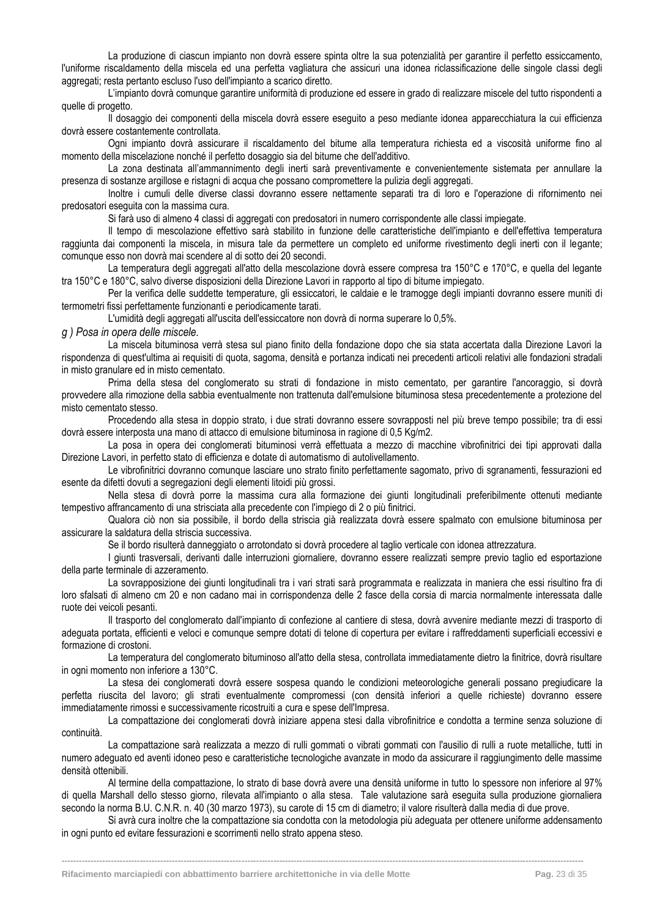La produzione di ciascun impianto non dovrà essere spinta oltre la sua potenzialità per garantire il perfetto essiccamento, l'uniforme riscaldamento della miscela ed una perfetta vagliatura che assicuri una idonea riclassificazione delle singole classi degli aggregati; resta pertanto escluso l'uso dell'impianto a scarico diretto.

L'impianto dovrà comunque garantire uniformità di produzione ed essere in grado di realizzare miscele del tutto rispondenti a quelle di progetto.

Il dosaggio dei componenti della miscela dovrà essere eseguito a peso mediante idonea apparecchiatura la cui efficienza dovrà essere costantemente controllata.

Ogni impianto dovrà assicurare il riscaldamento del bitume alla temperatura richiesta ed a viscosità uniforme fino al momento della miscelazione nonché il perfetto dosaggio sia del bitume che dell'additivo.

La zona destinata all'ammannimento degli inerti sarà preventivamente e convenientemente sistemata per annullare la presenza di sostanze argillose e ristagni di acqua che possano compromettere la pulizia degli aggregati.

Inoltre i cumuli delle diverse classi dovranno essere nettamente separati tra di loro e l'operazione di rifornimento nei predosatori eseguita con la massima cura.

Si farà uso di almeno 4 classi di aggregati con predosatori in numero corrispondente alle classi impiegate.

Il tempo di mescolazione effettivo sarà stabilito in funzione delle caratteristiche dell'impianto e dell'effettiva temperatura raggiunta dai componenti la miscela, in misura tale da permettere un completo ed uniforme rivestimento degli inerti con il legante; comunque esso non dovrà mai scendere al di sotto dei 20 secondi.

La temperatura degli aggregati all'atto della mescolazione dovrà essere compresa tra 150°C e 170°C, e quella del legante tra 150°C e 180°C, salvo diverse disposizioni della Direzione Lavori in rapporto al tipo di bitume impiegato.

Per la verifica delle suddette temperature, gli essiccatori, le caldaie e le tramogge degli impianti dovranno essere muniti di termometri fissi perfettamente funzionanti e periodicamente tarati.

L'umidità degli aggregati all'uscita dell'essiccatore non dovrà di norma superare lo 0,5%.

*g ) Posa in opera delle miscele.*

La miscela bituminosa verrà stesa sul piano finito della fondazione dopo che sia stata accertata dalla Direzione Lavori la rispondenza di quest'ultima ai requisiti di quota, sagoma, densità e portanza indicati nei precedenti articoli relativi alle fondazioni stradali in misto granulare ed in misto cementato.

Prima della stesa del conglomerato su strati di fondazione in misto cementato, per garantire l'ancoraggio, si dovrà provvedere alla rimozione della sabbia eventualmente non trattenuta dall'emulsione bituminosa stesa precedentemente a protezione del misto cementato stesso.

Procedendo alla stesa in doppio strato, i due strati dovranno essere sovrapposti nel più breve tempo possibile; tra di essi dovrà essere interposta una mano di attacco di emulsione bituminosa in ragione di 0,5 Kg/m2.

La posa in opera dei conglomerati bituminosi verrà effettuata a mezzo di macchine vibrofinitrici dei tipi approvati dalla Direzione Lavori, in perfetto stato di efficienza e dotate di automatismo di autolivellamento.

Le vibrofinitrici dovranno comunque lasciare uno strato finito perfettamente sagomato, privo di sgranamenti, fessurazioni ed esente da difetti dovuti a segregazioni degli elementi litoidi più grossi.

Nella stesa di dovrà porre la massima cura alla formazione dei giunti longitudinali preferibilmente ottenuti mediante tempestivo affrancamento di una strisciata alla precedente con l'impiego di 2 o più finitrici.

Qualora ciò non sia possibile, il bordo della striscia già realizzata dovrà essere spalmato con emulsione bituminosa per assicurare la saldatura della striscia successiva.

Se il bordo risulterà danneggiato o arrotondato si dovrà procedere al taglio verticale con idonea attrezzatura.

I giunti trasversali, derivanti dalle interruzioni giornaliere, dovranno essere realizzati sempre previo taglio ed esportazione della parte terminale di azzeramento.

La sovrapposizione dei giunti longitudinali tra i vari strati sarà programmata e realizzata in maniera che essi risultino fra di loro sfalsati di almeno cm 20 e non cadano mai in corrispondenza delle 2 fasce della corsia di marcia normalmente interessata dalle ruote dei veicoli pesanti.

Il trasporto del conglomerato dall'impianto di confezione al cantiere di stesa, dovrà avvenire mediante mezzi di trasporto di adeguata portata, efficienti e veloci e comunque sempre dotati di telone di copertura per evitare i raffreddamenti superficiali eccessivi e formazione di crostoni.

La temperatura del conglomerato bituminoso all'atto della stesa, controllata immediatamente dietro la finitrice, dovrà risultare in ogni momento non inferiore a 130°C.

La stesa dei conglomerati dovrà essere sospesa quando le condizioni meteorologiche generali possano pregiudicare la perfetta riuscita del lavoro; gli strati eventualmente compromessi (con densità inferiori a quelle richieste) dovranno essere immediatamente rimossi e successivamente ricostruiti a cura e spese dell'Impresa.

La compattazione dei conglomerati dovrà iniziare appena stesi dalla vibrofinitrice e condotta a termine senza soluzione di continuità.

La compattazione sarà realizzata a mezzo di rulli gommati o vibrati gommati con l'ausilio di rulli a ruote metalliche, tutti in numero adeguato ed aventi idoneo peso e caratteristiche tecnologiche avanzate in modo da assicurare il raggiungimento delle massime densità ottenibili.

Al termine della compattazione, lo strato di base dovrà avere una densità uniforme in tutto lo spessore non inferiore al 97% di quella Marshall dello stesso giorno, rilevata all'impianto o alla stesa. Tale valutazione sarà eseguita sulla produzione giornaliera secondo la norma B.U. C.N.R. n. 40 (30 marzo 1973), su carote di 15 cm di diametro; il valore risulterà dalla media di due prove.

Si avrà cura inoltre che la compattazione sia condotta con la metodologia più adeguata per ottenere uniforme addensamento in ogni punto ed evitare fessurazioni e scorrimenti nello strato appena steso.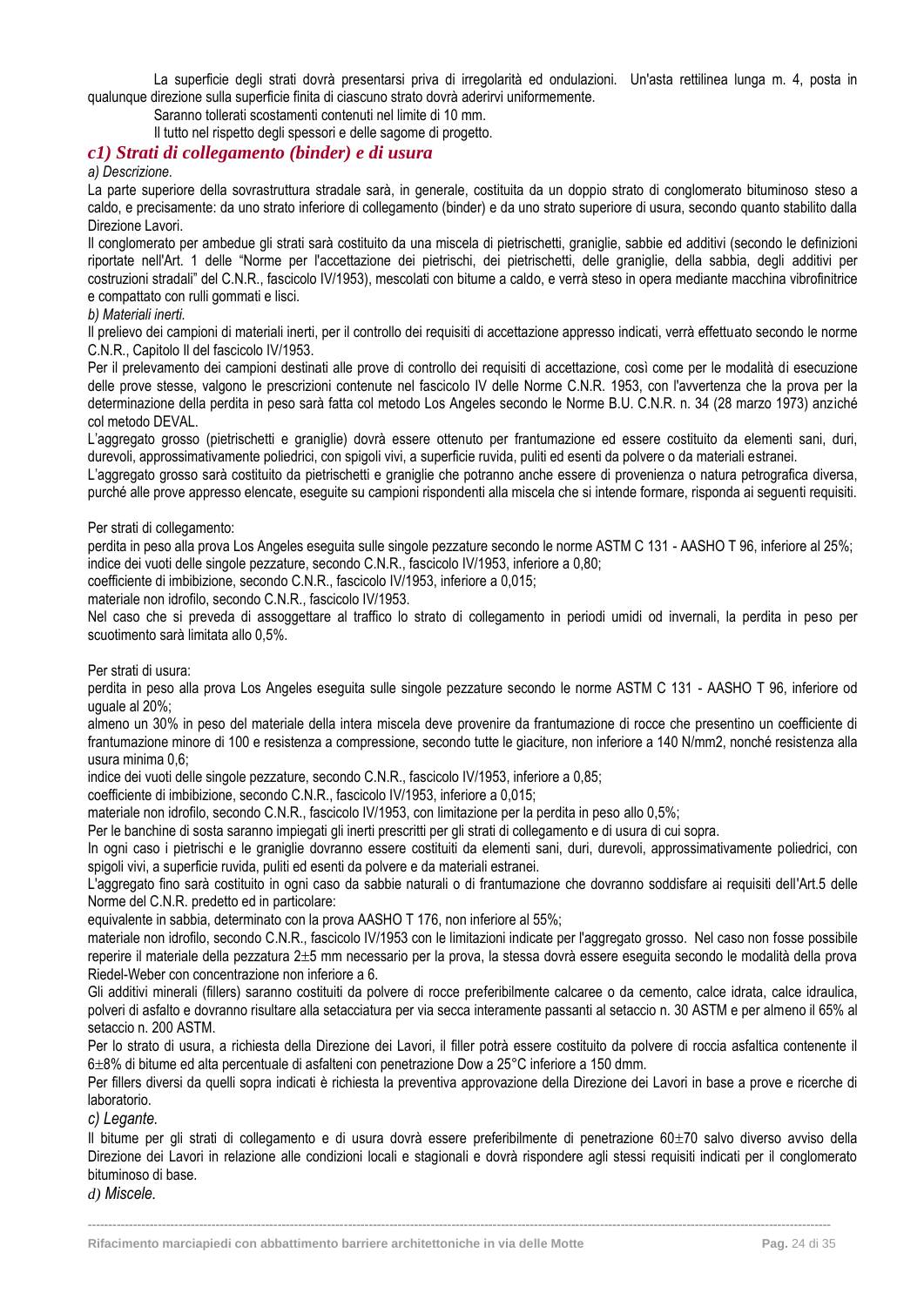La superficie degli strati dovrà presentarsi priva di irregolarità ed ondulazioni. Un'asta rettilinea lunga m. 4, posta in qualunque direzione sulla superficie finita di ciascuno strato dovrà aderirvi uniformemente.

Saranno tollerati scostamenti contenuti nel limite di 10 mm.

Il tutto nel rispetto degli spessori e delle sagome di progetto.

### *c1) Strati di collegamento (binder) e di usura*

*a) Descrizione.*

La parte superiore della sovrastruttura stradale sarà, in generale, costituita da un doppio strato di conglomerato bituminoso steso a caldo, e precisamente: da uno strato inferiore di collegamento (binder) e da uno strato superiore di usura, secondo quanto stabilito dalla Direzione Lavori.

Il conglomerato per ambedue gli strati sarà costituito da una miscela di pietrischetti, graniglie, sabbie ed additivi (secondo le definizioni riportate nell'Art. 1 delle "Norme per l'accettazione dei pietrischi, dei pietrischetti, delle graniglie, della sabbia, degli additivi per costruzioni stradali" del C.N.R., fascicolo IV/1953), mescolati con bitume a caldo, e verrà steso in opera mediante macchina vibrofinitrice e compattato con rulli gommati e lisci.

*b) Materiali inerti.*

Il prelievo dei campioni di materiali inerti, per il controllo dei requisiti di accettazione appresso indicati, verrà effettuato secondo le norme C.N.R., Capitolo II del fascicolo IV/1953.

Per il prelevamento dei campioni destinati alle prove di controllo dei requisiti di accettazione, così come per le modalità di esecuzione delle prove stesse, valgono le prescrizioni contenute nel fascicolo IV delle Norme C.N.R. 1953, con l'avvertenza che la prova per la determinazione della perdita in peso sarà fatta col metodo Los Angeles secondo le Norme B.U. C.N.R. n. 34 (28 marzo 1973) anziché col metodo DEVAL.

L'aggregato grosso (pietrischetti e graniglie) dovrà essere ottenuto per frantumazione ed essere costituito da elementi sani, duri, durevoli, approssimativamente poliedrici, con spigoli vivi, a superficie ruvida, puliti ed esenti da polvere o da materiali estranei.

L'aggregato grosso sarà costituito da pietrischetti e graniglie che potranno anche essere di provenienza o natura petrografica diversa, purché alle prove appresso elencate, eseguite su campioni rispondenti alla miscela che si intende formare, risponda ai seguenti requisiti.

Per strati di collegamento:

perdita in peso alla prova Los Angeles eseguita sulle singole pezzature secondo le norme ASTM C 131 - AASHO T 96, inferiore al 25%;
indice dei vuoti delle singole pezzature, secondo C.N.R., fascicolo IV/1953, inferiore a 0,80;
coefficiente di imbibizione, secondo C.N.R., fascicolo IV/1953, inferiore a 0,015;
materiale non idrofilo, secondo C.N.R., fascicolo IV/1953.

Nel caso che si preveda di assoggettare al traffico lo strato di collegamento in periodi umidi od invernali, la perdita in peso per scuotimento sarà limitata allo 0,5%.

Per strati di usura:

perdita in peso alla prova Los Angeles eseguita sulle singole pezzature secondo le norme ASTM C 131 - AASHO T 96, inferiore od uguale al 20%;
almeno un 30% in peso del materiale della intera miscela deve provenire da frantumazione di rocce che presentino un coefficiente di frantumazione minore di 100 e resistenza a compressione, secondo tutte le giaciture, non inferiore a 140 N/mm2, nonché resistenza alla usura minima 0,6;
indice dei vuoti delle singole pezzature, secondo C.N.R., fascicolo IV/1953, inferiore a 0,85;
coefficiente di imbibizione, secondo C.N.R., fascicolo IV/1953, inferiore a 0,015;
materiale non idrofilo, secondo C.N.R., fascicolo IV/1953, con limitazione per la perdita in peso allo 0,5%;

Per le banchine di sosta saranno impiegati gli inerti prescritti per gli strati di collegamento e di usura di cui sopra.

In ogni caso i pietrischi e le graniglie dovranno essere costituiti da elementi sani, duri, durevoli, approssimativamente poliedrici, con spigoli vivi, a superficie ruvida, puliti ed esenti da polvere e da materiali estranei.

L'aggregato fino sarà costituito in ogni caso da sabbie naturali o di frantumazione che dovranno soddisfare ai requisiti dell'Art.5 delle Norme del C.N.R. predetto ed in particolare:

equivalente in sabbia, determinato con la prova AASHO T 176, non inferiore al 55%;
materiale non idrofilo, secondo C.N.R., fascicolo IV/1953 con le limitazioni indicate per l'aggregato grosso. Nel caso non fosse possibile reperire il materiale della pezzatura 2±5 mm necessario per la prova, la stessa dovrà essere eseguita secondo le modalità della prova Riedel-Weber con concentrazione non inferiore a 6.

Gli additivi minerali (fillers) saranno costituiti da polvere di rocce preferibilmente calcaree o da cemento, calce idrata, calce idraulica, polveri di asfalto e dovranno risultare alla setacciatura per via secca interamente passanti al setaccio n. 30 ASTM e per almeno il 65% al setaccio n. 200 ASTM.

Per lo strato di usura, a richiesta della Direzione dei Lavori, il filler potrà essere costituito da polvere di roccia asfaltica contenente il 6±8% di bitume ed alta percentuale di asfalteni con penetrazione Dow a 25°C inferiore a 150 dmm.

Per fillers diversi da quelli sopra indicati è richiesta la preventiva approvazione della Direzione dei Lavori in base a prove e ricerche di laboratorio.

*c) Legante.*

Il bitume per gli strati di collegamento e di usura dovrà essere preferibilmente di penetrazione 60±70 salvo diverso avviso della Direzione dei Lavori in relazione alle condizioni locali e stagionali e dovrà rispondere agli stessi requisiti indicati per il conglomerato bituminoso di base.

*d) Miscele.*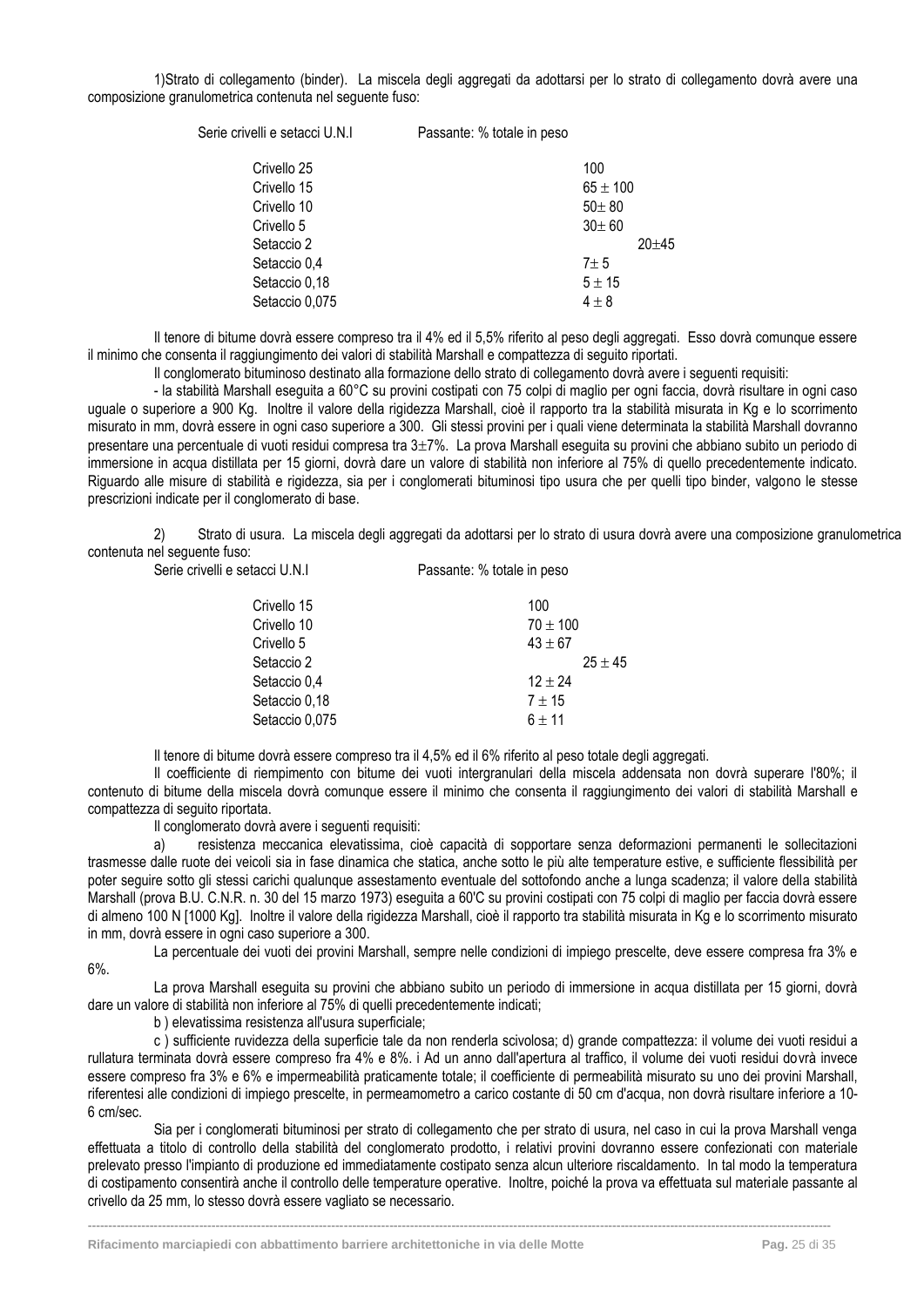1)Strato di collegamento (binder). La miscela degli aggregati da adottarsi per lo strato di collegamento dovrà avere una composizione granulometrica contenuta nel seguente fuso:

| Serie crivelli e setacci U.N.I | Passante: % totale in peso |
|---|---|
| Crivello 25 | 100 |
| Crivello 15 | 65 ± 100 |
| Crivello 10 | 50± 80 |
| Crivello 5 | 30± 60 |
| Setaccio 2 | 20±45 |
| Setaccio 0,4 | 7± 5 |
| Setaccio 0,18 | 5 ± 15 |
| Setaccio 0,075 | 4 ± 8 |

Il tenore di bitume dovrà essere compreso tra il 4% ed il 5,5% riferito al peso degli aggregati. Esso dovrà comunque essere il minimo che consenta il raggiungimento dei valori di stabilità Marshall e compattezza di seguito riportati.

Il conglomerato bituminoso destinato alla formazione dello strato di collegamento dovrà avere i seguenti requisiti:

- la stabilità Marshall eseguita a 60°C su provini costipati con 75 colpi di maglio per ogni faccia, dovrà risultare in ogni caso uguale o superiore a 900 Kg. Inoltre il valore della rigidezza Marshall, cioè il rapporto tra la stabilità misurata in Kg e lo scorrimento misurato in mm, dovrà essere in ogni caso superiore a 300. Gli stessi provini per i quali viene determinata la stabilità Marshall dovranno presentare una percentuale di vuoti residui compresa tra 3±7%. La prova Marshall eseguita su provini che abbiano subito un periodo di immersione in acqua distillata per 15 giorni, dovrà dare un valore di stabilità non inferiore al 75% di quello precedentemente indicato. Riguardo alle misure di stabilità e rigidezza, sia per i conglomerati bituminosi tipo usura che per quelli tipo binder, valgono le stesse prescrizioni indicate per il conglomerato di base.

2) Strato di usura. La miscela degli aggregati da adottarsi per lo strato di usura dovrà avere una composizione granulometrica contenuta nel seguente fuso:

| Serie crivelli e setacci U.N.I | Passante: % totale in peso |
|---|---|
| Crivello 15 | 100 |
| Crivello 10 | 70 ± 100 |
| Crivello 5 | 43 ± 67 |
| Setaccio 2 | 25 ± 45 |
| Setaccio 0,4 | 12 ± 24 |
| Setaccio 0,18 | 7 ± 15 |
| Setaccio 0,075 | 6 ± 11 |

Il tenore di bitume dovrà essere compreso tra il 4,5% ed il 6% riferito al peso totale degli aggregati.

Il coefficiente di riempimento con bitume dei vuoti intergranulari della miscela addensata non dovrà superare l'80%; il contenuto di bitume della miscela dovrà comunque essere il minimo che consenta il raggiungimento dei valori di stabilità Marshall e compattezza di seguito riportata.

Il conglomerato dovrà avere i seguenti requisiti:

a) resistenza meccanica elevatissima, cioè capacità di sopportare senza deformazioni permanenti le sollecitazioni trasmesse dalle ruote dei veicoli sia in fase dinamica che statica, anche sotto le più alte temperature estive, e sufficiente flessibilità per poter seguire sotto gli stessi carichi qualunque assestamento eventuale del sottofondo anche a lunga scadenza; il valore della stabilità Marshall (prova B.U. C.N.R. n. 30 del 15 marzo 1973) eseguita a 60'C su provini costipati con 75 colpi di maglio per faccia dovrà essere di almeno 100 N [1000 Kg]. Inoltre il valore della rigidezza Marshall, cioè il rapporto tra stabilità misurata in Kg e lo scorrimento misurato in mm, dovrà essere in ogni caso superiore a 300.

La percentuale dei vuoti dei provini Marshall, sempre nelle condizioni di impiego prescelte, deve essere compresa fra 3% e 6%.

La prova Marshall eseguita su provini che abbiano subito un periodo di immersione in acqua distillata per 15 giorni, dovrà dare un valore di stabilità non inferiore al 75% di quelli precedentemente indicati;

b ) elevatissima resistenza all'usura superficiale;

c ) sufficiente ruvidezza della superficie tale da non renderla scivolosa; d) grande compattezza: il volume dei vuoti residui a rullatura terminata dovrà essere compreso fra 4% e 8%. i Ad un anno dall'apertura al traffico, il volume dei vuoti residui dovrà invece essere compreso fra 3% e 6% e impermeabilità praticamente totale; il coefficiente di permeabilità misurato su uno dei provini Marshall, riferentesi alle condizioni di impiego prescelte, in permeamometro a carico costante di 50 cm d'acqua, non dovrà risultare inferiore a 10-6 cm/sec.

Sia per i conglomerati bituminosi per strato di collegamento che per strato di usura, nel caso in cui la prova Marshall venga effettuata a titolo di controllo della stabilità del conglomerato prodotto, i relativi provini dovranno essere confezionati con materiale prelevato presso l'impianto di produzione ed immediatamente costipato senza alcun ulteriore riscaldamento. In tal modo la temperatura di costipamento consentirà anche il controllo delle temperature operative. Inoltre, poiché la prova va effettuata sul materiale passante al crivello da 25 mm, lo stesso dovrà essere vagliato se necessario.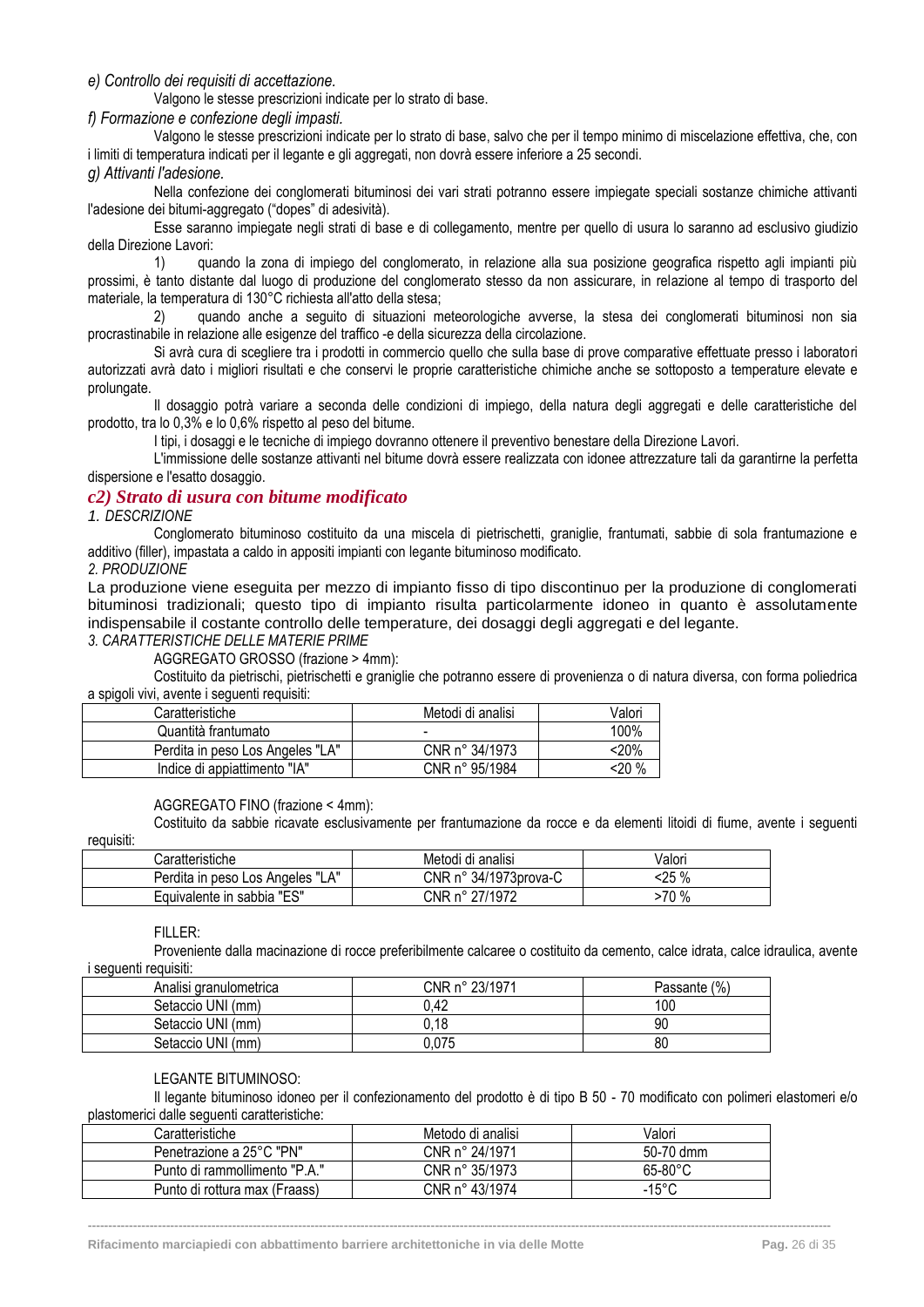*e) Controllo dei requisiti di accettazione.*

Valgono le stesse prescrizioni indicate per lo strato di base.

*f) Formazione e confezione degli impasti.*

Valgono le stesse prescrizioni indicate per lo strato di base, salvo che per il tempo minimo di miscelazione effettiva, che, con i limiti di temperatura indicati per il legante e gli aggregati, non dovrà essere inferiore a 25 secondi.

*g) Attivanti l'adesione.*

Nella confezione dei conglomerati bituminosi dei vari strati potranno essere impiegate speciali sostanze chimiche attivanti l'adesione dei bitumi-aggregato ("dopes" di adesività).

Esse saranno impiegate negli strati di base e di collegamento, mentre per quello di usura lo saranno ad esclusivo giudizio della Direzione Lavori:

1) quando la zona di impiego del conglomerato, in relazione alla sua posizione geografica rispetto agli impianti più prossimi, è tanto distante dal luogo di produzione del conglomerato stesso da non assicurare, in relazione al tempo di trasporto del materiale, la temperatura di 130°C richiesta all'atto della stesa;

2) quando anche a seguito di situazioni meteorologiche avverse, la stesa dei conglomerati bituminosi non sia procrastinabile in relazione alle esigenze del traffico -e della sicurezza della circolazione.

Si avrà cura di scegliere tra i prodotti in commercio quello che sulla base di prove comparative effettuate presso i laboratori autorizzati avrà dato i migliori risultati e che conservi le proprie caratteristiche chimiche anche se sottoposto a temperature elevate e prolungate.

Il dosaggio potrà variare a seconda delle condizioni di impiego, della natura degli aggregati e delle caratteristiche del prodotto, tra lo 0,3% e lo 0,6% rispetto al peso del bitume.

I tipi, i dosaggi e le tecniche di impiego dovranno ottenere il preventivo benestare della Direzione Lavori.

L'immissione delle sostanze attivanti nel bitume dovrà essere realizzata con idonee attrezzature tali da garantirne la perfetta dispersione e l'esatto dosaggio.

### c2) Strato di usura con bitume modificato

*1. DESCRIZIONE*

Conglomerato bituminoso costituito da una miscela di pietrischetti, graniglie, frantumati, sabbie di sola frantumazione e additivo (filler), impastata a caldo in appositi impianti con legante bituminoso modificato.

*2. PRODUZIONE*

La produzione viene eseguita per mezzo di impianto fisso di tipo discontinuo per la produzione di conglomerati bituminosi tradizionali; questo tipo di impianto risulta particolarmente idoneo in quanto è assolutamente indispensabile il costante controllo delle temperature, dei dosaggi degli aggregati e del legante.

*3. CARATTERISTICHE DELLE MATERIE PRIME*

AGGREGATO GROSSO (frazione > 4mm):

Costituito da pietrischi, pietrischetti e graniglie che potranno essere di provenienza o di natura diversa, con forma poliedrica a spigoli vivi, avente i seguenti requisiti:

| Caratteristiche | Metodi di analisi | Valori |
|---|---|---|
| Quantità frantumato | - | 100% |
| Perdita in peso Los Angeles "LA" | CNR n° 34/1973 | <20% |
| Indice di appiattimento "IA" | CNR n° 95/1984 | <20 % |

AGGREGATO FINO (frazione < 4mm):

Costituito da sabbie ricavate esclusivamente per frantumazione da rocce e da elementi litoidi di fiume, avente i seguenti requisiti:

| Caratteristiche | Metodi di analisi | Valori |
|---|---|---|
| Perdita in peso Los Angeles "LA" | CNR n° 34/1973prova-C | <25 % |
| Equivalente in sabbia "ES" | CNR n° 27/1972 | >70 % |

FILLER:

Proveniente dalla macinazione di rocce preferibilmente calcaree o costituito da cemento, calce idrata, calce idraulica, avente i seguenti requisiti:

| Analisi granulometrica | CNR n° 23/1971 | Passante (%) |
|---|---|---|
| Setaccio UNI (mm) | 0,42 | 100 |
| Setaccio UNI (mm) | 0,18 | 90 |
| Setaccio UNI (mm) | 0,075 | 80 |

LEGANTE BITUMINOSO:

Il legante bituminoso idoneo per il confezionamento del prodotto è di tipo B 50 - 70 modificato con polimeri elastomeri e/o plastomerici dalle seguenti caratteristiche:

| Caratteristiche | Metodo di analisi | Valori |
|---|---|---|
| Penetrazione a 25°C "PN" | CNR n° 24/1971 | 50-70 dmm |
| Punto di rammollimento "P.A." | CNR n° 35/1973 | 65-80°C |
| Punto di rottura max (Fraass) | CNR n° 43/1974 | -15°C |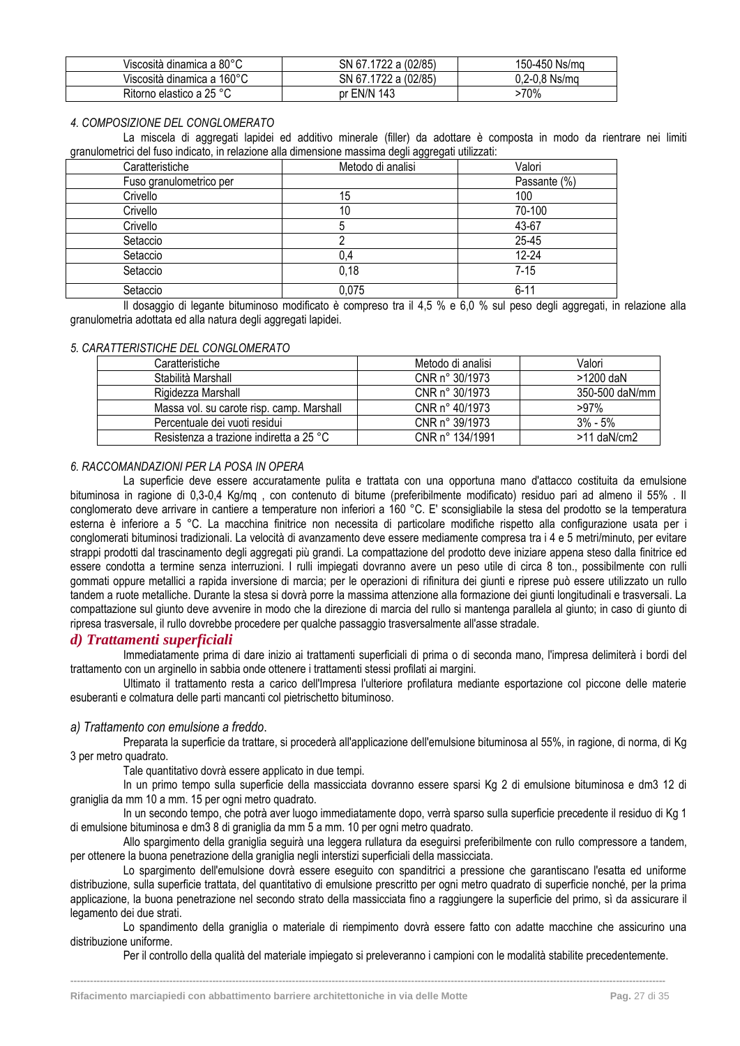| Viscosità dinamica a 80°C | SN 67.1722 a (02/85) | 150-450 Ns/mq |
|---|---|---|
| Viscosità dinamica a 160°C | SN 67.1722 a (02/85) | 0,2-0,8 Ns/mq |
| Ritorno elastico a 25 °C | pr EN/N 143 | >70% |

*4. COMPOSIZIONE DEL CONGLOMERATO*

La miscela di aggregati lapidei ed additivo minerale (filler) da adottare è composta in modo da rientrare nei limiti granulometrici del fuso indicato, in relazione alla dimensione massima degli aggregati utilizzati:

| Caratteristiche | Metodo di analisi | Valori |
|---|---|---|
| Fuso granulometrico per | | Passante (%) |
| Crivello | 15 | 100 |
| Crivello | 10 | 70-100 |
| Crivello | 5 | 43-67 |
| Setaccio | 2 | 25-45 |
| Setaccio | 0,4 | 12-24 |
| Setaccio | 0,18 | 7-15 |
| Setaccio | 0,075 | 6-11 |

Il dosaggio di legante bituminoso modificato è compreso tra il 4,5 % e 6,0 % sul peso degli aggregati, in relazione alla granulometria adottata ed alla natura degli aggregati lapidei.

*5. CARATTERISTICHE DEL CONGLOMERATO*

| Caratteristiche | Metodo di analisi | Valori |
|---|---|---|
| Stabilità Marshall | CNR n° 30/1973 | >1200 daN |
| Rigidezza Marshall | CNR n° 30/1973 | 350-500 daN/mm |
| Massa vol. su carote risp. camp. Marshall | CNR n° 40/1973 | >97% |
| Percentuale dei vuoti residui | CNR n° 39/1973 | 3% - 5% |
| Resistenza a trazione indiretta a 25 °C | CNR n° 134/1991 | >11 daN/cm2 |

*6. RACCOMANDAZIONI PER LA POSA IN OPERA*

La superficie deve essere accuratamente pulita e trattata con una opportuna mano d'attacco costituita da emulsione bituminosa in ragione di 0,3-0,4 Kg/mq , con contenuto di bitume (preferibilmente modificato) residuo pari ad almeno il 55% . Il conglomerato deve arrivare in cantiere a temperature non inferiori a 160 °C. E' sconsigliabile la stesa del prodotto se la temperatura esterna è inferiore a 5 °C. La macchina finitrice non necessita di particolare modifiche rispetto alla configurazione usata per i conglomerati bituminosi tradizionali. La velocità di avanzamento deve essere mediamente compresa tra i 4 e 5 metri/minuto, per evitare strappi prodotti dal trascinamento degli aggregati più grandi. La compattazione del prodotto deve iniziare appena steso dalla finitrice ed essere condotta a termine senza interruzioni. I rulli impiegati dovranno avere un peso utile di circa 8 ton., possibilmente con rulli gommati oppure metallici a rapida inversione di marcia; per le operazioni di rifinitura dei giunti e riprese può essere utilizzato un rullo tandem a ruote metalliche. Durante la stesa si dovrà porre la massima attenzione alla formazione dei giunti longitudinali e trasversali. La compattazione sul giunto deve avvenire in modo che la direzione di marcia del rullo si mantenga parallela al giunto; in caso di giunto di ripresa trasversale, il rullo dovrebbe procedere per qualche passaggio trasversalmente all'asse stradale.

### *d) Trattamenti superficiali*

Immediatamente prima di dare inizio ai trattamenti superficiali di prima o di seconda mano, l'impresa delimiterà i bordi del trattamento con un arginello in sabbia onde ottenere i trattamenti stessi profilati ai margini.

Ultimato il trattamento resta a carico dell'Impresa l'ulteriore profilatura mediante esportazione col piccone delle materie esuberanti e colmatura delle parti mancanti col pietrischetto bituminoso.

*a) Trattamento con emulsione a freddo*.

Preparata la superficie da trattare, si procederà all'applicazione dell'emulsione bituminosa al 55%, in ragione, di norma, di Kg 3 per metro quadrato.

Tale quantitativo dovrà essere applicato in due tempi.

In un primo tempo sulla superficie della massicciata dovranno essere sparsi Kg 2 di emulsione bituminosa e dm3 12 di graniglia da mm 10 a mm. 15 per ogni metro quadrato.

In un secondo tempo, che potrà aver luogo immediatamente dopo, verrà sparso sulla superficie precedente il residuo di Kg 1 di emulsione bituminosa e dm3 8 di graniglia da mm 5 a mm. 10 per ogni metro quadrato.

Allo spargimento della graniglia seguirà una leggera rullatura da eseguirsi preferibilmente con rullo compressore a tandem, per ottenere la buona penetrazione della graniglia negli interstizi superficiali della massicciata.

Lo spargimento dell'emulsione dovrà essere eseguito con spanditrici a pressione che garantiscano l'esatta ed uniforme distribuzione, sulla superficie trattata, del quantitativo di emulsione prescritto per ogni metro quadrato di superficie nonché, per la prima applicazione, la buona penetrazione nel secondo strato della massicciata fino a raggiungere la superficie del primo, sì da assicurare il legamento dei due strati.

Lo spandimento della graniglia o materiale di riempimento dovrà essere fatto con adatte macchine che assicurino una distribuzione uniforme.

Per il controllo della qualità del materiale impiegato si preleveranno i campioni con le modalità stabilite precedentemente.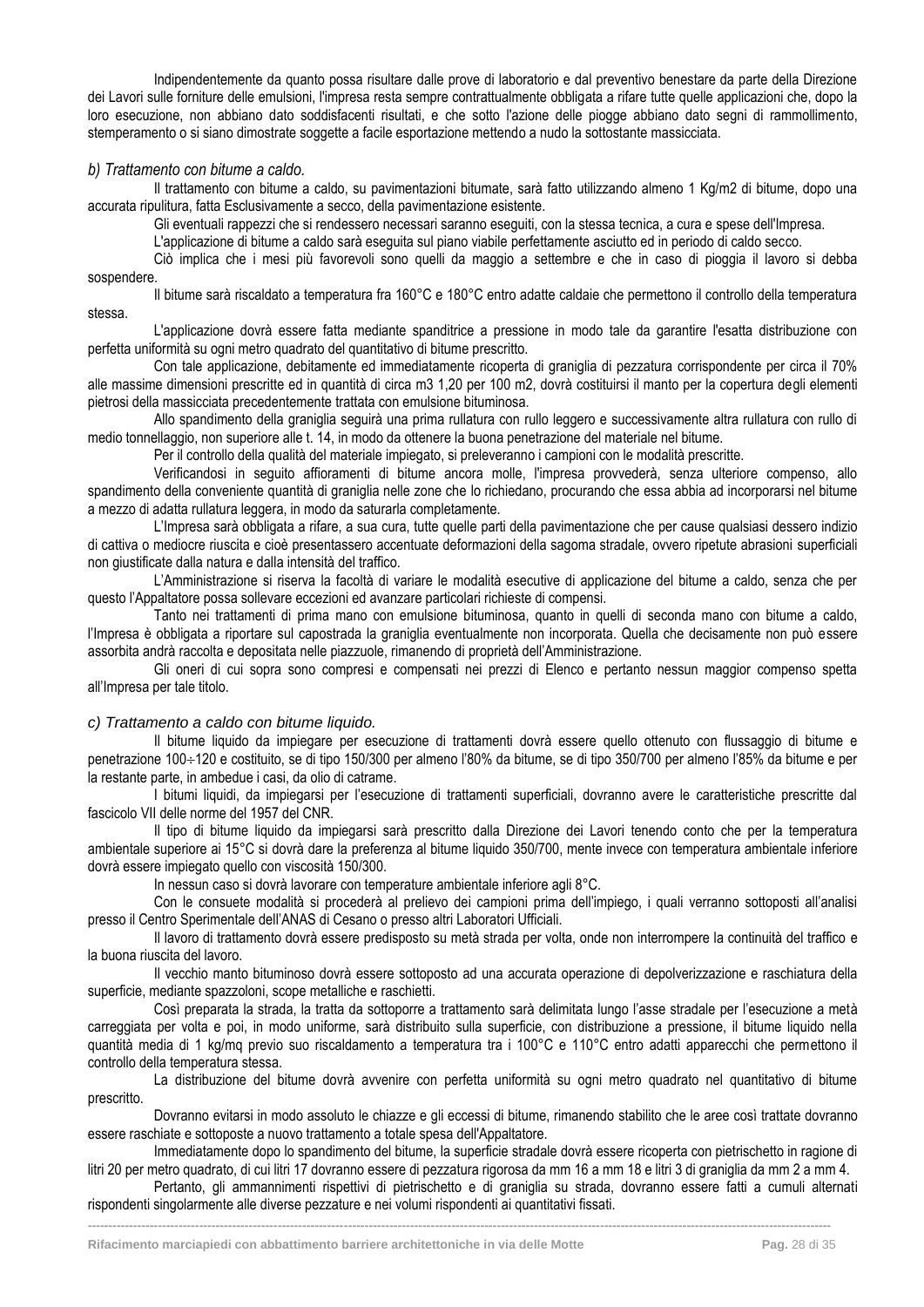Indipendentemente da quanto possa risultare dalle prove di laboratorio e dal preventivo benestare da parte della Direzione dei Lavori sulle forniture delle emulsioni, l'impresa resta sempre contrattualmente obbligata a rifare tutte quelle applicazioni che, dopo la loro esecuzione, non abbiano dato soddisfacenti risultati, e che sotto l'azione delle piogge abbiano dato segni di rammollimento, stemperamento o si siano dimostrate soggette a facile esportazione mettendo a nudo la sottostante massicciata.

*b) Trattamento con bitume a caldo.*

Il trattamento con bitume a caldo, su pavimentazioni bitumate, sarà fatto utilizzando almeno 1 Kg/m2 di bitume, dopo una accurata ripulitura, fatta Esclusivamente a secco, della pavimentazione esistente.

Gli eventuali rappezzi che si rendessero necessari saranno eseguiti, con la stessa tecnica, a cura e spese dell'Impresa.

L'applicazione di bitume a caldo sarà eseguita sul piano viabile perfettamente asciutto ed in periodo di caldo secco.

Ciò implica che i mesi più favorevoli sono quelli da maggio a settembre e che in caso di pioggia il lavoro si debba sospendere.

Il bitume sarà riscaldato a temperatura fra 160°C e 180°C entro adatte caldaie che permettono il controllo della temperatura stessa.

L'applicazione dovrà essere fatta mediante spanditrice a pressione in modo tale da garantire l'esatta distribuzione con perfetta uniformità su ogni metro quadrato del quantitativo di bitume prescritto.

Con tale applicazione, debitamente ed immediatamente ricoperta di graniglia di pezzatura corrispondente per circa il 70% alle massime dimensioni prescritte ed in quantità di circa m3 1,20 per 100 m2, dovrà costituirsi il manto per la copertura degli elementi pietrosi della massicciata precedentemente trattata con emulsione bituminosa.

Allo spandimento della graniglia seguirà una prima rullatura con rullo leggero e successivamente altra rullatura con rullo di medio tonnellaggio, non superiore alle t. 14, in modo da ottenere la buona penetrazione del materiale nel bitume.

Per il controllo della qualità del materiale impiegato, si preleveranno i campioni con le modalità prescritte.

Verificandosi in seguito affioramenti di bitume ancora molle, l'impresa provvederà, senza ulteriore compenso, allo spandimento della conveniente quantità di graniglia nelle zone che lo richiedano, procurando che essa abbia ad incorporarsi nel bitume a mezzo di adatta rullatura leggera, in modo da saturarla completamente.

L'Impresa sarà obbligata a rifare, a sua cura, tutte quelle parti della pavimentazione che per cause qualsiasi dessero indizio di cattiva o mediocre riuscita e cioè presentassero accentuate deformazioni della sagoma stradale, ovvero ripetute abrasioni superficiali non giustificate dalla natura e dalla intensità del traffico.

L'Amministrazione si riserva la facoltà di variare le modalità esecutive di applicazione del bitume a caldo, senza che per questo l'Appaltatore possa sollevare eccezioni ed avanzare particolari richieste di compensi.

Tanto nei trattamenti di prima mano con emulsione bituminosa, quanto in quelli di seconda mano con bitume a caldo, l'Impresa è obbligata a riportare sul capostrada la graniglia eventualmente non incorporata. Quella che decisamente non può essere assorbita andrà raccolta e depositata nelle piazzuole, rimanendo di proprietà dell'Amministrazione.

Gli oneri di cui sopra sono compresi e compensati nei prezzi di Elenco e pertanto nessun maggior compenso spetta all'Impresa per tale titolo.

*c) Trattamento a caldo con bitume liquido.*

Il bitume liquido da impiegare per esecuzione di trattamenti dovrà essere quello ottenuto con flussaggio di bitume e penetrazione 100÷120 e costituito, se di tipo 150/300 per almeno l'80% da bitume, se di tipo 350/700 per almeno l'85% da bitume e per la restante parte, in ambedue i casi, da olio di catrame.

I bitumi liquidi, da impiegarsi per l'esecuzione di trattamenti superficiali, dovranno avere le caratteristiche prescritte dal fascicolo VII delle norme del 1957 del CNR.

Il tipo di bitume liquido da impiegarsi sarà prescritto dalla Direzione dei Lavori tenendo conto che per la temperatura ambientale superiore ai 15°C si dovrà dare la preferenza al bitume liquido 350/700, mente invece con temperatura ambientale inferiore dovrà essere impiegato quello con viscosità 150/300.

In nessun caso si dovrà lavorare con temperature ambientale inferiore agli 8°C.

Con le consuete modalità si procederà al prelievo dei campioni prima dell'impiego, i quali verranno sottoposti all'analisi presso il Centro Sperimentale dell'ANAS di Cesano o presso altri Laboratori Ufficiali.

Il lavoro di trattamento dovrà essere predisposto su metà strada per volta, onde non interrompere la continuità del traffico e la buona riuscita del lavoro.

Il vecchio manto bituminoso dovrà essere sottoposto ad una accurata operazione di depolverizzazione e raschiatura della superficie, mediante spazzoloni, scope metalliche e raschietti.

Così preparata la strada, la tratta da sottoporre a trattamento sarà delimitata lungo l'asse stradale per l'esecuzione a metà carreggiata per volta e poi, in modo uniforme, sarà distribuito sulla superficie, con distribuzione a pressione, il bitume liquido nella quantità media di 1 kg/mq previo suo riscaldamento a temperatura tra i 100°C e 110°C entro adatti apparecchi che permettono il controllo della temperatura stessa.

La distribuzione del bitume dovrà avvenire con perfetta uniformità su ogni metro quadrato nel quantitativo di bitume prescritto.

Dovranno evitarsi in modo assoluto le chiazze e gli eccessi di bitume, rimanendo stabilito che le aree così trattate dovranno essere raschiate e sottoposte a nuovo trattamento a totale spesa dell'Appaltatore.

Immediatamente dopo lo spandimento del bitume, la superficie stradale dovrà essere ricoperta con pietrischetto in ragione di litri 20 per metro quadrato, di cui litri 17 dovranno essere di pezzatura rigorosa da mm 16 a mm 18 e litri 3 di graniglia da mm 2 a mm 4.

Pertanto, gli ammannimenti rispettivi di pietrischetto e di graniglia su strada, dovranno essere fatti a cumuli alternati rispondenti singolarmente alle diverse pezzature e nei volumi rispondenti ai quantitativi fissati.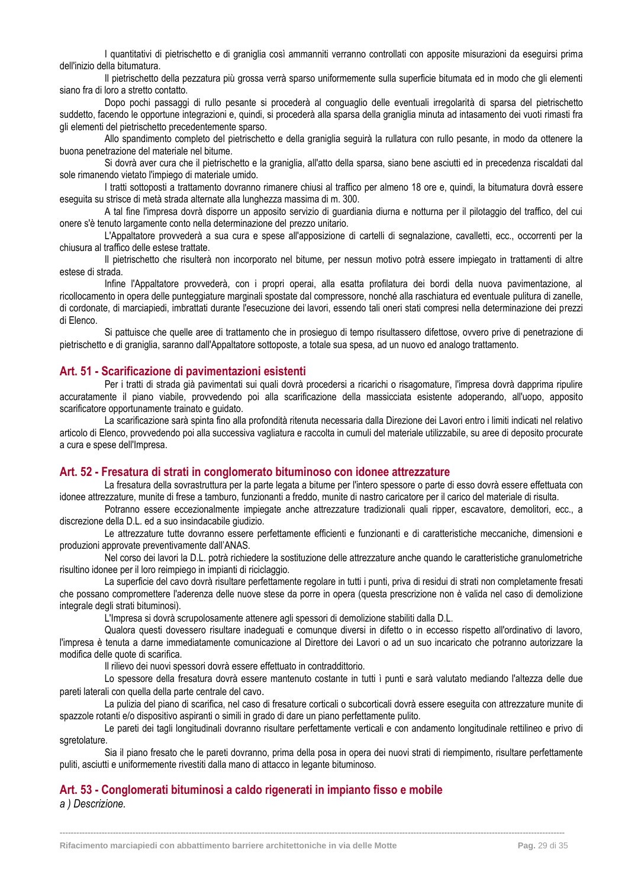I quantitativi di pietrischetto e di graniglia così ammanniti verranno controllati con apposite misurazioni da eseguirsi prima dell'inizio della bitumatura.

Il pietrischetto della pezzatura più grossa verrà sparso uniformemente sulla superficie bitumata ed in modo che gli elementi siano fra di loro a stretto contatto.

Dopo pochi passaggi di rullo pesante si procederà al conguaglio delle eventuali irregolarità di sparsa del pietrischetto suddetto, facendo le opportune integrazioni e, quindi, si procederà alla sparsa della graniglia minuta ad intasamento dei vuoti rimasti fra gli elementi del pietrischetto precedentemente sparso.

Allo spandimento completo del pietrischetto e della graniglia seguirà la rullatura con rullo pesante, in modo da ottenere la buona penetrazione del materiale nel bitume.

Si dovrà aver cura che il pietrischetto e la graniglia, all'atto della sparsa, siano bene asciutti ed in precedenza riscaldati dal sole rimanendo vietato l'impiego di materiale umido.

I tratti sottoposti a trattamento dovranno rimanere chiusi al traffico per almeno 18 ore e, quindi, la bitumatura dovrà essere eseguita su strisce di metà strada alternate alla lunghezza massima di m. 300.

A tal fine l'impresa dovrà disporre un apposito servizio di guardiania diurna e notturna per il pilotaggio del traffico, del cui onere s'è tenuto largamente conto nella determinazione del prezzo unitario.

L'Appaltatore provvederà a sua cura e spese all'apposizione di cartelli di segnalazione, cavalletti, ecc., occorrenti per la chiusura al traffico delle estese trattate.

Il pietrischetto che risulterà non incorporato nel bitume, per nessun motivo potrà essere impiegato in trattamenti di altre estese di strada.

Infine l'Appaltatore provvederà, con i propri operai, alla esatta profilatura dei bordi della nuova pavimentazione, al ricollocamento in opera delle punteggiature marginali spostate dal compressore, nonché alla raschiatura ed eventuale pulitura di zanelle, di cordonate, di marciapiedi, imbrattati durante l'esecuzione dei lavori, essendo tali oneri stati compresi nella determinazione dei prezzi di Elenco.

Si pattuisce che quelle aree di trattamento che in prosieguo di tempo risultassero difettose, ovvero prive di penetrazione di pietrischetto e di graniglia, saranno dall'Appaltatore sottoposte, a totale sua spesa, ad un nuovo ed analogo trattamento.

## Art. 51 - Scarificazione di pavimentazioni esistenti

Per i tratti di strada già pavimentati sui quali dovrà procedersi a ricarichi o risagomature, l'impresa dovrà dapprima ripulire accuratamente il piano viabile, provvedendo poi alla scarificazione della massicciata esistente adoperando, all'uopo, apposito scarificatore opportunamente trainato e guidato.

La scarificazione sarà spinta fino alla profondità ritenuta necessaria dalla Direzione dei Lavori entro i limiti indicati nel relativo articolo di Elenco, provvedendo poi alla successiva vagliatura e raccolta in cumuli del materiale utilizzabile, su aree di deposito procurate a cura e spese dell'Impresa.

## Art. 52 - Fresatura di strati in conglomerato bituminoso con idonee attrezzature

La fresatura della sovrastruttura per la parte legata a bitume per l'intero spessore o parte di esso dovrà essere effettuata con idonee attrezzature, munite di frese a tamburo, funzionanti a freddo, munite di nastro caricatore per il carico del materiale di risulta.

Potranno essere eccezionalmente impiegate anche attrezzature tradizionali quali ripper, escavatore, demolitori, ecc., a discrezione della D.L. ed a suo insindacabile giudizio.

Le attrezzature tutte dovranno essere perfettamente efficienti e funzionanti e di caratteristiche meccaniche, dimensioni e produzioni approvate preventivamente dall'ANAS.

Nel corso dei lavori la D.L. potrà richiedere la sostituzione delle attrezzature anche quando le caratteristiche granulometriche risultino idonee per il loro reimpiego in impianti di riciclaggio.

La superficie del cavo dovrà risultare perfettamente regolare in tutti i punti, priva di residui di strati non completamente fresati che possano compromettere l'aderenza delle nuove stese da porre in opera (questa prescrizione non è valida nel caso di demolizione integrale degli strati bituminosi).

L'Impresa si dovrà scrupolosamente attenere agli spessori di demolizione stabiliti dalla D.L.

Qualora questi dovessero risultare inadeguati e comunque diversi in difetto o in eccesso rispetto all'ordinativo di lavoro, l'impresa è tenuta a darne immediatamente comunicazione al Direttore dei Lavori o ad un suo incaricato che potranno autorizzare la modifica delle quote di scarifica.

Il rilievo dei nuovi spessori dovrà essere effettuato in contraddittorio.

Lo spessore della fresatura dovrà essere mantenuto costante in tutti ì punti e sarà valutato mediando l'altezza delle due pareti laterali con quella della parte centrale del cavo.

La pulizia del piano di scarifica, nel caso di fresature corticali o subcorticali dovrà essere eseguita con attrezzature munite di spazzole rotanti e/o dispositivo aspiranti o simili in grado di dare un piano perfettamente pulito.

Le pareti dei tagli longitudinali dovranno risultare perfettamente verticali e con andamento longitudinale rettilineo e privo di sgretolature.

Sia il piano fresato che le pareti dovranno, prima della posa in opera dei nuovi strati di riempimento, risultare perfettamente puliti, asciutti e uniformemente rivestiti dalla mano di attacco in legante bituminoso.

## Art. 53 - Conglomerati bituminosi a caldo rigenerati in impianto fisso e mobile

*a ) Descrizione.*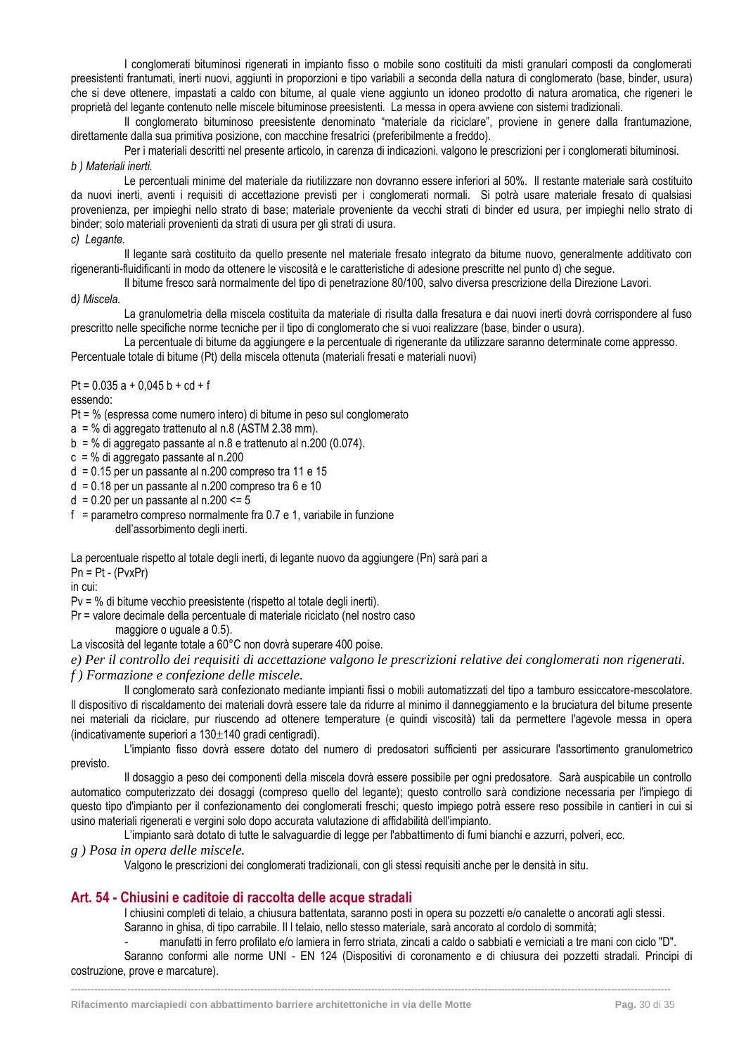I conglomerati bituminosi rigenerati in impianto fisso o mobile sono costituiti da misti granulari composti da conglomerati preesistenti frantumati, inerti nuovi, aggiunti in proporzioni e tipo variabili a seconda della natura di conglomerato (base, binder, usura) che si deve ottenere, impastati a caldo con bitume, al quale viene aggiunto un idoneo prodotto di natura aromatica, che rigeneri le proprietà del legante contenuto nelle miscele bituminose preesistenti. La messa in opera avviene con sistemi tradizionali.

Il conglomerato bituminoso preesistente denominato "materiale da riciclare", proviene in genere dalla frantumazione, direttamente dalla sua primitiva posizione, con macchine fresatrici (preferibilmente a freddo).

Per i materiali descritti nel presente articolo, in carenza di indicazioni. valgono le prescrizioni per i conglomerati bituminosi.

*b ) Materiali inerti.*

Le percentuali minime del materiale da riutilizzare non dovranno essere inferiori al 50%. Il restante materiale sarà costituito da nuovi inerti, aventi i requisiti di accettazione previsti per i conglomerati normali. Si potrà usare materiale fresato di qualsiasi provenienza, per impieghi nello strato di base; materiale proveniente da vecchi strati di binder ed usura, per impieghi nello strato di binder; solo materiali provenienti da strati di usura per gli strati di usura.

*c) Legante.*

Il legante sarà costituito da quello presente nel materiale fresato integrato da bitume nuovo, generalmente additivato con rigeneranti-fluidificanti in modo da ottenere le viscosità e le caratteristiche di adesione prescritte nel punto d) che segue.

Il bitume fresco sarà normalmente del tipo di penetrazione 80/100, salvo diversa prescrizione della Direzione Lavori.

d*) Miscela.*

La granulometria della miscela costituita da materiale di risulta dalla fresatura e dai nuovi inerti dovrà corrispondere al fuso prescritto nelle specifiche norme tecniche per il tipo di conglomerato che si vuoi realizzare (base, binder o usura).

La percentuale di bitume da aggiungere e la percentuale di rigenerante da utilizzare saranno determinate come appresso.

Percentuale totale di bitume (Pt) della miscela ottenuta (materiali fresati e materiali nuovi)

$$Pt = 0.035\,a + 0{,}045\,b + cd + f$$

essendo:

Pt = % (espressa come numero intero) di bitume in peso sul conglomerato

a = % di aggregato trattenuto al n.8 (ASTM 2.38 mm).

b = % di aggregato passante al n.8 e trattenuto al n.200 (0.074).

c = % di aggregato passante al n.200

d = 0.15 per un passante al n.200 compreso tra 11 e 15

d = 0.18 per un passante al n.200 compreso tra 6 e 10

d = 0.20 per un passante al n.200 <= 5

f = parametro compreso normalmente fra 0.7 e 1, variabile in funzione dell'assorbimento degli inerti.

La percentuale rispetto al totale degli inerti, di legante nuovo da aggiungere (Pn) sarà pari a

$$Pn = Pt - (Pv \times Pr)$$

in cui:

Pv = % di bitume vecchio preesistente (rispetto al totale degli inerti).

Pr = valore decimale della percentuale di materiale riciclato (nel nostro caso maggiore o uguale a 0.5).

La viscosità del legante totale a 60°C non dovrà superare 400 poise.

*e) Per il controllo dei requisiti di accettazione valgono le prescrizioni relative dei conglomerati non rigenerati.*

*f ) Formazione e confezione delle miscele.*

Il conglomerato sarà confezionato mediante impianti fissi o mobili automatizzati del tipo a tamburo essiccatore-mescolatore. Il dispositivo di riscaldamento dei materiali dovrà essere tale da ridurre al minimo il danneggiamento e la bruciatura del bitume presente nei materiali da riciclare, pur riuscendo ad ottenere temperature (e quindi viscosità) tali da permettere l'agevole messa in opera (indicativamente superiori a 130±140 gradi centigradi).

L'impianto fisso dovrà essere dotato del numero di predosatori sufficienti per assicurare l'assortimento granulometrico previsto.

Il dosaggio a peso dei componenti della miscela dovrà essere possibile per ogni predosatore. Sarà auspicabile un controllo automatico computerizzato dei dosaggi (compreso quello del legante); questo controllo sarà condizione necessaria per l'impiego di questo tipo d'impianto per il confezionamento dei conglomerati freschi; questo impiego potrà essere reso possibile in cantieri in cui si usino materiali rigenerati e vergini solo dopo accurata valutazione di affidabilità dell'impianto.

L'impianto sarà dotato di tutte le salvaguardie di legge per l'abbattimento di fumi bianchi e azzurri, polveri, ecc.

*g ) Posa in opera delle miscele.*

Valgono le prescrizioni dei conglomerati tradizionali, con gli stessi requisiti anche per le densità in situ.

## Art. 54 - Chiusini e caditoie di raccolta delle acque stradali

I chiusini completi di telaio, a chiusura battentata, saranno posti in opera su pozzetti e/o canalette o ancorati agli stessi.

Saranno in ghisa, di tipo carrabile. Il l telaio, nello stesso materiale, sarà ancorato al cordolo di sommità;

- manufatti in ferro profilato e/o lamiera in ferro striata, zincati a caldo o sabbiati e verniciati a tre mani con ciclo "D".

Saranno conformi alle norme UNI - EN 124 (Dispositivi di coronamento e di chiusura dei pozzetti stradali. Principi di costruzione, prove e marcature).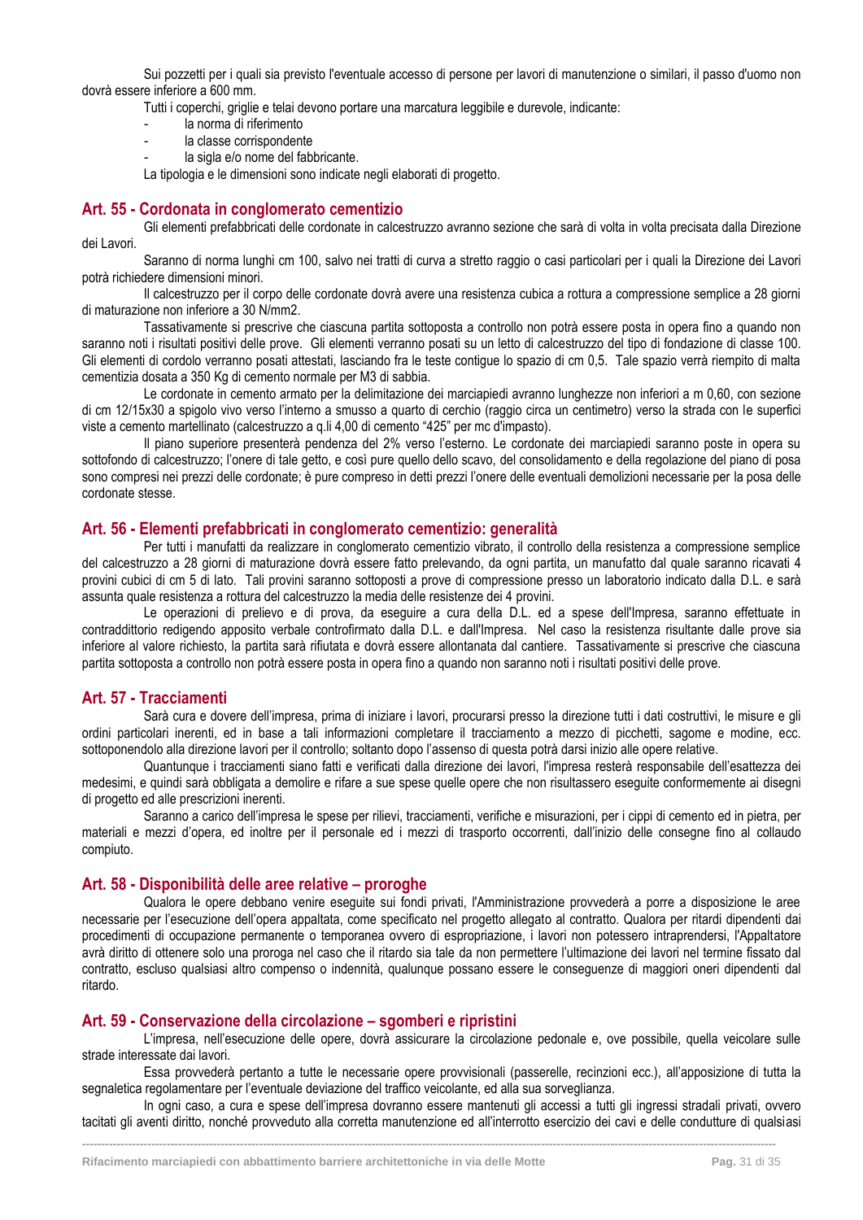Sui pozzetti per i quali sia previsto l'eventuale accesso di persone per lavori di manutenzione o similari, il passo d'uomo non dovrà essere inferiore a 600 mm.

Tutti i coperchi, griglie e telai devono portare una marcatura leggibile e durevole, indicante:

- la norma di riferimento
- la classe corrispondente
- la sigla e/o nome del fabbricante.

La tipologia e le dimensioni sono indicate negli elaborati di progetto.

## Art. 55 - Cordonata in conglomerato cementizio

Gli elementi prefabbricati delle cordonate in calcestruzzo avranno sezione che sarà di volta in volta precisata dalla Direzione dei Lavori.

Saranno di norma lunghi cm 100, salvo nei tratti di curva a stretto raggio o casi particolari per i quali la Direzione dei Lavori potrà richiedere dimensioni minori.

Il calcestruzzo per il corpo delle cordonate dovrà avere una resistenza cubica a rottura a compressione semplice a 28 giorni di maturazione non inferiore a 30 N/mm2.

Tassativamente si prescrive che ciascuna partita sottoposta a controllo non potrà essere posta in opera fino a quando non saranno noti i risultati positivi delle prove. Gli elementi verranno posati su un letto di calcestruzzo del tipo di fondazione di classe 100. Gli elementi di cordolo verranno posati attestati, lasciando fra le teste contigue lo spazio di cm 0,5. Tale spazio verrà riempito di malta cementizia dosata a 350 Kg di cemento normale per M3 di sabbia.

Le cordonate in cemento armato per la delimitazione dei marciapiedi avranno lunghezze non inferiori a m 0,60, con sezione di cm 12/15x30 a spigolo vivo verso l'interno a smusso a quarto di cerchio (raggio circa un centimetro) verso la strada con le superfici viste a cemento martellinato (calcestruzzo a q.li 4,00 di cemento "425" per mc d'impasto).

Il piano superiore presenterà pendenza del 2% verso l'esterno. Le cordonate dei marciapiedi saranno poste in opera su sottofondo di calcestruzzo; l'onere di tale getto, e così pure quello dello scavo, del consolidamento e della regolazione del piano di posa sono compresi nei prezzi delle cordonate; è pure compreso in detti prezzi l'onere delle eventuali demolizioni necessarie per la posa delle cordonate stesse.

## Art. 56 - Elementi prefabbricati in conglomerato cementizio: generalità

Per tutti i manufatti da realizzare in conglomerato cementizio vibrato, il controllo della resistenza a compressione semplice del calcestruzzo a 28 giorni di maturazione dovrà essere fatto prelevando, da ogni partita, un manufatto dal quale saranno ricavati 4 provini cubici di cm 5 di lato. Tali provini saranno sottoposti a prove di compressione presso un laboratorio indicato dalla D.L. e sarà assunta quale resistenza a rottura del calcestruzzo la media delle resistenze dei 4 provini.

Le operazioni di prelievo e di prova, da eseguire a cura della D.L. ed a spese dell'Impresa, saranno effettuate in contraddittorio redigendo apposito verbale controfirmato dalla D.L. e dall'Impresa. Nel caso la resistenza risultante dalle prove sia inferiore al valore richiesto, la partita sarà rifiutata e dovrà essere allontanata dal cantiere. Tassativamente si prescrive che ciascuna partita sottoposta a controllo non potrà essere posta in opera fino a quando non saranno noti i risultati positivi delle prove.

## Art. 57 - Tracciamenti

Sarà cura e dovere dell'impresa, prima di iniziare i lavori, procurarsi presso la direzione tutti i dati costruttivi, le misure e gli ordini particolari inerenti, ed in base a tali informazioni completare il tracciamento a mezzo di picchetti, sagome e modine, ecc. sottoponendolo alla direzione lavori per il controllo; soltanto dopo l'assenso di questa potrà darsi inizio alle opere relative.

Quantunque i tracciamenti siano fatti e verificati dalla direzione dei lavori, l'impresa resterà responsabile dell'esattezza dei medesimi, e quindi sarà obbligata a demolire e rifare a sue spese quelle opere che non risultassero eseguite conformemente ai disegni di progetto ed alle prescrizioni inerenti.

Saranno a carico dell'impresa le spese per rilievi, tracciamenti, verifiche e misurazioni, per i cippi di cemento ed in pietra, per materiali e mezzi d'opera, ed inoltre per il personale ed i mezzi di trasporto occorrenti, dall'inizio delle consegne fino al collaudo compiuto.

## Art. 58 - Disponibilità delle aree relative – proroghe

Qualora le opere debbano venire eseguite sui fondi privati, l'Amministrazione provvederà a porre a disposizione le aree necessarie per l'esecuzione dell'opera appaltata, come specificato nel progetto allegato al contratto. Qualora per ritardi dipendenti dai procedimenti di occupazione permanente o temporanea ovvero di espropriazione, i lavori non potessero intraprendersi, l'Appaltatore avrà diritto di ottenere solo una proroga nel caso che il ritardo sia tale da non permettere l'ultimazione dei lavori nel termine fissato dal contratto, escluso qualsiasi altro compenso o indennità, qualunque possano essere le conseguenze di maggiori oneri dipendenti dal ritardo.

## Art. 59 - Conservazione della circolazione – sgomberi e ripristini

L'impresa, nell'esecuzione delle opere, dovrà assicurare la circolazione pedonale e, ove possibile, quella veicolare sulle strade interessate dai lavori.

Essa provvederà pertanto a tutte le necessarie opere provvisionali (passerelle, recinzioni ecc.), all'apposizione di tutta la segnaletica regolamentare per l'eventuale deviazione del traffico veicolante, ed alla sua sorveglianza.

In ogni caso, a cura e spese dell'impresa dovranno essere mantenuti gli accessi a tutti gli ingressi stradali privati, ovvero tacitati gli aventi diritto, nonché provveduto alla corretta manutenzione ed all'interrotto esercizio dei cavi e delle condutture di qualsiasi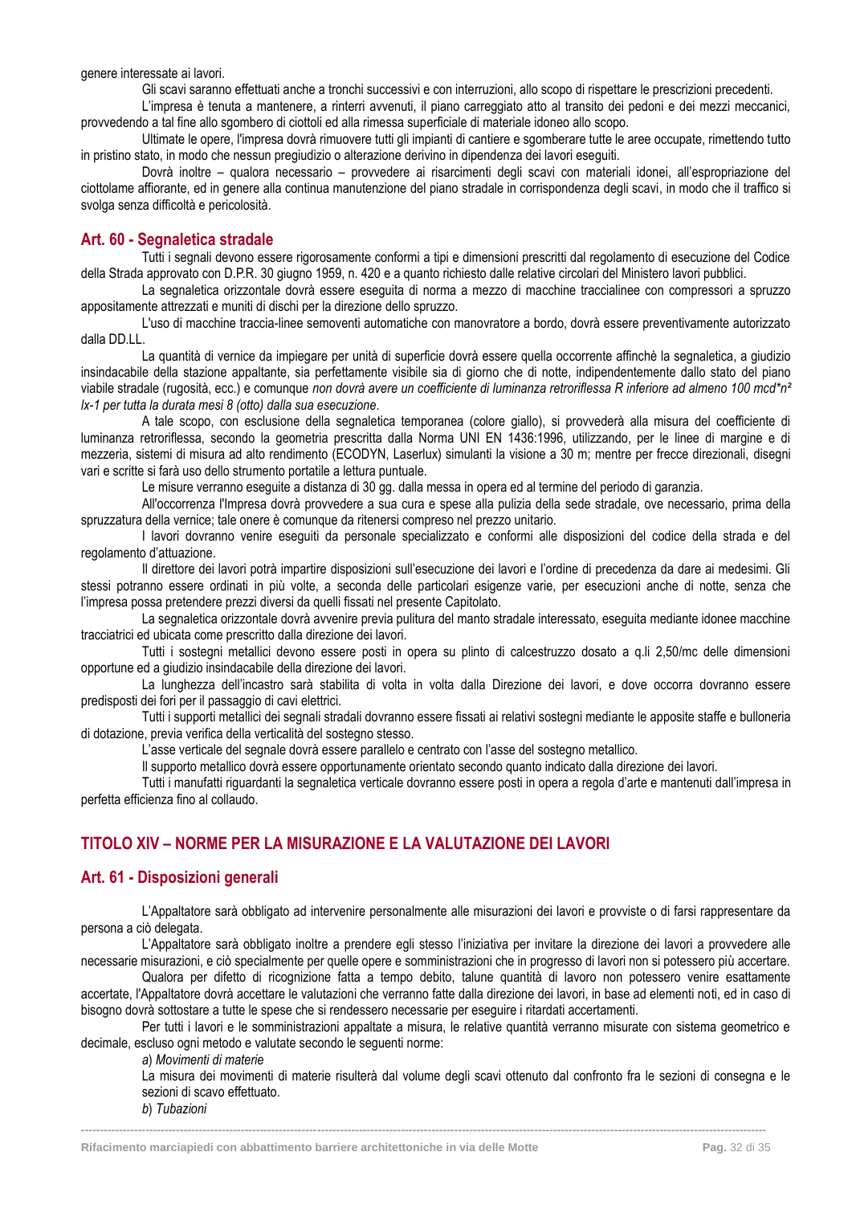genere interessate ai lavori.

Gli scavi saranno effettuati anche a tronchi successivi e con interruzioni, allo scopo di rispettare le prescrizioni precedenti.

L'impresa è tenuta a mantenere, a rinterri avvenuti, il piano carreggiato atto al transito dei pedoni e dei mezzi meccanici, provvedendo a tal fine allo sgombero di ciottoli ed alla rimessa superficiale di materiale idoneo allo scopo.

Ultimate le opere, l'impresa dovrà rimuovere tutti gli impianti di cantiere e sgomberare tutte le aree occupate, rimettendo tutto in pristino stato, in modo che nessun pregiudizio o alterazione derivino in dipendenza dei lavori eseguiti.

Dovrà inoltre – qualora necessario – provvedere ai risarcimenti degli scavi con materiali idonei, all'espropriazione del ciottolame affiorante, ed in genere alla continua manutenzione del piano stradale in corrispondenza degli scavi, in modo che il traffico si svolga senza difficoltà e pericolosità.

## Art. 60 - Segnaletica stradale

Tutti i segnali devono essere rigorosamente conformi a tipi e dimensioni prescritti dal regolamento di esecuzione del Codice della Strada approvato con D.P.R. 30 giugno 1959, n. 420 e a quanto richiesto dalle relative circolari del Ministero lavori pubblici.

La segnaletica orizzontale dovrà essere eseguita di norma a mezzo di macchine traccialinee con compressori a spruzzo appositamente attrezzati e muniti di dischi per la direzione dello spruzzo.

L'uso di macchine traccia-linee semoventi automatiche con manovratore a bordo, dovrà essere preventivamente autorizzato dalla DD.LL.

La quantità di vernice da impiegare per unità di superficie dovrà essere quella occorrente affinchè la segnaletica, a giudizio insindacabile della stazione appaltante, sia perfettamente visibile sia di giorno che di notte, indipendentemente dallo stato del piano viabile stradale (rugosità, ecc.) e comunque *non dovrà avere un coefficiente di luminanza retroriflessa R inferiore ad almeno 100 mcd\*n² lx-1 per tutta la durata mesi 8 (otto) dalla sua esecuzione*.

A tale scopo, con esclusione della segnaletica temporanea (colore giallo), si provvederà alla misura del coefficiente di luminanza retroriflessa, secondo la geometria prescritta dalla Norma UNI EN 1436:1996, utilizzando, per le linee di margine e di mezzeria, sistemi di misura ad alto rendimento (ECODYN, Laserlux) simulanti la visione a 30 m; mentre per frecce direzionali, disegni vari e scritte si farà uso dello strumento portatile a lettura puntuale.

Le misure verranno eseguite a distanza di 30 gg. dalla messa in opera ed al termine del periodo di garanzia.

All'occorrenza l'Impresa dovrà provvedere a sua cura e spese alla pulizia della sede stradale, ove necessario, prima della spruzzatura della vernice; tale onere è comunque da ritenersi compreso nel prezzo unitario.

I lavori dovranno venire eseguiti da personale specializzato e conformi alle disposizioni del codice della strada e del regolamento d'attuazione.

Il direttore dei lavori potrà impartire disposizioni sull'esecuzione dei lavori e l'ordine di precedenza da dare ai medesimi. Gli stessi potranno essere ordinati in più volte, a seconda delle particolari esigenze varie, per esecuzioni anche di notte, senza che l'impresa possa pretendere prezzi diversi da quelli fissati nel presente Capitolato.

La segnaletica orizzontale dovrà avvenire previa pulitura del manto stradale interessato, eseguita mediante idonee macchine tracciatrici ed ubicata come prescritto dalla direzione dei lavori.

Tutti i sostegni metallici devono essere posti in opera su plinto di calcestruzzo dosato a q.li 2,50/mc delle dimensioni opportune ed a giudizio insindacabile della direzione dei lavori.

La lunghezza dell'incastro sarà stabilita di volta in volta dalla Direzione dei lavori, e dove occorra dovranno essere predisposti dei fori per il passaggio di cavi elettrici.

Tutti i supporti metallici dei segnali stradali dovranno essere fissati ai relativi sostegni mediante le apposite staffe e bulloneria di dotazione, previa verifica della verticalità del sostegno stesso.

L'asse verticale del segnale dovrà essere parallelo e centrato con l'asse del sostegno metallico.

Il supporto metallico dovrà essere opportunamente orientato secondo quanto indicato dalla direzione dei lavori.

Tutti i manufatti riguardanti la segnaletica verticale dovranno essere posti in opera a regola d'arte e mantenuti dall'impresa in perfetta efficienza fino al collaudo.

# TITOLO XIV – NORME PER LA MISURAZIONE E LA VALUTAZIONE DEI LAVORI

## Art. 61 - Disposizioni generali

L'Appaltatore sarà obbligato ad intervenire personalmente alle misurazioni dei lavori e provviste o di farsi rappresentare da persona a ciò delegata.

L'Appaltatore sarà obbligato inoltre a prendere egli stesso l'iniziativa per invitare la direzione dei lavori a provvedere alle necessarie misurazioni, e ciò specialmente per quelle opere e somministrazioni che in progresso di lavori non si potessero più accertare.

Qualora per difetto di ricognizione fatta a tempo debito, talune quantità di lavoro non potessero venire esattamente accertate, l'Appaltatore dovrà accettare le valutazioni che verranno fatte dalla direzione dei lavori, in base ad elementi noti, ed in caso di bisogno dovrà sottostare a tutte le spese che si rendessero necessarie per eseguire i ritardati accertamenti.

Per tutti i lavori e le somministrazioni appaltate a misura, le relative quantità verranno misurate con sistema geometrico e decimale, escluso ogni metodo e valutate secondo le seguenti norme:

*a*) *Movimenti di materie*

La misura dei movimenti di materie risulterà dal volume degli scavi ottenuto dal confronto fra le sezioni di consegna e le sezioni di scavo effettuato.

*b*) *Tubazioni*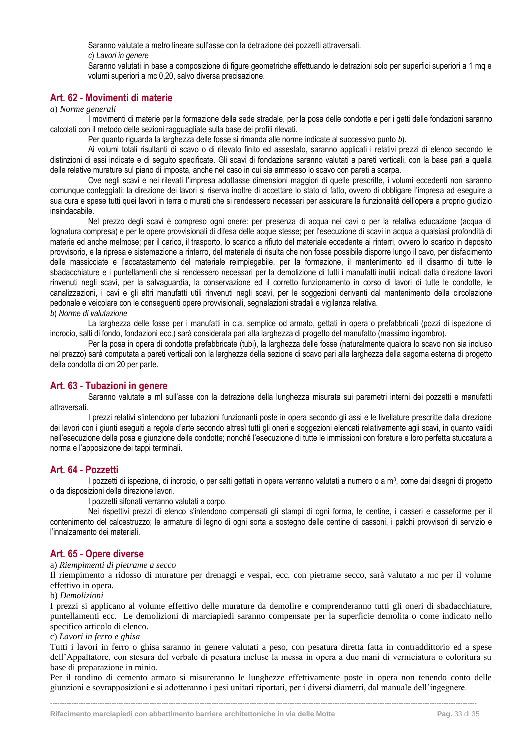Saranno valutate a metro lineare sull'asse con la detrazione dei pozzetti attraversati.

*c) Lavori in genere*

Saranno valutati in base a composizione di figure geometriche effettuando le detrazioni solo per superfici superiori a 1 mq e volumi superiori a mc 0,20, salvo diversa precisazione.

## Art. 62 - Movimenti di materie

*a) Norme generali*

I movimenti di materie per la formazione della sede stradale, per la posa delle condotte e per i getti delle fondazioni saranno calcolati con il metodo delle sezioni ragguagliate sulla base dei profili rilevati.

Per quanto riguarda la larghezza delle fosse si rimanda alle norme indicate al successivo punto *b*).

Ai volumi totali risultanti di scavo o di rilevato finito ed assestato, saranno applicati i relativi prezzi di elenco secondo le distinzioni di essi indicate e di seguito specificate. Gli scavi di fondazione saranno valutati a pareti verticali, con la base pari a quella delle relative murature sul piano di imposta, anche nel caso in cui sia ammesso lo scavo con pareti a scarpa.

Ove negli scavi e nei rilevati l'impresa adottasse dimensioni maggiori di quelle prescritte, i volumi eccedenti non saranno comunque conteggiati: la direzione dei lavori si riserva inoltre di accettare lo stato di fatto, ovvero di obbligare l'impresa ad eseguire a sua cura e spese tutti quei lavori in terra o murati che si rendessero necessari per assicurare la funzionalità dell'opera a proprio giudizio insindacabile.

Nel prezzo degli scavi è compreso ogni onere: per presenza di acqua nei cavi o per la relativa educazione (acqua di fognatura compresa) e per le opere provvisionali di difesa delle acque stesse; per l'esecuzione di scavi in acqua a qualsiasi profondità di materie ed anche melmose; per il carico, il trasporto, lo scarico a rifiuto del materiale eccedente ai rinterri, ovvero lo scarico in deposito provvisorio, e la ripresa e sistemazione a rinterro, del materiale di risulta che non fosse possibile disporre lungo il cavo, per disfacimento delle massicciate e l'accatastamento del materiale reimpiegabile, per la formazione, il mantenimento ed il disarmo di tutte le sbadacchiature e i puntellamenti che si rendessero necessari per la demolizione di tutti i manufatti inutili indicati dalla direzione lavori rinvenuti negli scavi, per la salvaguardia, la conservazione ed il corretto funzionamento in corso di lavori di tutte le condotte, le canalizzazioni, i cavi e gli altri manufatti utili rinvenuti negli scavi, per le soggezioni derivanti dal mantenimento della circolazione pedonale e veicolare con le conseguenti opere provvisionali, segnalazioni stradali e vigilanza relativa.

*b) Norme di valutazione*

La larghezza delle fosse per i manufatti in c.a. semplice od armato, gettati in opera o prefabbricati (pozzi di ispezione di incrocio, salti di fondo, fondazioni ecc.) sarà considerata pari alla larghezza di progetto del manufatto (massimo ingombro).

Per la posa in opera di condotte prefabbricate (tubi), la larghezza delle fosse (naturalmente qualora lo scavo non sia incluso nel prezzo) sarà computata a pareti verticali con la larghezza della sezione di scavo pari alla larghezza della sagoma esterna di progetto della condotta di cm 20 per parte.

## Art. 63 - Tubazioni in genere

Saranno valutate a ml sull'asse con la detrazione della lunghezza misurata sui parametri interni dei pozzetti e manufatti attraversati.

I prezzi relativi s'intendono per tubazioni funzionanti poste in opera secondo gli assi e le livellature prescritte dalla direzione dei lavori con i giunti eseguiti a regola d'arte secondo altresì tutti gli oneri e soggezioni elencati relativamente agli scavi, in quanto validi nell'esecuzione della posa e giunzione delle condotte; nonché l'esecuzione di tutte le immissioni con forature e loro perfetta stuccatura a norma e l'apposizione dei tappi terminali.

## Art. 64 - Pozzetti

I pozzetti di ispezione, di incrocio, o per salti gettati in opera verranno valutati a numero o a m$^3$, come dai disegni di progetto o da disposizioni della direzione lavori.

I pozzetti sifonati verranno valutati a corpo.

Nei rispettivi prezzi di elenco s'intendono compensati gli stampi di ogni forma, le centine, i casseri e casseforme per il contenimento del calcestruzzo; le armature di legno di ogni sorta a sostegno delle centine di cassoni, i palchi provvisori di servizio e l'innalzamento dei materiali.

## Art. 65 - Opere diverse

a) *Riempimenti di pietrame a secco*

Il riempimento a ridosso di murature per drenaggi e vespai, ecc. con pietrame secco, sarà valutato a mc per il volume effettivo in opera.

b) *Demolizioni*

I prezzi si applicano al volume effettivo delle murature da demolire e comprenderanno tutti gli oneri di sbadacchiature, puntellamenti ecc. Le demolizioni di marciapiedi saranno compensate per la superficie demolita o come indicato nello specifico articolo di elenco.

c) *Lavori in ferro e ghisa*

Tutti i lavori in ferro o ghisa saranno in genere valutati a peso, con pesatura diretta fatta in contraddittorio ed a spese dell'Appaltatore, con stesura del verbale di pesatura incluse la messa in opera a due mani di verniciatura o coloritura su base di preparazione in minio.

Per il tondino di cemento armato si misureranno le lunghezze effettivamente poste in opera non tenendo conto delle giunzioni e sovrapposizioni e si adotteranno i pesi unitari riportati, per i diversi diametri, dal manuale dell'ingegnere.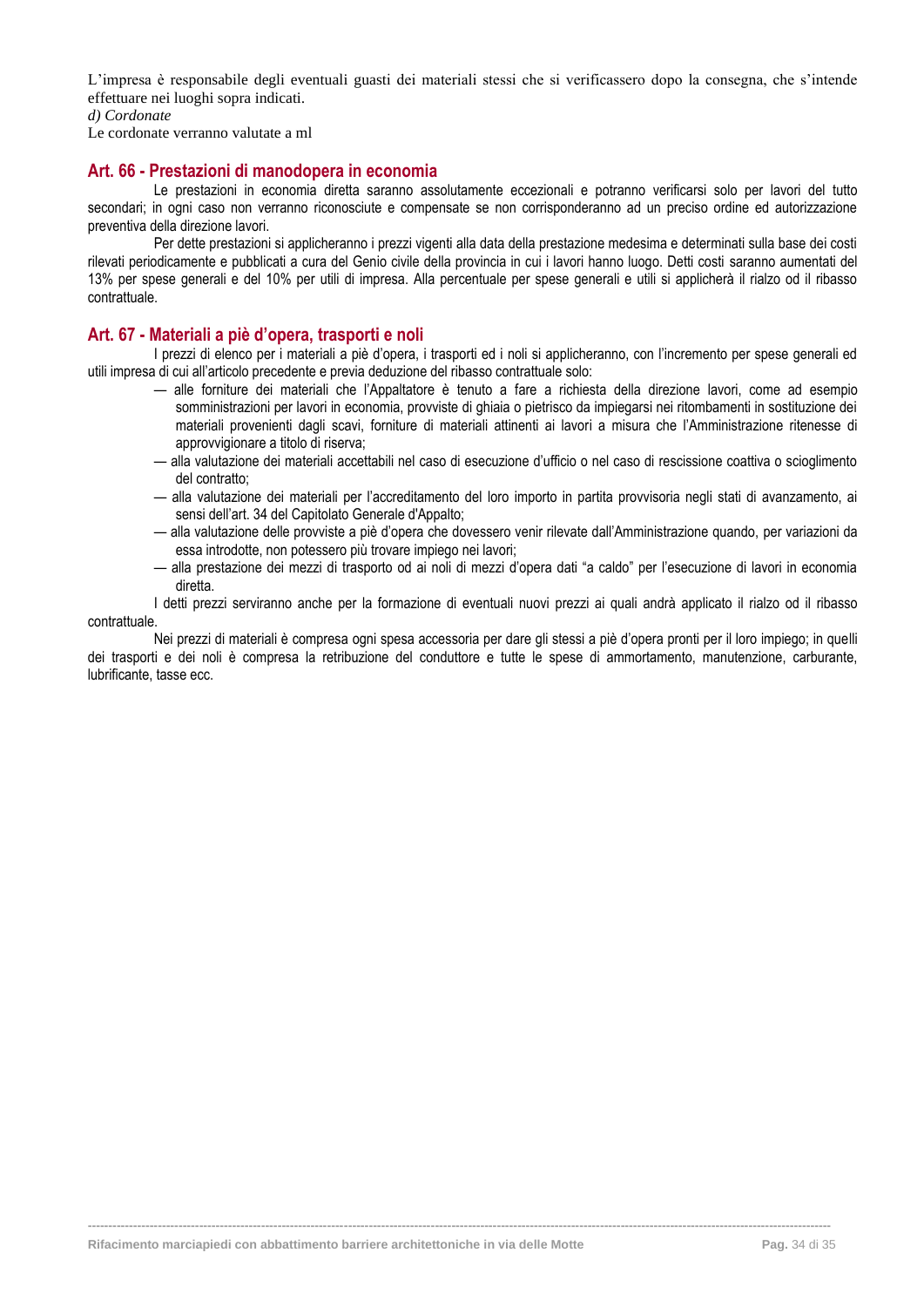L'impresa è responsabile degli eventuali guasti dei materiali stessi che si verificassero dopo la consegna, che s'intende effettuare nei luoghi sopra indicati.

*d) Cordonate*

Le cordonate verranno valutate a ml

## Art. 66 - Prestazioni di manodopera in economia

Le prestazioni in economia diretta saranno assolutamente eccezionali e potranno verificarsi solo per lavori del tutto secondari; in ogni caso non verranno riconosciute e compensate se non corrisponderanno ad un preciso ordine ed autorizzazione preventiva della direzione lavori.

Per dette prestazioni si applicheranno i prezzi vigenti alla data della prestazione medesima e determinati sulla base dei costi rilevati periodicamente e pubblicati a cura del Genio civile della provincia in cui i lavori hanno luogo. Detti costi saranno aumentati del 13% per spese generali e del 10% per utili di impresa. Alla percentuale per spese generali e utili si applicherà il rialzo od il ribasso contrattuale.

## Art. 67 - Materiali a piè d'opera, trasporti e noli

I prezzi di elenco per i materiali a piè d'opera, i trasporti ed i noli si applicheranno, con l'incremento per spese generali ed utili impresa di cui all'articolo precedente e previa deduzione del ribasso contrattuale solo:

- alle forniture dei materiali che l'Appaltatore è tenuto a fare a richiesta della direzione lavori, come ad esempio somministrazioni per lavori in economia, provviste di ghiaia o pietrisco da impiegarsi nei ritombamenti in sostituzione dei materiali provenienti dagli scavi, forniture di materiali attinenti ai lavori a misura che l'Amministrazione ritenesse di approvvigionare a titolo di riserva;
- alla valutazione dei materiali accettabili nel caso di esecuzione d'ufficio o nel caso di rescissione coattiva o scioglimento del contratto;
- alla valutazione dei materiali per l'accreditamento del loro importo in partita provvisoria negli stati di avanzamento, ai sensi dell'art. 34 del Capitolato Generale d'Appalto;
- alla valutazione delle provviste a piè d'opera che dovessero venir rilevate dall'Amministrazione quando, per variazioni da essa introdotte, non potessero più trovare impiego nei lavori;
- alla prestazione dei mezzi di trasporto od ai noli di mezzi d'opera dati "a caldo" per l'esecuzione di lavori in economia diretta.

I detti prezzi serviranno anche per la formazione di eventuali nuovi prezzi ai quali andrà applicato il rialzo od il ribasso contrattuale.

Nei prezzi di materiali è compresa ogni spesa accessoria per dare gli stessi a piè d'opera pronti per il loro impiego; in quelli dei trasporti e dei noli è compresa la retribuzione del conduttore e tutte le spese di ammortamento, manutenzione, carburante, lubrificante, tasse ecc.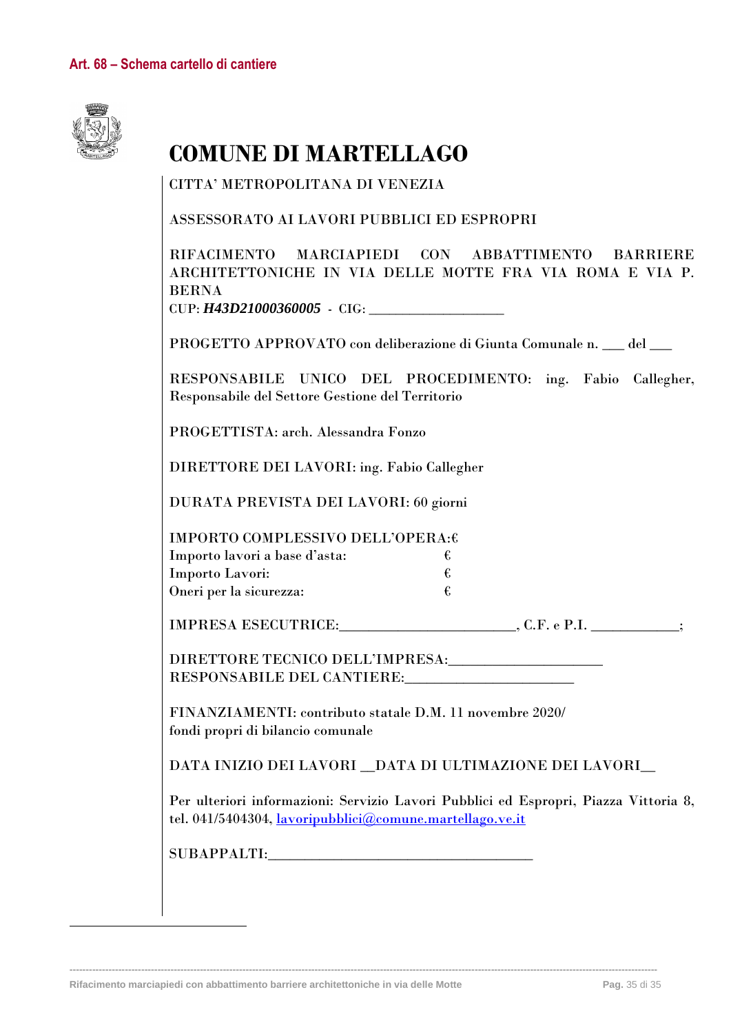## Art. 68 – Schema cartello di cantiere

# COMUNE DI MARTELLAGO

CITTA' METROPOLITANA DI VENEZIA

ASSESSORATO AI LAVORI PUBBLICI ED ESPROPRI

RIFACIMENTO MARCIAPIEDI CON ABBATTIMENTO BARRIERE ARCHITETTONICHE IN VIA DELLE MOTTE FRA VIA ROMA E VIA P. BERNA
CUP: ***H43D21000360005*** - CIG: ___________________

PROGETTO APPROVATO con deliberazione di Giunta Comunale n. ___ del ___

RESPONSABILE UNICO DEL PROCEDIMENTO: ing. Fabio Callegher, Responsabile del Settore Gestione del Territorio

PROGETTISTA: arch. Alessandra Fonzo

DIRETTORE DEI LAVORI: ing. Fabio Callegher

DURATA PREVISTA DEI LAVORI: 60 giorni

IMPORTO COMPLESSIVO DELL'OPERA:€
Importo lavori a base d'asta: €
Importo Lavori: €
Oneri per la sicurezza: €

IMPRESA ESECUTRICE:________________________, C.F. e P.I. ____________;

DIRETTORE TECNICO DELL'IMPRESA:_____________________
RESPONSABILE DEL CANTIERE:______________________

FINANZIAMENTI: contributo statale D.M. 11 novembre 2020/
fondi propri di bilancio comunale

DATA INIZIO DEI LAVORI __DATA DI ULTIMAZIONE DEI LAVORI__

Per ulteriori informazioni: Servizio Lavori Pubblici ed Espropri, Piazza Vittoria 8, tel. 041/5404304, lavoripubblici@comune.martellago.ve.it

SUBAPPALTI:____________________________________